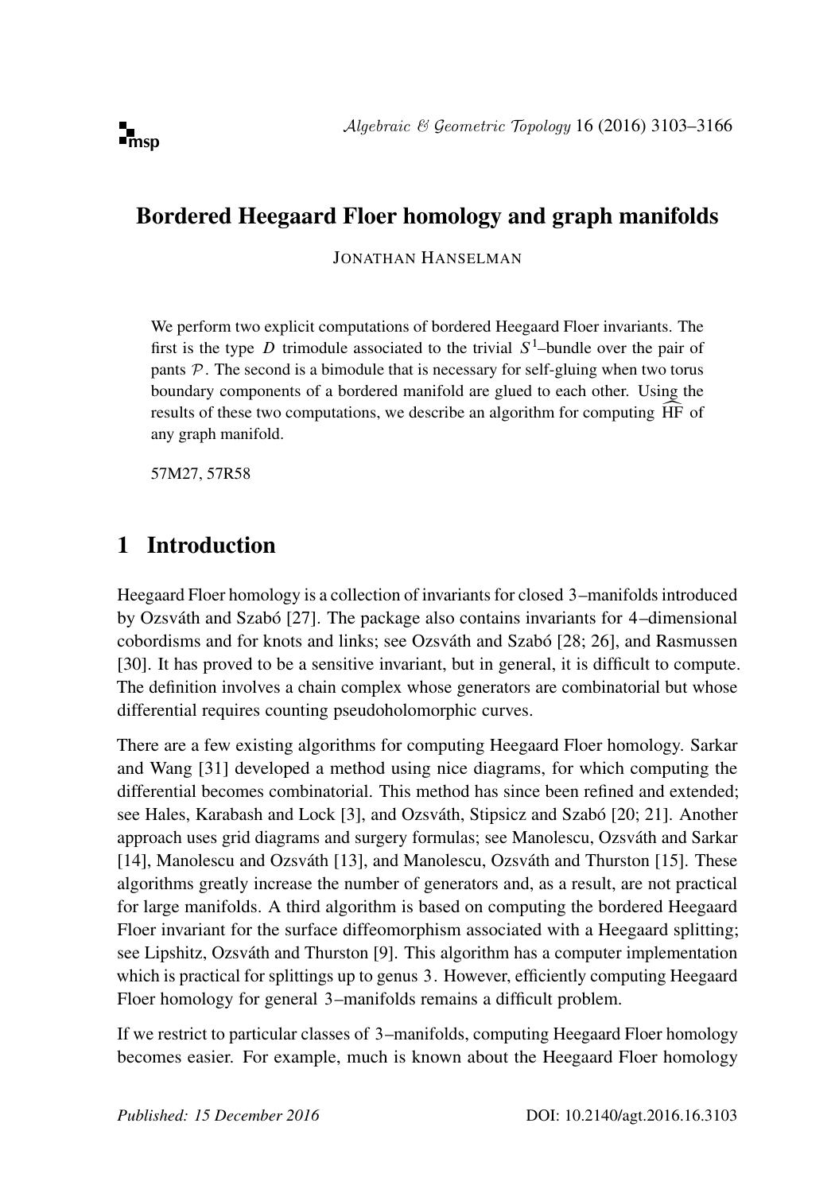# Bordered Heegaard Floer homology and graph manifolds

JONATHAN HANSELMAN

We perform two explicit computations of bordered Heegaard Floer invariants. The first is the type $D$ trimodule associated to the trivial $S^1$–bundle over the pair of pants $\mathcal{P}$. The second is a bimodule that is necessary for self-gluing when two torus boundary components of a bordered manifold are glued to each other. Using the results of these two computations, we describe an algorithm for computing $\widehat{\mathrm{HF}}$ of any graph manifold.

57M27, 57R58

## 1 Introduction

Heegaard Floer homology is a collection of invariants for closed 3–manifolds introduced by Ozsváth and Szabó [27]. The package also contains invariants for 4–dimensional cobordisms and for knots and links; see Ozsváth and Szabó [28; 26], and Rasmussen [30]. It has proved to be a sensitive invariant, but in general, it is difficult to compute. The definition involves a chain complex whose generators are combinatorial but whose differential requires counting pseudoholomorphic curves.

There are a few existing algorithms for computing Heegaard Floer homology. Sarkar and Wang [31] developed a method using nice diagrams, for which computing the differential becomes combinatorial. This method has since been refined and extended; see Hales, Karabash and Lock [3], and Ozsváth, Stipsicz and Szabó [20; 21]. Another approach uses grid diagrams and surgery formulas; see Manolescu, Ozsváth and Sarkar [14], Manolescu and Ozsváth [13], and Manolescu, Ozsváth and Thurston [15]. These algorithms greatly increase the number of generators and, as a result, are not practical for large manifolds. A third algorithm is based on computing the bordered Heegaard Floer invariant for the surface diffeomorphism associated with a Heegaard splitting; see Lipshitz, Ozsváth and Thurston [9]. This algorithm has a computer implementation which is practical for splittings up to genus 3. However, efficiently computing Heegaard Floer homology for general 3–manifolds remains a difficult problem.

If we restrict to particular classes of 3–manifolds, computing Heegaard Floer homology becomes easier. For example, much is known about the Heegaard Floer homology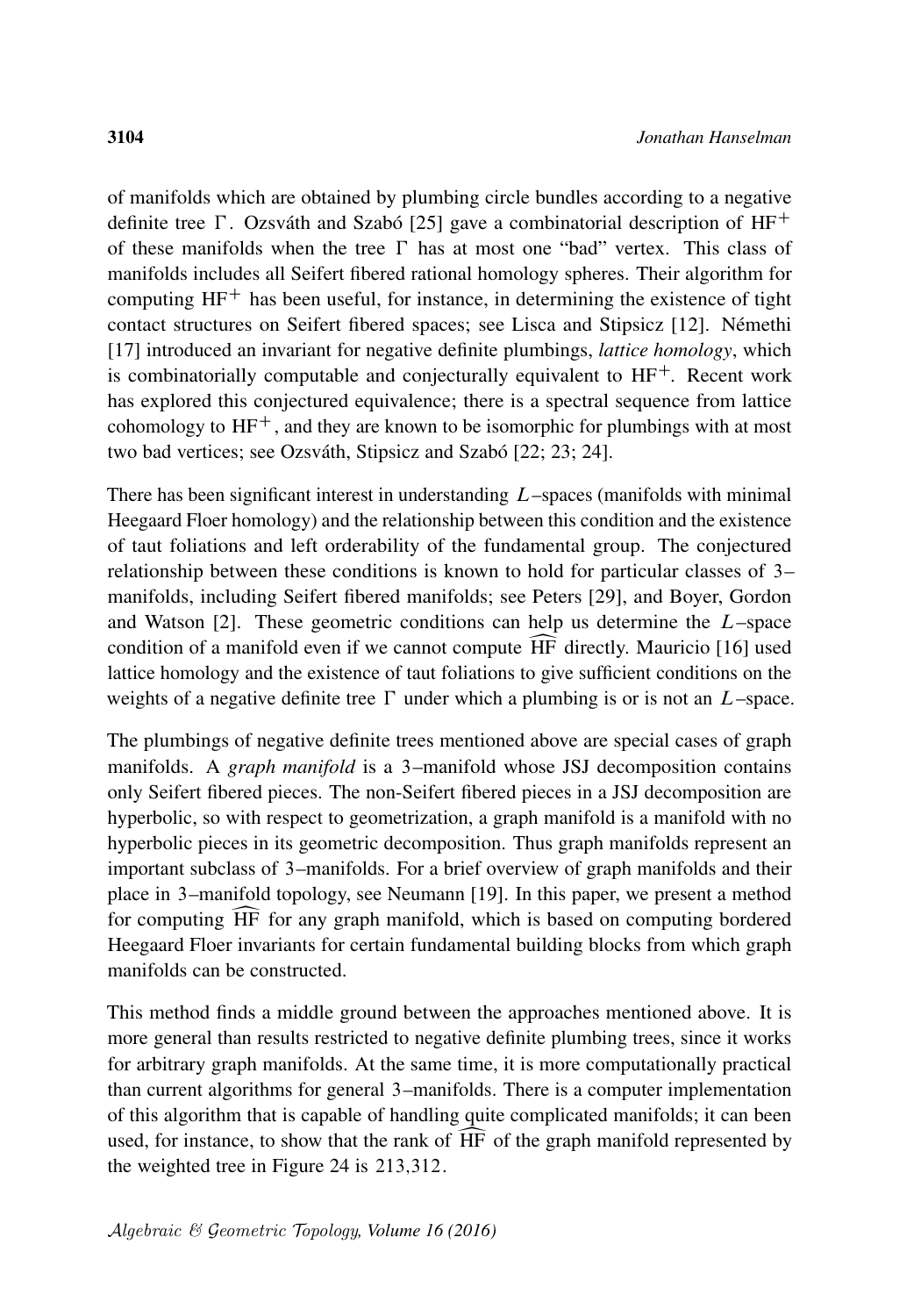of manifolds which are obtained by plumbing circle bundles according to a negative definite tree $\Gamma$. Ozsváth and Szabó [25] gave a combinatorial description of $\mathrm{HF}^+$ of these manifolds when the tree $\Gamma$ has at most one "bad" vertex. This class of manifolds includes all Seifert fibered rational homology spheres. Their algorithm for computing $\mathrm{HF}^+$ has been useful, for instance, in determining the existence of tight contact structures on Seifert fibered spaces; see Lisca and Stipsicz [12]. Némethi [17] introduced an invariant for negative definite plumbings, *lattice homology*, which is combinatorially computable and conjecturally equivalent to $\mathrm{HF}^+$. Recent work has explored this conjectured equivalence; there is a spectral sequence from lattice cohomology to $\mathrm{HF}^+$, and they are known to be isomorphic for plumbings with at most two bad vertices; see Ozsváth, Stipsicz and Szabó [22; 23; 24].

There has been significant interest in understanding $L$–spaces (manifolds with minimal Heegaard Floer homology) and the relationship between this condition and the existence of taut foliations and left orderability of the fundamental group. The conjectured relationship between these conditions is known to hold for particular classes of 3–manifolds, including Seifert fibered manifolds; see Peters [29], and Boyer, Gordon and Watson [2]. These geometric conditions can help us determine the $L$–space condition of a manifold even if we cannot compute $\widehat{\mathrm{HF}}$ directly. Mauricio [16] used lattice homology and the existence of taut foliations to give sufficient conditions on the weights of a negative definite tree $\Gamma$ under which a plumbing is or is not an $L$–space.

The plumbings of negative definite trees mentioned above are special cases of graph manifolds. A *graph manifold* is a 3–manifold whose JSJ decomposition contains only Seifert fibered pieces. The non-Seifert fibered pieces in a JSJ decomposition are hyperbolic, so with respect to geometrization, a graph manifold is a manifold with no hyperbolic pieces in its geometric decomposition. Thus graph manifolds represent an important subclass of 3–manifolds. For a brief overview of graph manifolds and their place in 3–manifold topology, see Neumann [19]. In this paper, we present a method for computing $\widehat{\mathrm{HF}}$ for any graph manifold, which is based on computing bordered Heegaard Floer invariants for certain fundamental building blocks from which graph manifolds can be constructed.

This method finds a middle ground between the approaches mentioned above. It is more general than results restricted to negative definite plumbing trees, since it works for arbitrary graph manifolds. At the same time, it is more computationally practical than current algorithms for general 3–manifolds. There is a computer implementation of this algorithm that is capable of handling quite complicated manifolds; it can been used, for instance, to show that the rank of $\widehat{\mathrm{HF}}$ of the graph manifold represented by the weighted tree in Figure 24 is 213,312.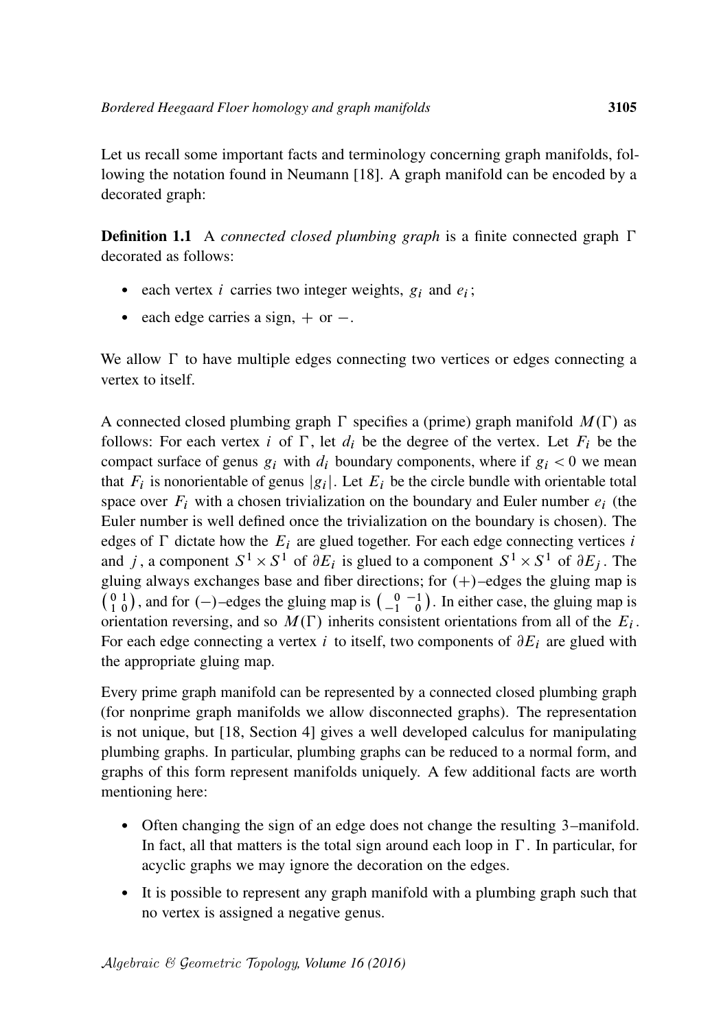Let us recall some important facts and terminology concerning graph manifolds, following the notation found in Neumann [18]. A graph manifold can be encoded by a decorated graph:

**Definition 1.1** A *connected closed plumbing graph* is a finite connected graph $\Gamma$ decorated as follows:

- each vertex $i$ carries two integer weights, $g_i$ and $e_i$;
- each edge carries a sign, $+$ or $-$.

We allow $\Gamma$ to have multiple edges connecting two vertices or edges connecting a vertex to itself.

A connected closed plumbing graph $\Gamma$ specifies a (prime) graph manifold $M(\Gamma)$ as follows: For each vertex $i$ of $\Gamma$, let $d_i$ be the degree of the vertex. Let $F_i$ be the compact surface of genus $g_i$ with $d_i$ boundary components, where if $g_i < 0$ we mean that $F_i$ is nonorientable of genus $|g_i|$. Let $E_i$ be the circle bundle with orientable total space over $F_i$ with a chosen trivialization on the boundary and Euler number $e_i$ (the Euler number is well defined once the trivialization on the boundary is chosen). The edges of $\Gamma$ dictate how the $E_i$ are glued together. For each edge connecting vertices $i$ and $j$, a component $S^1 \times S^1$ of $\partial E_i$ is glued to a component $S^1 \times S^1$ of $\partial E_j$. The gluing always exchanges base and fiber directions; for $(+)$–edges the gluing map is $\left(\begin{smallmatrix} 0 & 1 \\ 1 & 0 \end{smallmatrix}\right)$, and for $(-)$–edges the gluing map is $\left(\begin{smallmatrix} 0 & -1 \\ -1 & 0 \end{smallmatrix}\right)$. In either case, the gluing map is orientation reversing, and so $M(\Gamma)$ inherits consistent orientations from all of the $E_i$. For each edge connecting a vertex $i$ to itself, two components of $\partial E_i$ are glued with the appropriate gluing map.

Every prime graph manifold can be represented by a connected closed plumbing graph (for nonprime graph manifolds we allow disconnected graphs). The representation is not unique, but [18, Section 4] gives a well developed calculus for manipulating plumbing graphs. In particular, plumbing graphs can be reduced to a normal form, and graphs of this form represent manifolds uniquely. A few additional facts are worth mentioning here:

- Often changing the sign of an edge does not change the resulting 3–manifold. In fact, all that matters is the total sign around each loop in $\Gamma$. In particular, for acyclic graphs we may ignore the decoration on the edges.
- It is possible to represent any graph manifold with a plumbing graph such that no vertex is assigned a negative genus.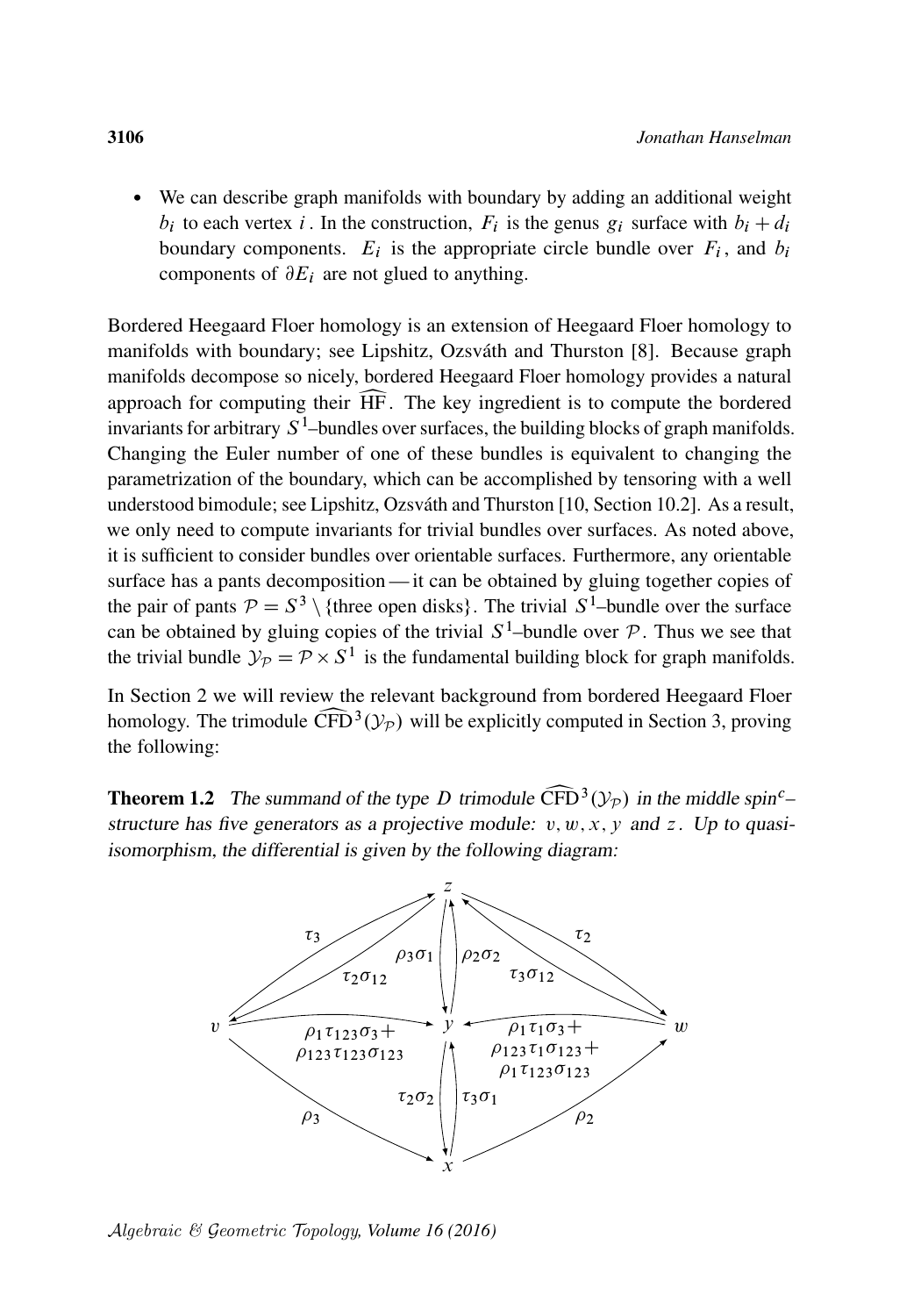- We can describe graph manifolds with boundary by adding an additional weight $b_i$ to each vertex $i$. In the construction, $F_i$ is the genus $g_i$ surface with $b_i + d_i$ boundary components. $E_i$ is the appropriate circle bundle over $F_i$, and $b_i$ components of $\partial E_i$ are not glued to anything.

Bordered Heegaard Floer homology is an extension of Heegaard Floer homology to manifolds with boundary; see Lipshitz, Ozsváth and Thurston [8]. Because graph manifolds decompose so nicely, bordered Heegaard Floer homology provides a natural approach for computing their $\widehat{\mathrm{HF}}$. The key ingredient is to compute the bordered invariants for arbitrary $S^1$–bundles over surfaces, the building blocks of graph manifolds. Changing the Euler number of one of these bundles is equivalent to changing the parametrization of the boundary, which can be accomplished by tensoring with a well understood bimodule; see Lipshitz, Ozsváth and Thurston [10, Section 10.2]. As a result, we only need to compute invariants for trivial bundles over surfaces. As noted above, it is sufficient to consider bundles over orientable surfaces. Furthermore, any orientable surface has a pants decomposition — it can be obtained by gluing together copies of the pair of pants $\mathcal{P} = S^3 \setminus \{\text{three open disks}\}$. The trivial $S^1$–bundle over the surface can be obtained by gluing copies of the trivial $S^1$–bundle over $\mathcal{P}$. Thus we see that the trivial bundle $\mathcal{Y}_{\mathcal{P}} = \mathcal{P} \times S^1$ is the fundamental building block for graph manifolds.

In Section 2 we will review the relevant background from bordered Heegaard Floer homology. The trimodule $\widehat{\mathrm{CFD}}^3(\mathcal{Y}_{\mathcal{P}})$ will be explicitly computed in Section 3, proving the following:

**Theorem 1.2** *The summand of the type $D$ trimodule $\widehat{\mathrm{CFD}}^3(\mathcal{Y}_{\mathcal{P}})$ in the middle spin$^c$–structure has five generators as a projective module: $v, w, x, y$ and $z$. Up to quasi-isomorphism, the differential is given by the following diagram:*

$$
\begin{array}{l}
v \xrightarrow{\tau_3} z, \quad z \xrightarrow{\tau_2\sigma_{12}} v, \quad w \xrightarrow{\tau_2} z, \quad z \xrightarrow{\tau_3\sigma_{12}} w, \\
z \xrightarrow{\rho_3\sigma_1} y, \quad y \xrightarrow{\rho_2\sigma_2} z, \quad x \xrightarrow{\tau_2\sigma_2} y, \quad y \xrightarrow{\tau_3\sigma_1} x, \\
v \xrightarrow{\rho_1\tau_{123}\sigma_3 + \rho_{123}\tau_{123}\sigma_{123}} y, \quad w \xrightarrow{\rho_1\tau_1\sigma_3 + \rho_{123}\tau_1\sigma_{123} + \rho_1\tau_{123}\sigma_{123}} y, \\
v \xrightarrow{\rho_3} x, \quad x \xrightarrow{\rho_2} w
\end{array}
$$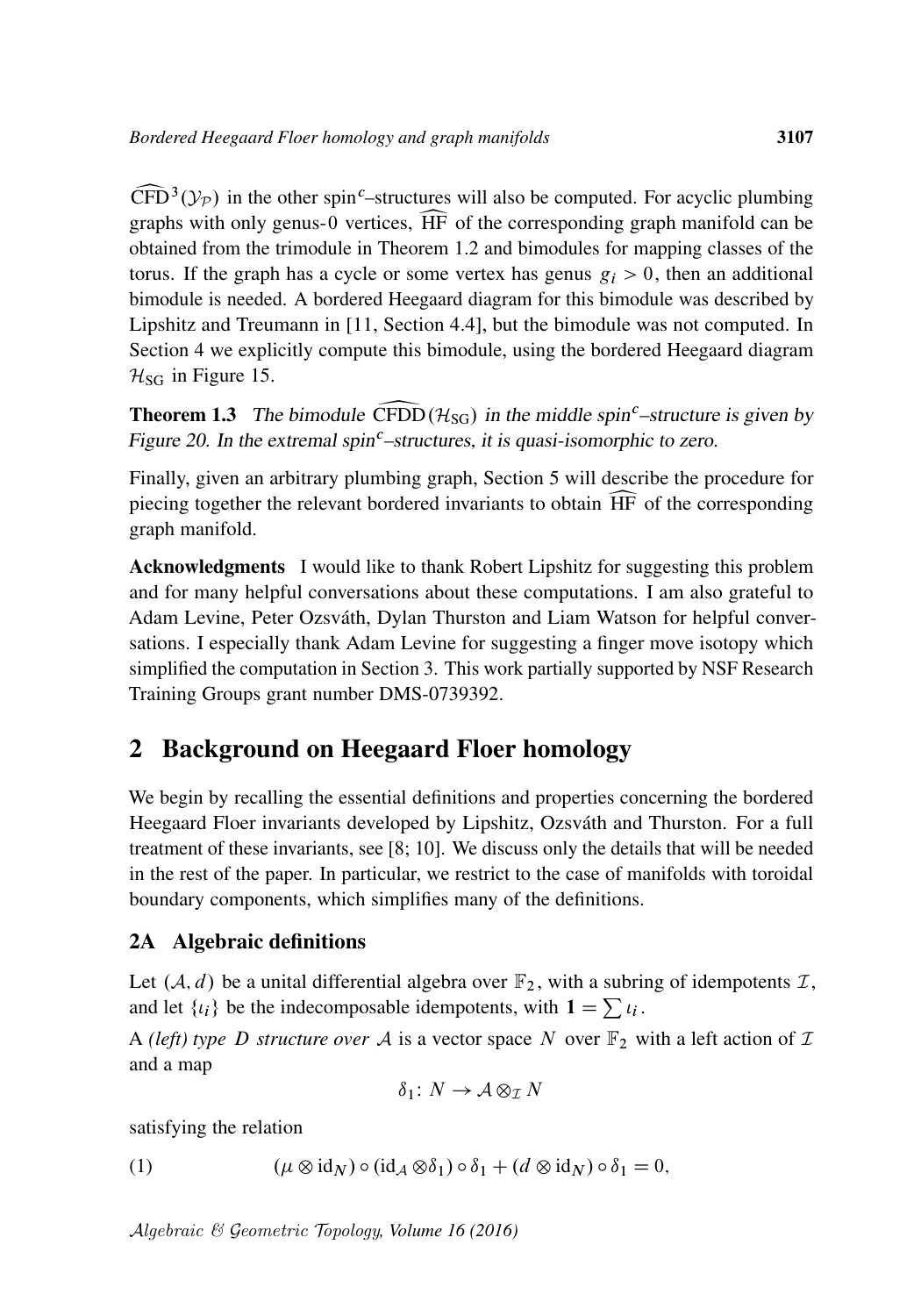$\widehat{\mathrm{CFD}}^3(\mathcal{Y}_{\mathcal{P}})$ in the other spin$^c$–structures will also be computed. For acyclic plumbing graphs with only genus-0 vertices, $\widehat{\mathrm{HF}}$ of the corresponding graph manifold can be obtained from the trimodule in Theorem 1.2 and bimodules for mapping classes of the torus. If the graph has a cycle or some vertex has genus $g_i > 0$, then an additional bimodule is needed. A bordered Heegaard diagram for this bimodule was described by Lipshitz and Treumann in [11, Section 4.4], but the bimodule was not computed. In Section 4 we explicitly compute this bimodule, using the bordered Heegaard diagram $\mathcal{H}_{\mathrm{SG}}$ in Figure 15.

**Theorem 1.3** *The bimodule $\widehat{\mathrm{CFDD}}(\mathcal{H}_{\mathrm{SG}})$ in the middle spin$^c$–structure is given by Figure 20. In the extremal spin$^c$–structures, it is quasi-isomorphic to zero.*

Finally, given an arbitrary plumbing graph, Section 5 will describe the procedure for piecing together the relevant bordered invariants to obtain $\widehat{\mathrm{HF}}$ of the corresponding graph manifold.

**Acknowledgments** I would like to thank Robert Lipshitz for suggesting this problem and for many helpful conversations about these computations. I am also grateful to Adam Levine, Peter Ozsváth, Dylan Thurston and Liam Watson for helpful conversations. I especially thank Adam Levine for suggesting a finger move isotopy which simplified the computation in Section 3. This work partially supported by NSF Research Training Groups grant number DMS-0739392.

## 2 Background on Heegaard Floer homology

We begin by recalling the essential definitions and properties concerning the bordered Heegaard Floer invariants developed by Lipshitz, Ozsváth and Thurston. For a full treatment of these invariants, see [8; 10]. We discuss only the details that will be needed in the rest of the paper. In particular, we restrict to the case of manifolds with toroidal boundary components, which simplifies many of the definitions.

### 2A Algebraic definitions

Let $(\mathcal{A}, d)$ be a unital differential algebra over $\mathbb{F}_2$, with a subring of idempotents $\mathcal{I}$, and let $\{\iota_i\}$ be the indecomposable idempotents, with $\mathbf{1} = \sum \iota_i$.

A *(left) type $D$ structure over $\mathcal{A}$* is a vector space $N$ over $\mathbb{F}_2$ with a left action of $\mathcal{I}$ and a map

$$\delta_1\colon N \to \mathcal{A} \otimes_{\mathcal{I}} N$$

satisfying the relation

$$(\mu \otimes \mathrm{id}_N) \circ (\mathrm{id}_{\mathcal{A}} \otimes \delta_1) \circ \delta_1 + (d \otimes \mathrm{id}_N) \circ \delta_1 = 0, \tag{1}$$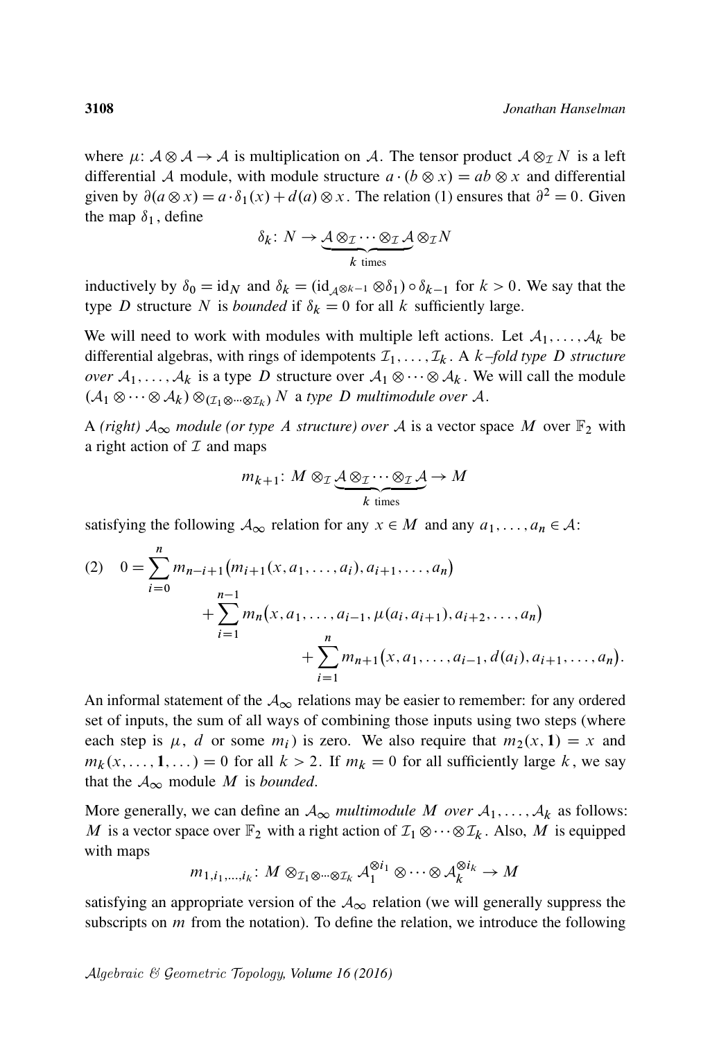where $\mu\colon \mathcal{A}\otimes\mathcal{A}\to\mathcal{A}$ is multiplication on $\mathcal{A}$. The tensor product $\mathcal{A}\otimes_{\mathcal{I}} N$ is a left differential $\mathcal{A}$ module, with module structure $a\cdot(b\otimes x)=ab\otimes x$ and differential given by $\partial(a\otimes x)=a\cdot\delta_1(x)+d(a)\otimes x$. The relation (1) ensures that $\partial^2=0$. Given the map $\delta_1$, define

$$\delta_k\colon N\to\underbrace{\mathcal{A}\otimes_{\mathcal{I}}\cdots\otimes_{\mathcal{I}}\mathcal{A}}_{k\text{ times}}\otimes_{\mathcal{I}} N$$

inductively by $\delta_0=\mathrm{id}_N$ and $\delta_k=(\mathrm{id}_{\mathcal{A}^{\otimes k-1}}\otimes\delta_1)\circ\delta_{k-1}$ for $k>0$. We say that the type $D$ structure $N$ is *bounded* if $\delta_k=0$ for all $k$ sufficiently large.

We will need to work with modules with multiple left actions. Let $\mathcal{A}_1,\dots,\mathcal{A}_k$ be differential algebras, with rings of idempotents $\mathcal{I}_1,\dots,\mathcal{I}_k$. A *$k$–fold type $D$ structure over $\mathcal{A}_1,\dots,\mathcal{A}_k$* is a type $D$ structure over $\mathcal{A}_1\otimes\cdots\otimes\mathcal{A}_k$. We will call the module $(\mathcal{A}_1\otimes\cdots\otimes\mathcal{A}_k)\otimes_{(\mathcal{I}_1\otimes\cdots\otimes\mathcal{I}_k)} N$ a *type $D$ multimodule over $\mathcal{A}$*.

A *(right) $\mathcal{A}_\infty$ module (or type $A$ structure) over $\mathcal{A}$* is a vector space $M$ over $\mathbb{F}_2$ with a right action of $\mathcal{I}$ and maps

$$m_{k+1}\colon M\otimes_{\mathcal{I}}\underbrace{\mathcal{A}\otimes_{\mathcal{I}}\cdots\otimes_{\mathcal{I}}\mathcal{A}}_{k\text{ times}}\to M$$

satisfying the following $\mathcal{A}_\infty$ relation for any $x\in M$ and any $a_1,\dots,a_n\in\mathcal{A}$:

$$(2)\quad 0=\sum_{i=0}^{n} m_{n-i+1}\big(m_{i+1}(x,a_1,\dots,a_i),a_{i+1},\dots,a_n\big) +\sum_{i=1}^{n-1} m_n\big(x,a_1,\dots,a_{i-1},\mu(a_i,a_{i+1}),a_{i+2},\dots,a_n\big) +\sum_{i=1}^{n} m_{n+1}\big(x,a_1,\dots,a_{i-1},d(a_i),a_{i+1},\dots,a_n\big).$$

An informal statement of the $\mathcal{A}_\infty$ relations may be easier to remember: for any ordered set of inputs, the sum of all ways of combining those inputs using two steps (where each step is $\mu$, $d$ or some $m_i$) is zero. We also require that $m_2(x,\mathbf{1})=x$ and $m_k(x,\dots,\mathbf{1},\dots)=0$ for all $k>2$. If $m_k=0$ for all sufficiently large $k$, we say that the $\mathcal{A}_\infty$ module $M$ is *bounded*.

More generally, we can define an *$\mathcal{A}_\infty$ multimodule $M$ over $\mathcal{A}_1,\dots,\mathcal{A}_k$* as follows: $M$ is a vector space over $\mathbb{F}_2$ with a right action of $\mathcal{I}_1\otimes\cdots\otimes\mathcal{I}_k$. Also, $M$ is equipped with maps

$$m_{1,i_1,\dots,i_k}\colon M\otimes_{\mathcal{I}_1\otimes\cdots\otimes\mathcal{I}_k}\mathcal{A}_1^{\otimes i_1}\otimes\cdots\otimes\mathcal{A}_k^{\otimes i_k}\to M$$

satisfying an appropriate version of the $\mathcal{A}_\infty$ relation (we will generally suppress the subscripts on $m$ from the notation). To define the relation, we introduce the following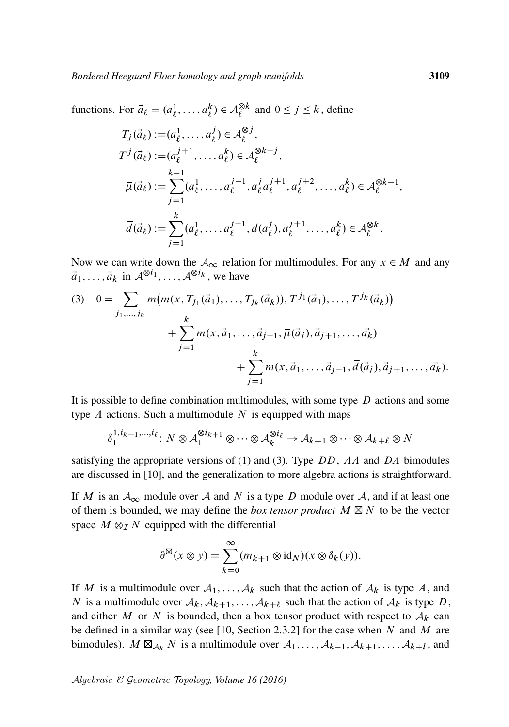functions. For $\vec{a}_\ell = (a_\ell^1, \dots, a_\ell^k) \in \mathcal{A}_\ell^{\otimes k}$ and $0 \le j \le k$, define

$$
\begin{aligned}
T_j(\vec{a}_\ell) &:= (a_\ell^1, \dots, a_\ell^j) \in \mathcal{A}_\ell^{\otimes j},\\
T^j(\vec{a}_\ell) &:= (a_\ell^{j+1}, \dots, a_\ell^k) \in \mathcal{A}_\ell^{\otimes k-j},\\
\overline{\mu}(\vec{a}_\ell) &:= \sum_{j=1}^{k-1} (a_\ell^1, \dots, a_\ell^{j-1}, a_\ell^j a_\ell^{j+1}, a_\ell^{j+2}, \dots, a_\ell^k) \in \mathcal{A}_\ell^{\otimes k-1},\\
\overline{d}(\vec{a}_\ell) &:= \sum_{j=1}^{k} (a_\ell^1, \dots, a_\ell^{j-1}, d(a_\ell^j), a_\ell^{j+1}, \dots, a_\ell^k) \in \mathcal{A}_\ell^{\otimes k}.
\end{aligned}
$$

Now we can write down the $\mathcal{A}_\infty$ relation for multimodules. For any $x \in M$ and any $\vec{a}_1, \dots, \vec{a}_k$ in $\mathcal{A}^{\otimes i_1}, \dots, \mathcal{A}^{\otimes i_k}$, we have

$$
\begin{aligned}
(3)\quad 0 = \sum_{j_1,\dots,j_k} m\big(m(x, T_{j_1}(\vec{a}_1), \dots, T_{j_k}(\vec{a}_k)), T^{j_1}(\vec{a}_1), \dots, T^{j_k}(\vec{a}_k)\big)&\\
+ \sum_{j=1}^{k} m(x, \vec{a}_1, \dots, \vec{a}_{j-1}, \overline{\mu}(\vec{a}_j), \vec{a}_{j+1}, \dots, \vec{a}_k)&\\
+ \sum_{j=1}^{k} m(x, \vec{a}_1, \dots, \vec{a}_{j-1}, \overline{d}(\vec{a}_j), \vec{a}_{j+1}, \dots, \vec{a}_k).&
\end{aligned}
$$

It is possible to define combination multimodules, with some type $D$ actions and some type $A$ actions. Such a multimodule $N$ is equipped with maps

$$
\delta_1^{1, i_{k+1}, \dots, i_\ell} \colon N \otimes \mathcal{A}_1^{\otimes i_{k+1}} \otimes \cdots \otimes \mathcal{A}_k^{\otimes i_\ell} \to \mathcal{A}_{k+1} \otimes \cdots \otimes \mathcal{A}_{k+\ell} \otimes N
$$

satisfying the appropriate versions of (1) and (3). Type $DD$, $AA$ and $DA$ bimodules are discussed in [10], and the generalization to more algebra actions is straightforward.

If $M$ is an $\mathcal{A}_\infty$ module over $\mathcal{A}$ and $N$ is a type $D$ module over $\mathcal{A}$, and if at least one of them is bounded, we may define the *box tensor product* $M \boxtimes N$ to be the vector space $M \otimes_{\mathcal{I}} N$ equipped with the differential

$$
\partial^{\boxtimes}(x \otimes y) = \sum_{k=0}^{\infty} (m_{k+1} \otimes \mathrm{id}_N)(x \otimes \delta_k(y)).
$$

If $M$ is a multimodule over $\mathcal{A}_1, \dots, \mathcal{A}_k$ such that the action of $\mathcal{A}_k$ is type $A$, and $N$ is a multimodule over $\mathcal{A}_k, \mathcal{A}_{k+1}, \dots, \mathcal{A}_{k+\ell}$ such that the action of $\mathcal{A}_k$ is type $D$, and either $M$ or $N$ is bounded, then a box tensor product with respect to $\mathcal{A}_k$ can be defined in a similar way (see [10, Section 2.3.2] for the case when $N$ and $M$ are bimodules). $M \boxtimes_{\mathcal{A}_k} N$ is a multimodule over $\mathcal{A}_1, \dots, \mathcal{A}_{k-1}, \mathcal{A}_{k+1}, \dots, \mathcal{A}_{k+l}$, and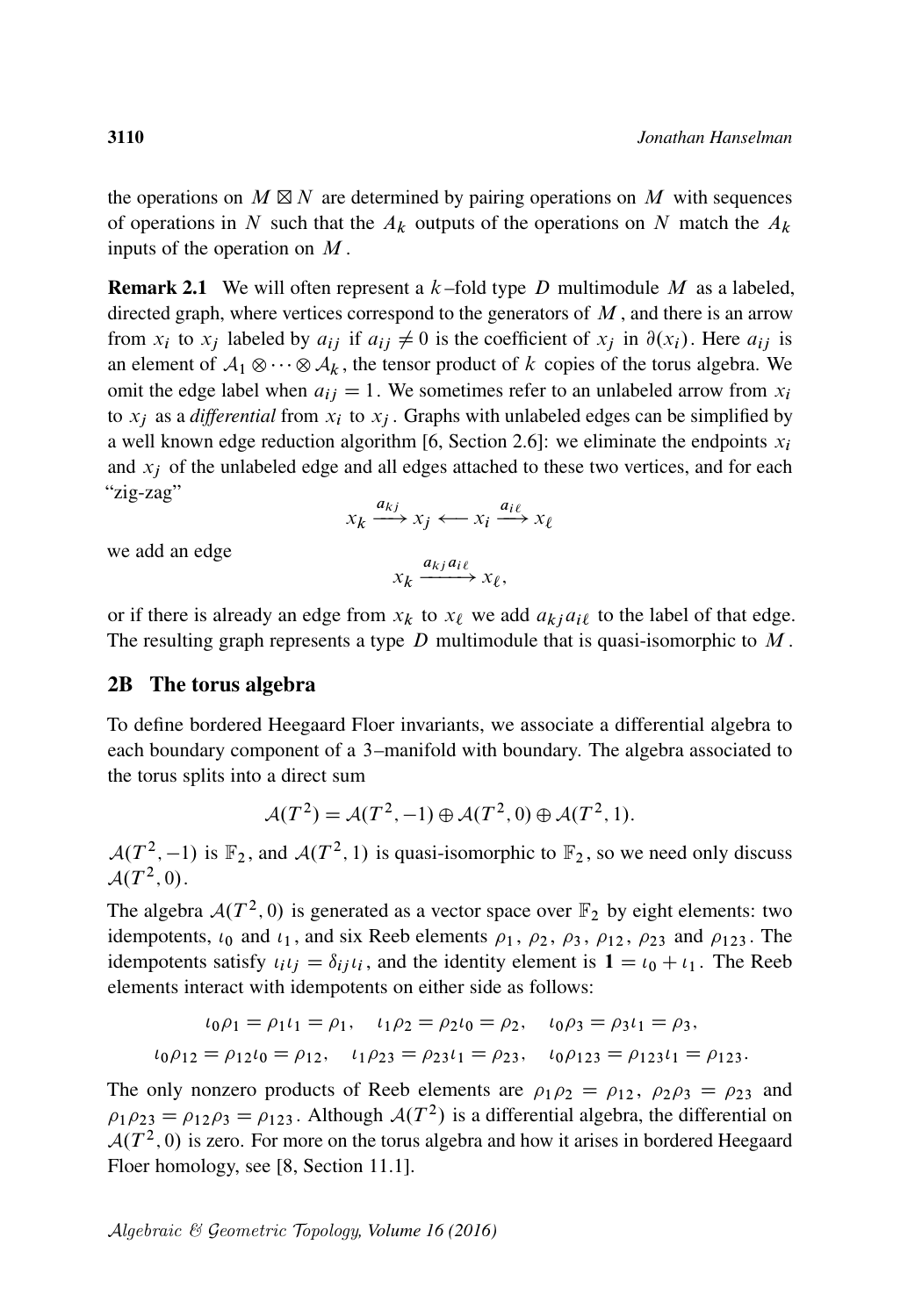the operations on $M \boxtimes N$ are determined by pairing operations on $M$ with sequences of operations in $N$ such that the $A_k$ outputs of the operations on $N$ match the $A_k$ inputs of the operation on $M$.

**Remark 2.1** We will often represent a $k$–fold type $D$ multimodule $M$ as a labeled, directed graph, where vertices correspond to the generators of $M$, and there is an arrow from $x_i$ to $x_j$ labeled by $a_{ij}$ if $a_{ij} \neq 0$ is the coefficient of $x_j$ in $\partial(x_i)$. Here $a_{ij}$ is an element of $\mathcal{A}_1 \otimes \cdots \otimes \mathcal{A}_k$, the tensor product of $k$ copies of the torus algebra. We omit the edge label when $a_{ij} = 1$. We sometimes refer to an unlabeled arrow from $x_i$ to $x_j$ as a *differential* from $x_i$ to $x_j$. Graphs with unlabeled edges can be simplified by a well known edge reduction algorithm [6, Section 2.6]: we eliminate the endpoints $x_i$ and $x_j$ of the unlabeled edge and all edges attached to these two vertices, and for each "zig-zag"

$$x_k \xrightarrow{a_{kj}} x_j \longleftarrow x_i \xrightarrow{a_{i\ell}} x_\ell$$

we add an edge

$$x_k \xrightarrow{a_{kj}a_{i\ell}} x_\ell,$$

or if there is already an edge from $x_k$ to $x_\ell$ we add $a_{kj}a_{i\ell}$ to the label of that edge. The resulting graph represents a type $D$ multimodule that is quasi-isomorphic to $M$.

## 2B The torus algebra

To define bordered Heegaard Floer invariants, we associate a differential algebra to each boundary component of a 3–manifold with boundary. The algebra associated to the torus splits into a direct sum

$$\mathcal{A}(T^2) = \mathcal{A}(T^2, -1) \oplus \mathcal{A}(T^2, 0) \oplus \mathcal{A}(T^2, 1).$$

$\mathcal{A}(T^2, -1)$ is $\mathbb{F}_2$, and $\mathcal{A}(T^2, 1)$ is quasi-isomorphic to $\mathbb{F}_2$, so we need only discuss $\mathcal{A}(T^2, 0)$.

The algebra $\mathcal{A}(T^2, 0)$ is generated as a vector space over $\mathbb{F}_2$ by eight elements: two idempotents, $\iota_0$ and $\iota_1$, and six Reeb elements $\rho_1$, $\rho_2$, $\rho_3$, $\rho_{12}$, $\rho_{23}$ and $\rho_{123}$. The idempotents satisfy $\iota_i \iota_j = \delta_{ij}\iota_i$, and the identity element is $\mathbf{1} = \iota_0 + \iota_1$. The Reeb elements interact with idempotents on either side as follows:

$$\iota_0\rho_1 = \rho_1\iota_1 = \rho_1, \quad \iota_1\rho_2 = \rho_2\iota_0 = \rho_2, \quad \iota_0\rho_3 = \rho_3\iota_1 = \rho_3,$$
$$\iota_0\rho_{12} = \rho_{12}\iota_0 = \rho_{12}, \quad \iota_1\rho_{23} = \rho_{23}\iota_1 = \rho_{23}, \quad \iota_0\rho_{123} = \rho_{123}\iota_1 = \rho_{123}.$$

The only nonzero products of Reeb elements are $\rho_1\rho_2 = \rho_{12}$, $\rho_2\rho_3 = \rho_{23}$ and $\rho_1\rho_{23} = \rho_{12}\rho_3 = \rho_{123}$. Although $\mathcal{A}(T^2)$ is a differential algebra, the differential on $\mathcal{A}(T^2, 0)$ is zero. For more on the torus algebra and how it arises in bordered Heegaard Floer homology, see [8, Section 11.1].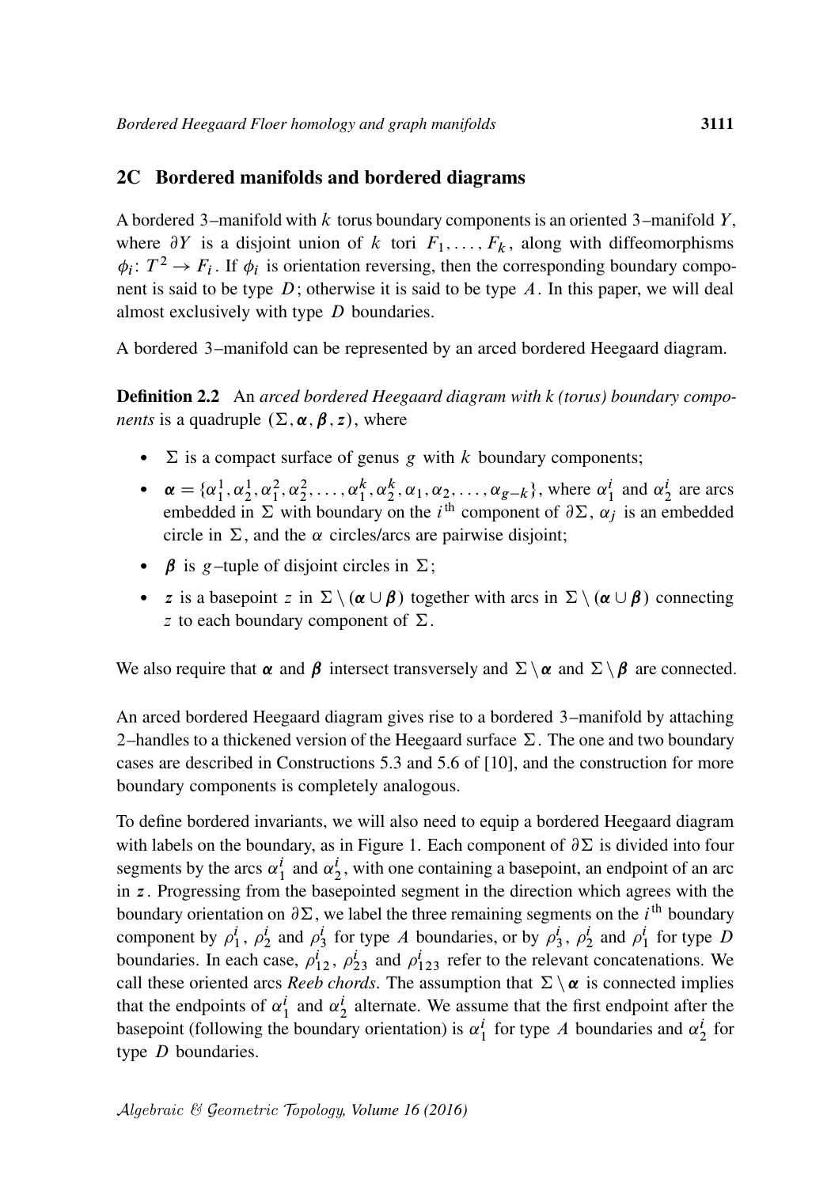## 2C Bordered manifolds and bordered diagrams

A bordered 3–manifold with $k$ torus boundary components is an oriented 3–manifold $Y$, where $\partial Y$ is a disjoint union of $k$ tori $F_1, \dots, F_k$, along with diffeomorphisms $\phi_i \colon T^2 \to F_i$. If $\phi_i$ is orientation reversing, then the corresponding boundary component is said to be type $D$; otherwise it is said to be type $A$. In this paper, we will deal almost exclusively with type $D$ boundaries.

A bordered 3–manifold can be represented by an arced bordered Heegaard diagram.

**Definition 2.2** An *arced bordered Heegaard diagram with k (torus) boundary components* is a quadruple $(\Sigma, \boldsymbol{\alpha}, \boldsymbol{\beta}, \boldsymbol{z})$, where

- $\Sigma$ is a compact surface of genus $g$ with $k$ boundary components;
- $\boldsymbol{\alpha} = \{\alpha_1^1, \alpha_2^1, \alpha_1^2, \alpha_2^2, \dots, \alpha_1^k, \alpha_2^k, \alpha_1, \alpha_2, \dots, \alpha_{g-k}\}$, where $\alpha_1^i$ and $\alpha_2^i$ are arcs embedded in $\Sigma$ with boundary on the $i^{\text{th}}$ component of $\partial\Sigma$, $\alpha_j$ is an embedded circle in $\Sigma$, and the $\alpha$ circles/arcs are pairwise disjoint;
- $\boldsymbol{\beta}$ is $g$–tuple of disjoint circles in $\Sigma$;
- $\boldsymbol{z}$ is a basepoint $z$ in $\Sigma \setminus (\boldsymbol{\alpha} \cup \boldsymbol{\beta})$ together with arcs in $\Sigma \setminus (\boldsymbol{\alpha} \cup \boldsymbol{\beta})$ connecting $z$ to each boundary component of $\Sigma$.

We also require that $\boldsymbol{\alpha}$ and $\boldsymbol{\beta}$ intersect transversely and $\Sigma \setminus \boldsymbol{\alpha}$ and $\Sigma \setminus \boldsymbol{\beta}$ are connected.

An arced bordered Heegaard diagram gives rise to a bordered 3–manifold by attaching 2–handles to a thickened version of the Heegaard surface $\Sigma$. The one and two boundary cases are described in Constructions 5.3 and 5.6 of [10], and the construction for more boundary components is completely analogous.

To define bordered invariants, we will also need to equip a bordered Heegaard diagram with labels on the boundary, as in Figure 1. Each component of $\partial\Sigma$ is divided into four segments by the arcs $\alpha_1^i$ and $\alpha_2^i$, with one containing a basepoint, an endpoint of an arc in $\boldsymbol{z}$. Progressing from the basepointed segment in the direction which agrees with the boundary orientation on $\partial\Sigma$, we label the three remaining segments on the $i^{\text{th}}$ boundary component by $\rho_1^i$, $\rho_2^i$ and $\rho_3^i$ for type $A$ boundaries, or by $\rho_3^i$, $\rho_2^i$ and $\rho_1^i$ for type $D$ boundaries. In each case, $\rho_{12}^i$, $\rho_{23}^i$ and $\rho_{123}^i$ refer to the relevant concatenations. We call these oriented arcs *Reeb chords*. The assumption that $\Sigma \setminus \boldsymbol{\alpha}$ is connected implies that the endpoints of $\alpha_1^i$ and $\alpha_2^i$ alternate. We assume that the first endpoint after the basepoint (following the boundary orientation) is $\alpha_1^i$ for type $A$ boundaries and $\alpha_2^i$ for type $D$ boundaries.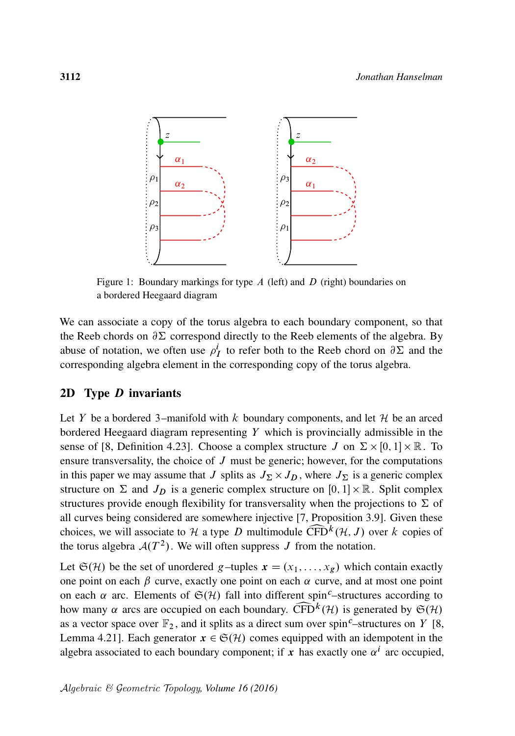Figure 1: Boundary markings for type $A$ (left) and $D$ (right) boundaries on a bordered Heegaard diagram

We can associate a copy of the torus algebra to each boundary component, so that the Reeb chords on $\partial\Sigma$ correspond directly to the Reeb elements of the algebra. By abuse of notation, we often use $\rho_I^i$ to refer both to the Reeb chord on $\partial\Sigma$ and the corresponding algebra element in the corresponding copy of the torus algebra.

## 2D Type *D* invariants

Let $Y$ be a bordered 3–manifold with $k$ boundary components, and let $\mathcal{H}$ be an arced bordered Heegaard diagram representing $Y$ which is provincially admissible in the sense of [8, Definition 4.23]. Choose a complex structure $J$ on $\Sigma \times [0,1] \times \mathbb{R}$. To ensure transversality, the choice of $J$ must be generic; however, for the computations in this paper we may assume that $J$ splits as $J_\Sigma \times J_D$, where $J_\Sigma$ is a generic complex structure on $\Sigma$ and $J_D$ is a generic complex structure on $[0,1] \times \mathbb{R}$. Split complex structures provide enough flexibility for transversality when the projections to $\Sigma$ of all curves being considered are somewhere injective [7, Proposition 3.9]. Given these choices, we will associate to $\mathcal{H}$ a type $D$ multimodule $\widehat{\mathrm{CFD}}^k(\mathcal{H}, J)$ over $k$ copies of the torus algebra $\mathcal{A}(T^2)$. We will often suppress $J$ from the notation.

Let $\mathfrak{S}(\mathcal{H})$ be the set of unordered $g$–tuples $\boldsymbol{x} = (x_1, \dots, x_g)$ which contain exactly one point on each $\beta$ curve, exactly one point on each $\alpha$ curve, and at most one point on each $\alpha$ arc. Elements of $\mathfrak{S}(\mathcal{H})$ fall into different spin$^c$–structures according to how many $\alpha$ arcs are occupied on each boundary. $\widehat{\mathrm{CFD}}^k(\mathcal{H})$ is generated by $\mathfrak{S}(\mathcal{H})$ as a vector space over $\mathbb{F}_2$, and it splits as a direct sum over spin$^c$–structures on $Y$ [8, Lemma 4.21]. Each generator $\boldsymbol{x} \in \mathfrak{S}(\mathcal{H})$ comes equipped with an idempotent in the algebra associated to each boundary component; if $\boldsymbol{x}$ has exactly one $\alpha^i$ arc occupied,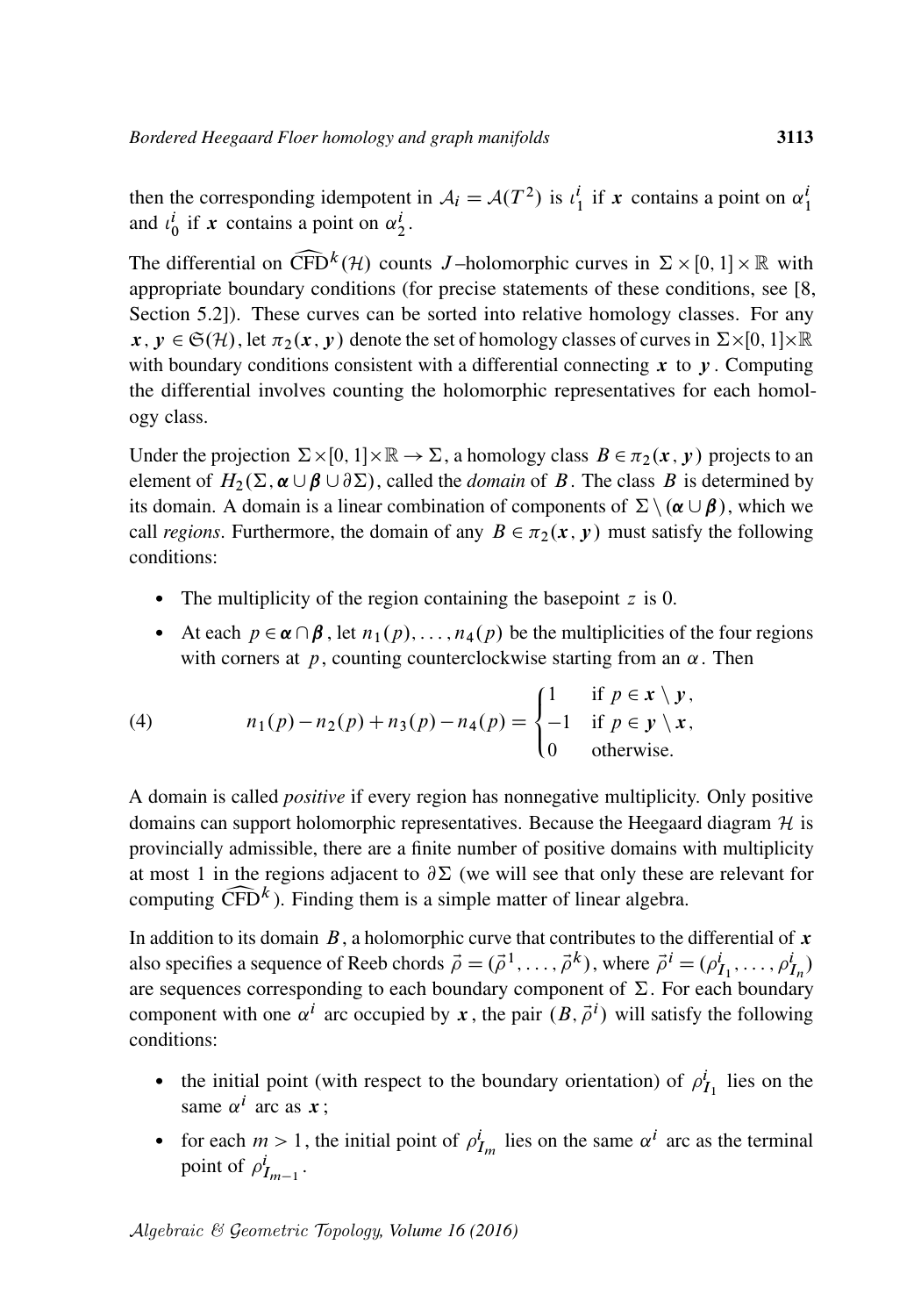then the corresponding idempotent in $\mathcal{A}_i = \mathcal{A}(T^2)$ is $\iota_1^i$ if $\boldsymbol{x}$ contains a point on $\alpha_1^i$ and $\iota_0^i$ if $\boldsymbol{x}$ contains a point on $\alpha_2^i$.

The differential on $\widehat{\mathrm{CFD}}^k(\mathcal{H})$ counts $J$–holomorphic curves in $\Sigma \times [0,1] \times \mathbb{R}$ with appropriate boundary conditions (for precise statements of these conditions, see [8, Section 5.2]). These curves can be sorted into relative homology classes. For any $\boldsymbol{x}, \boldsymbol{y} \in \mathfrak{S}(\mathcal{H})$, let $\pi_2(\boldsymbol{x}, \boldsymbol{y})$ denote the set of homology classes of curves in $\Sigma \times [0,1] \times \mathbb{R}$ with boundary conditions consistent with a differential connecting $\boldsymbol{x}$ to $\boldsymbol{y}$. Computing the differential involves counting the holomorphic representatives for each homology class.

Under the projection $\Sigma \times [0,1] \times \mathbb{R} \to \Sigma$, a homology class $B \in \pi_2(\boldsymbol{x}, \boldsymbol{y})$ projects to an element of $H_2(\Sigma, \boldsymbol{\alpha} \cup \boldsymbol{\beta} \cup \partial\Sigma)$, called the *domain* of $B$. The class $B$ is determined by its domain. A domain is a linear combination of components of $\Sigma \setminus (\boldsymbol{\alpha} \cup \boldsymbol{\beta})$, which we call *regions*. Furthermore, the domain of any $B \in \pi_2(\boldsymbol{x}, \boldsymbol{y})$ must satisfy the following conditions:

- The multiplicity of the region containing the basepoint $z$ is 0.
- At each $p \in \boldsymbol{\alpha} \cap \boldsymbol{\beta}$, let $n_1(p), \ldots, n_4(p)$ be the multiplicities of the four regions with corners at $p$, counting counterclockwise starting from an $\alpha$. Then

$$
n_1(p) - n_2(p) + n_3(p) - n_4(p) = \begin{cases} 1 & \text{if } p \in \boldsymbol{x} \setminus \boldsymbol{y}, \\ -1 & \text{if } p \in \boldsymbol{y} \setminus \boldsymbol{x}, \\ 0 & \text{otherwise.} \end{cases} \tag{4}
$$

A domain is called *positive* if every region has nonnegative multiplicity. Only positive domains can support holomorphic representatives. Because the Heegaard diagram $\mathcal{H}$ is provincially admissible, there are a finite number of positive domains with multiplicity at most 1 in the regions adjacent to $\partial\Sigma$ (we will see that only these are relevant for computing $\widehat{\mathrm{CFD}}^k$). Finding them is a simple matter of linear algebra.

In addition to its domain $B$, a holomorphic curve that contributes to the differential of $\boldsymbol{x}$ also specifies a sequence of Reeb chords $\vec{\rho} = (\vec{\rho}^{\,1}, \ldots, \vec{\rho}^{\,k})$, where $\vec{\rho}^{\,i} = (\rho^i_{I_1}, \ldots, \rho^i_{I_n})$ are sequences corresponding to each boundary component of $\Sigma$. For each boundary component with one $\alpha^i$ arc occupied by $\boldsymbol{x}$, the pair $(B, \vec{\rho}^{\,i})$ will satisfy the following conditions:

- the initial point (with respect to the boundary orientation) of $\rho^i_{I_1}$ lies on the same $\alpha^i$ arc as $\boldsymbol{x}$;
- for each $m > 1$, the initial point of $\rho^i_{I_m}$ lies on the same $\alpha^i$ arc as the terminal point of $\rho^i_{I_{m-1}}$.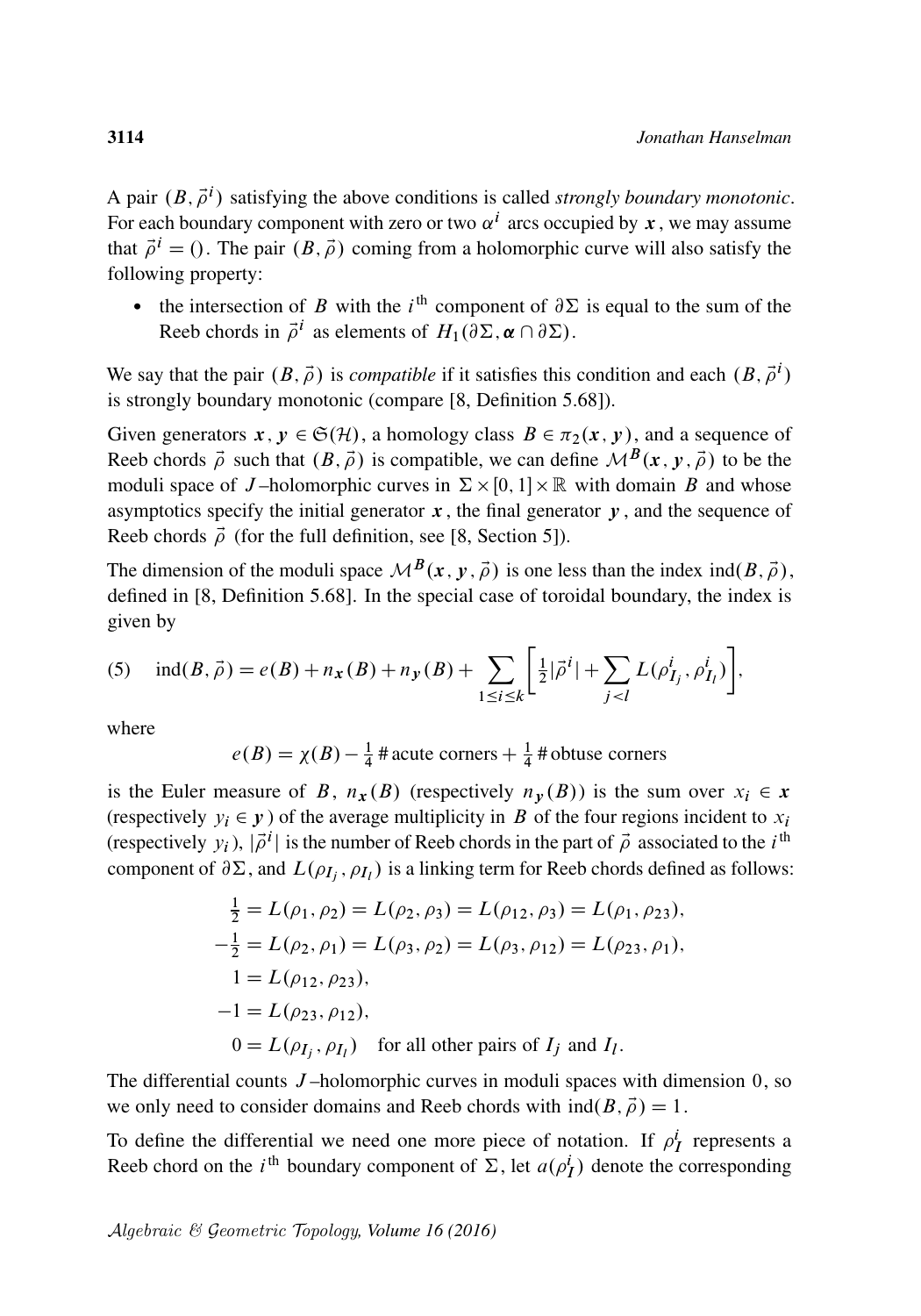A pair $(B, \vec{\rho}^{\,i})$ satisfying the above conditions is called *strongly boundary monotonic*. For each boundary component with zero or two $\alpha^i$ arcs occupied by $\boldsymbol{x}$, we may assume that $\vec{\rho}^{\,i} = ()$. The pair $(B, \vec{\rho})$ coming from a holomorphic curve will also satisfy the following property:

- the intersection of $B$ with the $i^{\text{th}}$ component of $\partial\Sigma$ is equal to the sum of the Reeb chords in $\vec{\rho}^{\,i}$ as elements of $H_1(\partial\Sigma, \boldsymbol{\alpha} \cap \partial\Sigma)$.

We say that the pair $(B, \vec{\rho})$ is *compatible* if it satisfies this condition and each $(B, \vec{\rho}^{\,i})$ is strongly boundary monotonic (compare [8, Definition 5.68]).

Given generators $\boldsymbol{x}, \boldsymbol{y} \in \mathfrak{S}(\mathcal{H})$, a homology class $B \in \pi_2(\boldsymbol{x}, \boldsymbol{y})$, and a sequence of Reeb chords $\vec{\rho}$ such that $(B, \vec{\rho})$ is compatible, we can define $\mathcal{M}^B(\boldsymbol{x}, \boldsymbol{y}, \vec{\rho})$ to be the moduli space of $J$–holomorphic curves in $\Sigma \times [0,1] \times \mathbb{R}$ with domain $B$ and whose asymptotics specify the initial generator $\boldsymbol{x}$, the final generator $\boldsymbol{y}$, and the sequence of Reeb chords $\vec{\rho}$ (for the full definition, see [8, Section 5]).

The dimension of the moduli space $\mathcal{M}^B(\boldsymbol{x}, \boldsymbol{y}, \vec{\rho})$ is one less than the index $\operatorname{ind}(B, \vec{\rho})$, defined in [8, Definition 5.68]. In the special case of toroidal boundary, the index is given by

$$\text{(5)} \quad \operatorname{ind}(B, \vec{\rho}) = e(B) + n_{\boldsymbol{x}}(B) + n_{\boldsymbol{y}}(B) + \sum_{1 \le i \le k} \left[ \tfrac{1}{2} |\vec{\rho}^{\,i}| + \sum_{j<l} L(\rho^i_{I_j}, \rho^i_{I_l}) \right],$$

where

$$e(B) = \chi(B) - \tfrac{1}{4}\,\#\,\text{acute corners} + \tfrac{1}{4}\,\#\,\text{obtuse corners}$$

is the Euler measure of $B$, $n_{\boldsymbol{x}}(B)$ (respectively $n_{\boldsymbol{y}}(B)$) is the sum over $x_i \in \boldsymbol{x}$ (respectively $y_i \in \boldsymbol{y}$) of the average multiplicity in $B$ of the four regions incident to $x_i$ (respectively $y_i$), $|\vec{\rho}^{\,i}|$ is the number of Reeb chords in the part of $\vec{\rho}$ associated to the $i^{\text{th}}$ component of $\partial\Sigma$, and $L(\rho_{I_j}, \rho_{I_l})$ is a linking term for Reeb chords defined as follows:

$$\begin{aligned}
\tfrac{1}{2} &= L(\rho_1, \rho_2) = L(\rho_2, \rho_3) = L(\rho_{12}, \rho_3) = L(\rho_1, \rho_{23}), \\
-\tfrac{1}{2} &= L(\rho_2, \rho_1) = L(\rho_3, \rho_2) = L(\rho_3, \rho_{12}) = L(\rho_{23}, \rho_1), \\
1 &= L(\rho_{12}, \rho_{23}), \\
-1 &= L(\rho_{23}, \rho_{12}), \\
0 &= L(\rho_{I_j}, \rho_{I_l}) \quad \text{for all other pairs of } I_j \text{ and } I_l.
\end{aligned}$$

The differential counts $J$–holomorphic curves in moduli spaces with dimension $0$, so we only need to consider domains and Reeb chords with $\operatorname{ind}(B, \vec{\rho}) = 1$.

To define the differential we need one more piece of notation. If $\rho^i_I$ represents a Reeb chord on the $i^{\text{th}}$ boundary component of $\Sigma$, let $a(\rho^i_I)$ denote the corresponding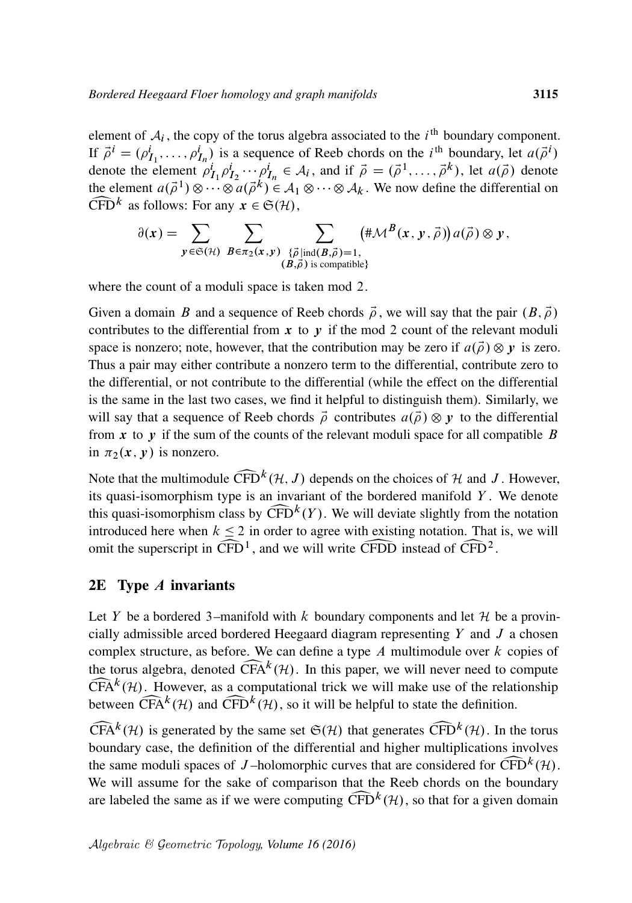element of $\mathcal{A}_i$, the copy of the torus algebra associated to the $i^{\text{th}}$ boundary component. If $\vec{\rho}^i = (\rho^i_{I_1}, \dots, \rho^i_{I_n})$ is a sequence of Reeb chords on the $i^{\text{th}}$ boundary, let $a(\vec{\rho}^i)$ denote the element $\rho^i_{I_1}\rho^i_{I_2}\cdots\rho^i_{I_n} \in \mathcal{A}_i$, and if $\vec{\rho} = (\vec{\rho}^1, \dots, \vec{\rho}^k)$, let $a(\vec{\rho})$ denote the element $a(\vec{\rho}^1) \otimes \cdots \otimes a(\vec{\rho}^k) \in \mathcal{A}_1 \otimes \cdots \otimes \mathcal{A}_k$. We now define the differential on $\widehat{\mathrm{CFD}}^k$ as follows: For any $\boldsymbol{x} \in \mathfrak{S}(\mathcal{H})$,

$$\partial(\boldsymbol{x}) = \sum_{\boldsymbol{y} \in \mathfrak{S}(\mathcal{H})} \sum_{B \in \pi_2(\boldsymbol{x}, \boldsymbol{y})} \sum_{\substack{\{\vec{\rho} \mid \operatorname{ind}(B, \vec{\rho}) = 1, \\ (B, \vec{\rho}) \text{ is compatible}\}}} \left(\#\mathcal{M}^B(\boldsymbol{x}, \boldsymbol{y}, \vec{\rho})\right) a(\vec{\rho}) \otimes \boldsymbol{y},$$

where the count of a moduli space is taken mod 2.

Given a domain $B$ and a sequence of Reeb chords $\vec{\rho}$, we will say that the pair $(B, \vec{\rho})$ contributes to the differential from $\boldsymbol{x}$ to $\boldsymbol{y}$ if the mod 2 count of the relevant moduli space is nonzero; note, however, that the contribution may be zero if $a(\vec{\rho}) \otimes \boldsymbol{y}$ is zero. Thus a pair may either contribute a nonzero term to the differential, contribute zero to the differential, or not contribute to the differential (while the effect on the differential is the same in the last two cases, we find it helpful to distinguish them). Similarly, we will say that a sequence of Reeb chords $\vec{\rho}$ contributes $a(\vec{\rho}) \otimes \boldsymbol{y}$ to the differential from $\boldsymbol{x}$ to $\boldsymbol{y}$ if the sum of the counts of the relevant moduli space for all compatible $B$ in $\pi_2(\boldsymbol{x}, \boldsymbol{y})$ is nonzero.

Note that the multimodule $\widehat{\mathrm{CFD}}^k(\mathcal{H}, J)$ depends on the choices of $\mathcal{H}$ and $J$. However, its quasi-isomorphism type is an invariant of the bordered manifold $Y$. We denote this quasi-isomorphism class by $\widehat{\mathrm{CFD}}^k(Y)$. We will deviate slightly from the notation introduced here when $k \leq 2$ in order to agree with existing notation. That is, we will omit the superscript in $\widehat{\mathrm{CFD}}^1$, and we will write $\widehat{\mathrm{CFDD}}$ instead of $\widehat{\mathrm{CFD}}^2$.

## 2E Type $A$ invariants

Let $Y$ be a bordered 3–manifold with $k$ boundary components and let $\mathcal{H}$ be a provincially admissible arced bordered Heegaard diagram representing $Y$ and $J$ a chosen complex structure, as before. We can define a type $A$ multimodule over $k$ copies of the torus algebra, denoted $\widehat{\mathrm{CFA}}^k(\mathcal{H})$. In this paper, we will never need to compute $\widehat{\mathrm{CFA}}^k(\mathcal{H})$. However, as a computational trick we will make use of the relationship between $\widehat{\mathrm{CFA}}^k(\mathcal{H})$ and $\widehat{\mathrm{CFD}}^k(\mathcal{H})$, so it will be helpful to state the definition.

$\widehat{\mathrm{CFA}}^k(\mathcal{H})$ is generated by the same set $\mathfrak{S}(\mathcal{H})$ that generates $\widehat{\mathrm{CFD}}^k(\mathcal{H})$. In the torus boundary case, the definition of the differential and higher multiplications involves the same moduli spaces of $J$–holomorphic curves that are considered for $\widehat{\mathrm{CFD}}^k(\mathcal{H})$. We will assume for the sake of comparison that the Reeb chords on the boundary are labeled the same as if we were computing $\widehat{\mathrm{CFD}}^k(\mathcal{H})$, so that for a given domain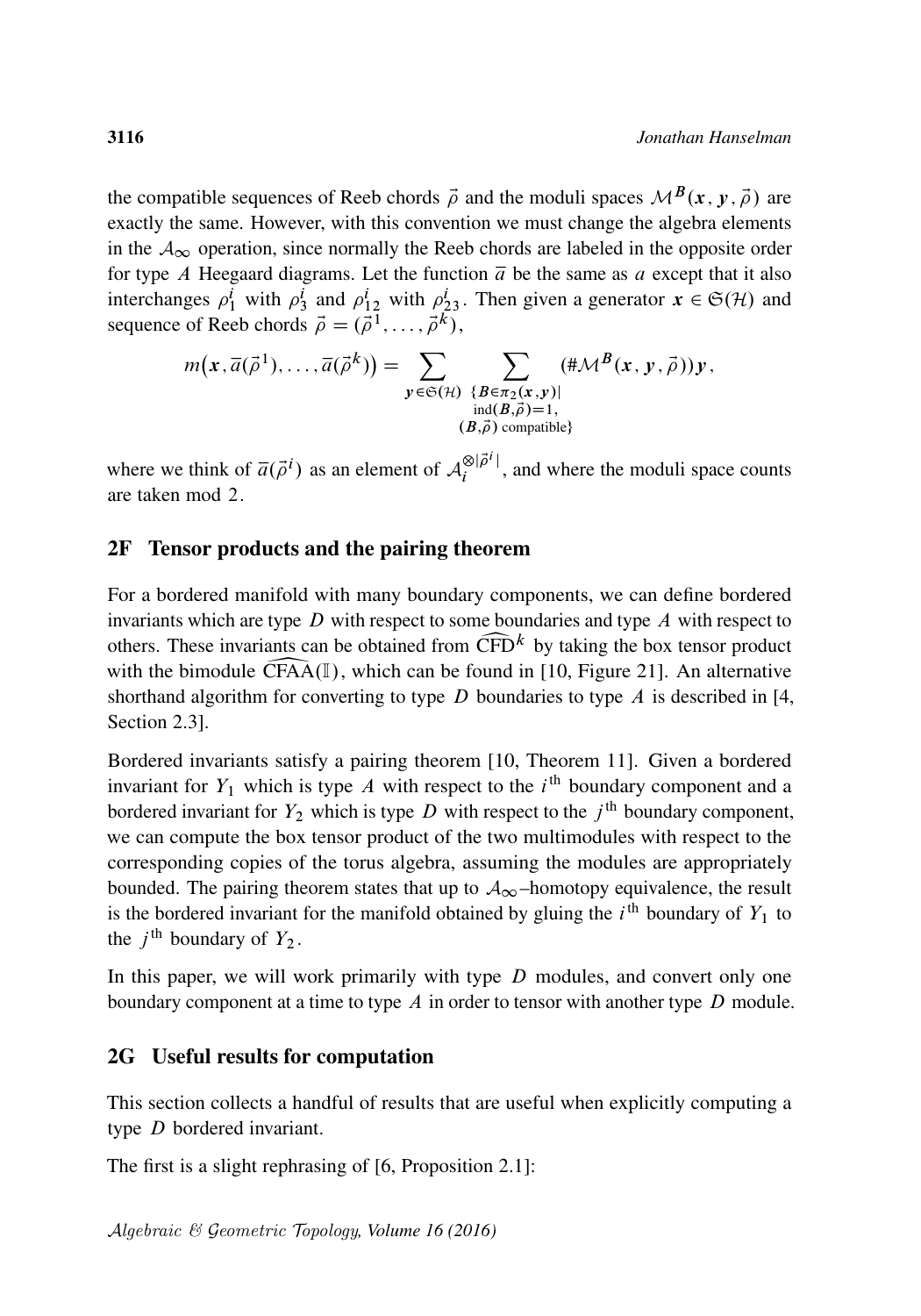the compatible sequences of Reeb chords $\vec{\rho}$ and the moduli spaces $\mathcal{M}^B(\boldsymbol{x}, \boldsymbol{y}, \vec{\rho})$ are exactly the same. However, with this convention we must change the algebra elements in the $\mathcal{A}_\infty$ operation, since normally the Reeb chords are labeled in the opposite order for type $A$ Heegaard diagrams. Let the function $\overline{a}$ be the same as $a$ except that it also interchanges $\rho_1^i$ with $\rho_3^i$ and $\rho_{12}^i$ with $\rho_{23}^i$. Then given a generator $\boldsymbol{x} \in \mathfrak{S}(\mathcal{H})$ and sequence of Reeb chords $\vec{\rho} = (\vec{\rho}^1, \dots, \vec{\rho}^k)$,

$$m\big(\boldsymbol{x}, \overline{a}(\vec{\rho}^1), \dots, \overline{a}(\vec{\rho}^k)\big) = \sum_{\boldsymbol{y} \in \mathfrak{S}(\mathcal{H})} \sum_{\substack{\{B \in \pi_2(\boldsymbol{x}, \boldsymbol{y}) | \\ \operatorname{ind}(B, \vec{\rho}) = 1, \\ (B, \vec{\rho}) \text{ compatible}\}}} (\#\mathcal{M}^B(\boldsymbol{x}, \boldsymbol{y}, \vec{\rho}))\boldsymbol{y},$$

where we think of $\overline{a}(\vec{\rho}^i)$ as an element of $\mathcal{A}_i^{\otimes|\vec{\rho}^i|}$, and where the moduli space counts are taken mod 2.

## 2F Tensor products and the pairing theorem

For a bordered manifold with many boundary components, we can define bordered invariants which are type $D$ with respect to some boundaries and type $A$ with respect to others. These invariants can be obtained from $\widehat{\mathrm{CFD}}^k$ by taking the box tensor product with the bimodule $\widehat{\mathrm{CFAA}}(\mathbb{I})$, which can be found in [10, Figure 21]. An alternative shorthand algorithm for converting to type $D$ boundaries to type $A$ is described in [4, Section 2.3].

Bordered invariants satisfy a pairing theorem [10, Theorem 11]. Given a bordered invariant for $Y_1$ which is type $A$ with respect to the $i^{\text{th}}$ boundary component and a bordered invariant for $Y_2$ which is type $D$ with respect to the $j^{\text{th}}$ boundary component, we can compute the box tensor product of the two multimodules with respect to the corresponding copies of the torus algebra, assuming the modules are appropriately bounded. The pairing theorem states that up to $\mathcal{A}_\infty$–homotopy equivalence, the result is the bordered invariant for the manifold obtained by gluing the $i^{\text{th}}$ boundary of $Y_1$ to the $j^{\text{th}}$ boundary of $Y_2$.

In this paper, we will work primarily with type $D$ modules, and convert only one boundary component at a time to type $A$ in order to tensor with another type $D$ module.

## 2G Useful results for computation

This section collects a handful of results that are useful when explicitly computing a type $D$ bordered invariant.

The first is a slight rephrasing of [6, Proposition 2.1]: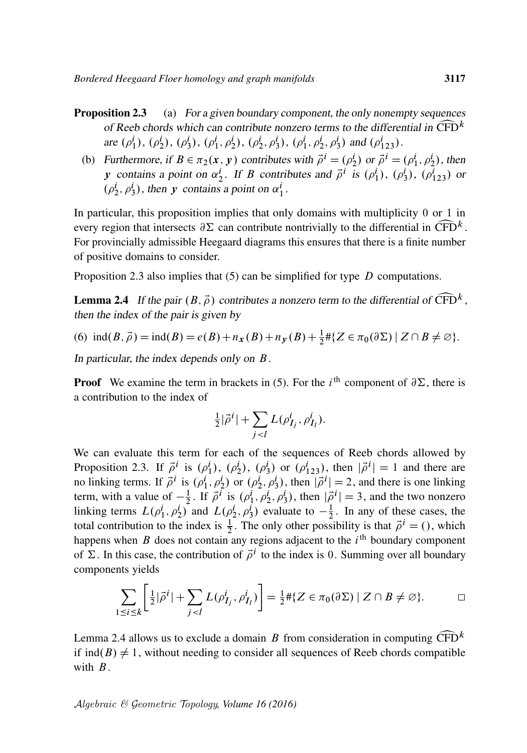**Proposition 2.3** (a) *For a given boundary component, the only nonempty sequences of Reeb chords which can contribute nonzero terms to the differential in* $\widehat{\mathrm{CFD}}^k$ *are* $(\rho_1^i)$, $(\rho_2^i)$, $(\rho_3^i)$, $(\rho_1^i, \rho_2^i)$, $(\rho_2^i, \rho_3^i)$, $(\rho_1^i, \rho_2^i, \rho_3^i)$ *and* $(\rho_{123}^i)$.

(b) *Furthermore, if* $B \in \pi_2(\mathbf{x}, \mathbf{y})$ *contributes with* $\vec{\rho}^{\,i} = (\rho_2^i)$ *or* $\vec{\rho}^{\,i} = (\rho_1^i, \rho_2^i)$, *then* $\mathbf{y}$ *contains a point on* $\alpha_2^i$. *If* $B$ *contributes and* $\vec{\rho}^{\,i}$ *is* $(\rho_1^i)$, $(\rho_3^i)$, $(\rho_{123}^i)$ *or* $(\rho_2^i, \rho_3^i)$, *then* $\mathbf{y}$ *contains a point on* $\alpha_1^i$.

In particular, this proposition implies that only domains with multiplicity 0 or 1 in every region that intersects $\partial\Sigma$ can contribute nontrivially to the differential in $\widehat{\mathrm{CFD}}^k$. For provincially admissible Heegaard diagrams this ensures that there is a finite number of positive domains to consider.

Proposition 2.3 also implies that (5) can be simplified for type $D$ computations.

**Lemma 2.4** *If the pair* $(B, \vec{\rho})$ *contributes a nonzero term to the differential of* $\widehat{\mathrm{CFD}}^k$, *then the index of the pair is given by*

$$\text{(6)}\quad \operatorname{ind}(B, \vec{\rho}) = \operatorname{ind}(B) = e(B) + n_{\mathbf{x}}(B) + n_{\mathbf{y}}(B) + \tfrac{1}{2}\#\{Z \in \pi_0(\partial\Sigma) \mid Z \cap B \neq \varnothing\}.$$

*In particular, the index depends only on* $B$.

**Proof** We examine the term in brackets in (5). For the $i^{\text{th}}$ component of $\partial\Sigma$, there is a contribution to the index of

$$\tfrac{1}{2}|\vec{\rho}^{\,i}| + \sum_{j<l} L(\rho_{I_j}^i, \rho_{I_l}^i).$$

We can evaluate this term for each of the sequences of Reeb chords allowed by Proposition 2.3. If $\vec{\rho}^{\,i}$ is $(\rho_1^i)$, $(\rho_2^i)$, $(\rho_3^i)$ or $(\rho_{123}^i)$, then $|\vec{\rho}^{\,i}| = 1$ and there are no linking terms. If $\vec{\rho}^{\,i}$ is $(\rho_1^i, \rho_2^i)$ or $(\rho_2^i, \rho_3^i)$, then $|\vec{\rho}^{\,i}| = 2$, and there is one linking term, with a value of $-\frac{1}{2}$. If $\vec{\rho}^{\,i}$ is $(\rho_1^i, \rho_2^i, \rho_3^i)$, then $|\vec{\rho}^{\,i}| = 3$, and the two nonzero linking terms $L(\rho_1^i, \rho_2^i)$ and $L(\rho_2^i, \rho_3^i)$ evaluate to $-\frac{1}{2}$. In any of these cases, the total contribution to the index is $\frac{1}{2}$. The only other possibility is that $\vec{\rho}^{\,i} = ()$, which happens when $B$ does not contain any regions adjacent to the $i^{\text{th}}$ boundary component of $\Sigma$. In this case, the contribution of $\vec{\rho}^{\,i}$ to the index is 0. Summing over all boundary components yields

$$\sum_{1 \le i \le k} \left[ \tfrac{1}{2}|\vec{\rho}^{\,i}| + \sum_{j<l} L(\rho_{I_j}^i, \rho_{I_l}^i) \right] = \tfrac{1}{2}\#\{Z \in \pi_0(\partial\Sigma) \mid Z \cap B \neq \varnothing\}. \qquad \square$$

Lemma 2.4 allows us to exclude a domain $B$ from consideration in computing $\widehat{\mathrm{CFD}}^k$ if $\operatorname{ind}(B) \neq 1$, without needing to consider all sequences of Reeb chords compatible with $B$.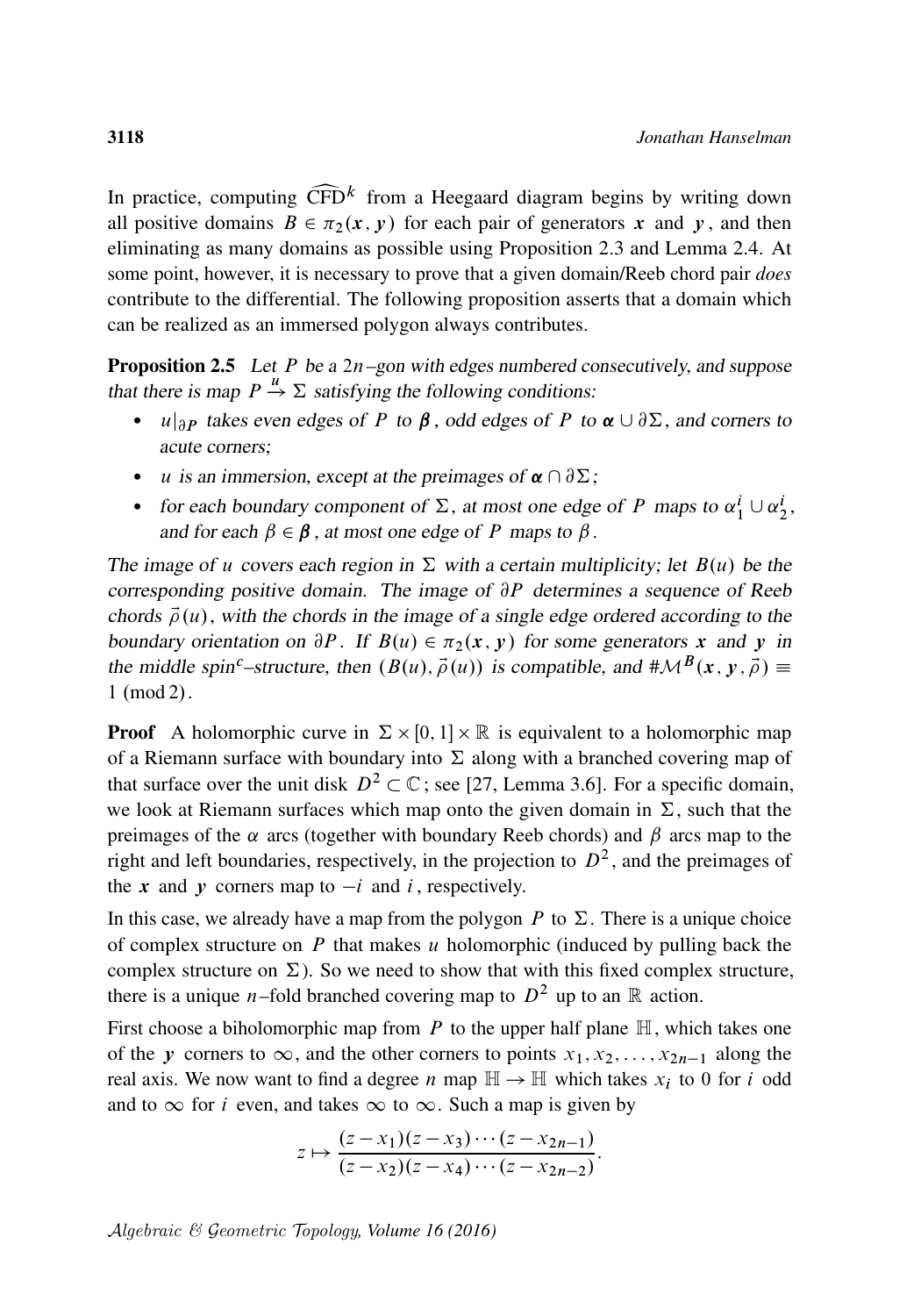In practice, computing $\widehat{\mathrm{CFD}}^k$ from a Heegaard diagram begins by writing down all positive domains $B \in \pi_2(\boldsymbol{x}, \boldsymbol{y})$ for each pair of generators $\boldsymbol{x}$ and $\boldsymbol{y}$, and then eliminating as many domains as possible using Proposition 2.3 and Lemma 2.4. At some point, however, it is necessary to prove that a given domain/Reeb chord pair *does* contribute to the differential. The following proposition asserts that a domain which can be realized as an immersed polygon always contributes.

**Proposition 2.5** *Let $P$ be a $2n$–gon with edges numbered consecutively, and suppose that there is map $P \xrightarrow{u} \Sigma$ satisfying the following conditions:*

- *$u|_{\partial P}$ takes even edges of $P$ to $\boldsymbol{\beta}$, odd edges of $P$ to $\boldsymbol{\alpha} \cup \partial\Sigma$, and corners to acute corners;*
- *$u$ is an immersion, except at the preimages of $\boldsymbol{\alpha} \cap \partial\Sigma$;*
- *for each boundary component of $\Sigma$, at most one edge of $P$ maps to $\alpha_1^i \cup \alpha_2^i$, and for each $\beta \in \boldsymbol{\beta}$, at most one edge of $P$ maps to $\beta$.*

*The image of $u$ covers each region in $\Sigma$ with a certain multiplicity; let $B(u)$ be the corresponding positive domain. The image of $\partial P$ determines a sequence of Reeb chords $\vec{\rho}(u)$, with the chords in the image of a single edge ordered according to the boundary orientation on $\partial P$. If $B(u) \in \pi_2(\boldsymbol{x}, \boldsymbol{y})$ for some generators $\boldsymbol{x}$ and $\boldsymbol{y}$ in the middle spin$^c$–structure, then $(B(u), \vec{\rho}(u))$ is compatible, and $\#\mathcal{M}^B(\boldsymbol{x}, \boldsymbol{y}, \vec{\rho}) \equiv 1 \pmod 2$.*

**Proof** A holomorphic curve in $\Sigma \times [0,1] \times \mathbb{R}$ is equivalent to a holomorphic map of a Riemann surface with boundary into $\Sigma$ along with a branched covering map of that surface over the unit disk $D^2 \subset \mathbb{C}$; see [27, Lemma 3.6]. For a specific domain, we look at Riemann surfaces which map onto the given domain in $\Sigma$, such that the preimages of the $\alpha$ arcs (together with boundary Reeb chords) and $\beta$ arcs map to the right and left boundaries, respectively, in the projection to $D^2$, and the preimages of the $\boldsymbol{x}$ and $\boldsymbol{y}$ corners map to $-i$ and $i$, respectively.

In this case, we already have a map from the polygon $P$ to $\Sigma$. There is a unique choice of complex structure on $P$ that makes $u$ holomorphic (induced by pulling back the complex structure on $\Sigma$). So we need to show that with this fixed complex structure, there is a unique $n$–fold branched covering map to $D^2$ up to an $\mathbb{R}$ action.

First choose a biholomorphic map from $P$ to the upper half plane $\mathbb{H}$, which takes one of the $\boldsymbol{y}$ corners to $\infty$, and the other corners to points $x_1, x_2, \ldots, x_{2n-1}$ along the real axis. We now want to find a degree $n$ map $\mathbb{H} \to \mathbb{H}$ which takes $x_i$ to 0 for $i$ odd and to $\infty$ for $i$ even, and takes $\infty$ to $\infty$. Such a map is given by

$$z \mapsto \frac{(z-x_1)(z-x_3)\cdots(z-x_{2n-1})}{(z-x_2)(z-x_4)\cdots(z-x_{2n-2})}.$$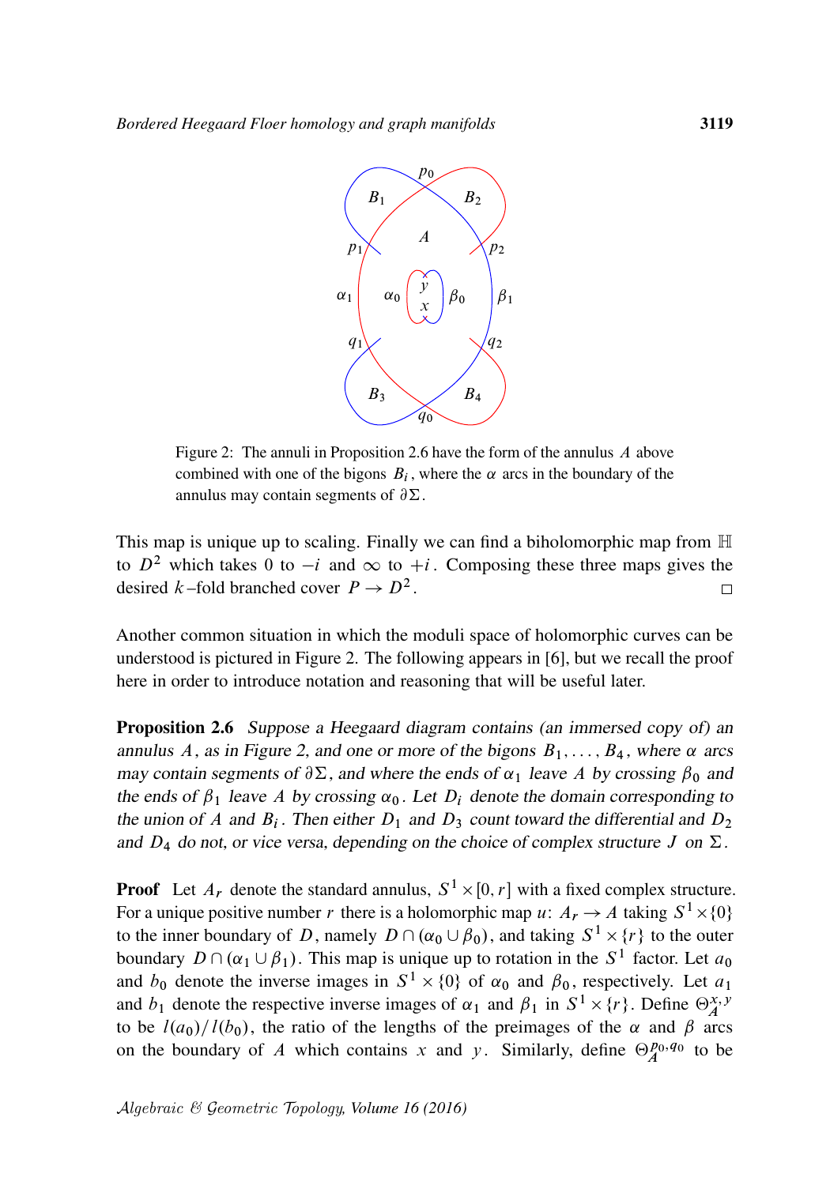Figure 2: The annuli in Proposition 2.6 have the form of the annulus $A$ above combined with one of the bigons $B_i$, where the $\alpha$ arcs in the boundary of the annulus may contain segments of $\partial\Sigma$.

This map is unique up to scaling. Finally we can find a biholomorphic map from $\mathbb{H}$ to $D^2$ which takes 0 to $-i$ and $\infty$ to $+i$. Composing these three maps gives the desired $k$–fold branched cover $P \to D^2$. □

Another common situation in which the moduli space of holomorphic curves can be understood is pictured in Figure 2. The following appears in [6], but we recall the proof here in order to introduce notation and reasoning that will be useful later.

**Proposition 2.6** *Suppose a Heegaard diagram contains (an immersed copy of) an annulus $A$, as in Figure 2, and one or more of the bigons $B_1, \dots, B_4$, where $\alpha$ arcs may contain segments of $\partial\Sigma$, and where the ends of $\alpha_1$ leave $A$ by crossing $\beta_0$ and the ends of $\beta_1$ leave $A$ by crossing $\alpha_0$. Let $D_i$ denote the domain corresponding to the union of $A$ and $B_i$. Then either $D_1$ and $D_3$ count toward the differential and $D_2$ and $D_4$ do not, or vice versa, depending on the choice of complex structure $J$ on $\Sigma$.*

**Proof** Let $A_r$ denote the standard annulus, $S^1 \times [0, r]$ with a fixed complex structure. For a unique positive number $r$ there is a holomorphic map $u\colon A_r \to A$ taking $S^1 \times \{0\}$ to the inner boundary of $D$, namely $D \cap (\alpha_0 \cup \beta_0)$, and taking $S^1 \times \{r\}$ to the outer boundary $D \cap (\alpha_1 \cup \beta_1)$. This map is unique up to rotation in the $S^1$ factor. Let $a_0$ and $b_0$ denote the inverse images in $S^1 \times \{0\}$ of $\alpha_0$ and $\beta_0$, respectively. Let $a_1$ and $b_1$ denote the respective inverse images of $\alpha_1$ and $\beta_1$ in $S^1 \times \{r\}$. Define $\Theta_A^{x,y}$ to be $l(a_0)/l(b_0)$, the ratio of the lengths of the preimages of the $\alpha$ and $\beta$ arcs on the boundary of $A$ which contains $x$ and $y$. Similarly, define $\Theta_A^{p_0,q_0}$ to be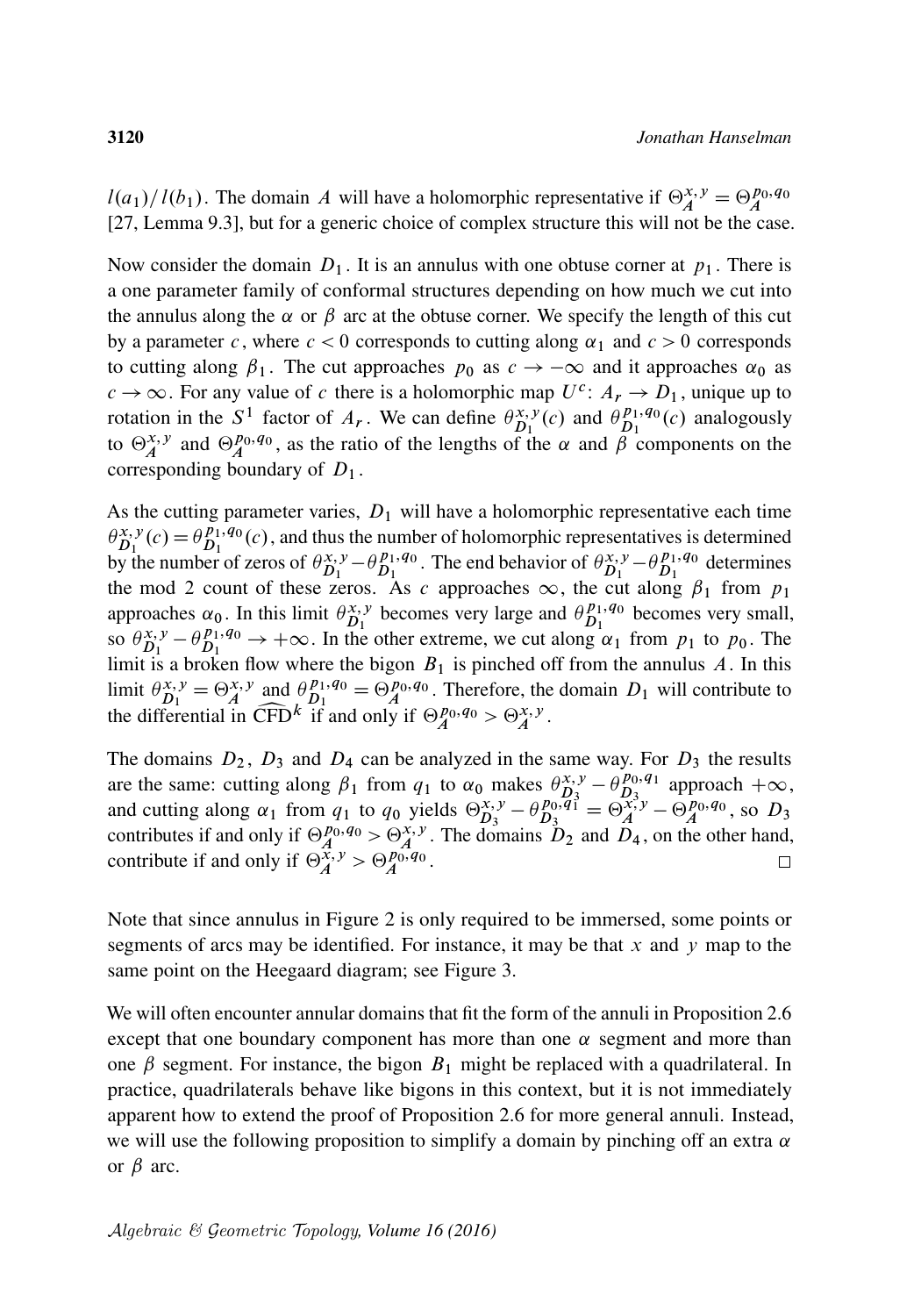$l(a_1)/l(b_1)$. The domain $A$ will have a holomorphic representative if $\Theta_A^{x,y} = \Theta_A^{p_0,q_0}$ [27, Lemma 9.3], but for a generic choice of complex structure this will not be the case.

Now consider the domain $D_1$. It is an annulus with one obtuse corner at $p_1$. There is a one parameter family of conformal structures depending on how much we cut into the annulus along the $\alpha$ or $\beta$ arc at the obtuse corner. We specify the length of this cut by a parameter $c$, where $c < 0$ corresponds to cutting along $\alpha_1$ and $c > 0$ corresponds to cutting along $\beta_1$. The cut approaches $p_0$ as $c \to -\infty$ and it approaches $\alpha_0$ as $c \to \infty$. For any value of $c$ there is a holomorphic map $U^c \colon A_r \to D_1$, unique up to rotation in the $S^1$ factor of $A_r$. We can define $\theta_{D_1}^{x,y}(c)$ and $\theta_{D_1}^{p_1,q_0}(c)$ analogously to $\Theta_A^{x,y}$ and $\Theta_A^{p_0,q_0}$, as the ratio of the lengths of the $\alpha$ and $\beta$ components on the corresponding boundary of $D_1$.

As the cutting parameter varies, $D_1$ will have a holomorphic representative each time $\theta_{D_1}^{x,y}(c) = \theta_{D_1}^{p_1,q_0}(c)$, and thus the number of holomorphic representatives is determined by the number of zeros of $\theta_{D_1}^{x,y} - \theta_{D_1}^{p_1,q_0}$. The end behavior of $\theta_{D_1}^{x,y} - \theta_{D_1}^{p_1,q_0}$ determines the mod 2 count of these zeros. As $c$ approaches $\infty$, the cut along $\beta_1$ from $p_1$ approaches $\alpha_0$. In this limit $\theta_{D_1}^{x,y}$ becomes very large and $\theta_{D_1}^{p_1,q_0}$ becomes very small, so $\theta_{D_1}^{x,y} - \theta_{D_1}^{p_1,q_0} \to +\infty$. In the other extreme, we cut along $\alpha_1$ from $p_1$ to $p_0$. The limit is a broken flow where the bigon $B_1$ is pinched off from the annulus $A$. In this limit $\theta_{D_1}^{x,y} = \Theta_A^{x,y}$ and $\theta_{D_1}^{p_1,q_0} = \Theta_A^{p_0,q_0}$. Therefore, the domain $D_1$ will contribute to the differential in $\widehat{\mathrm{CFD}}^k$ if and only if $\Theta_A^{p_0,q_0} > \Theta_A^{x,y}$.

The domains $D_2$, $D_3$ and $D_4$ can be analyzed in the same way. For $D_3$ the results are the same: cutting along $\beta_1$ from $q_1$ to $\alpha_0$ makes $\theta_{D_3}^{x,y} - \theta_{D_3}^{p_0,q_1}$ approach $+\infty$, and cutting along $\alpha_1$ from $q_1$ to $q_0$ yields $\Theta_{D_3}^{x,y} - \theta_{D_3}^{p_0,q_1} = \Theta_A^{x,y} - \Theta_A^{p_0,q_0}$, so $D_3$ contributes if and only if $\Theta_A^{p_0,q_0} > \Theta_A^{x,y}$. The domains $D_2$ and $D_4$, on the other hand, contribute if and only if $\Theta_A^{x,y} > \Theta_A^{p_0,q_0}$. $\square$

Note that since annulus in Figure 2 is only required to be immersed, some points or segments of arcs may be identified. For instance, it may be that $x$ and $y$ map to the same point on the Heegaard diagram; see Figure 3.

We will often encounter annular domains that fit the form of the annuli in Proposition 2.6 except that one boundary component has more than one $\alpha$ segment and more than one $\beta$ segment. For instance, the bigon $B_1$ might be replaced with a quadrilateral. In practice, quadrilaterals behave like bigons in this context, but it is not immediately apparent how to extend the proof of Proposition 2.6 for more general annuli. Instead, we will use the following proposition to simplify a domain by pinching off an extra $\alpha$ or $\beta$ arc.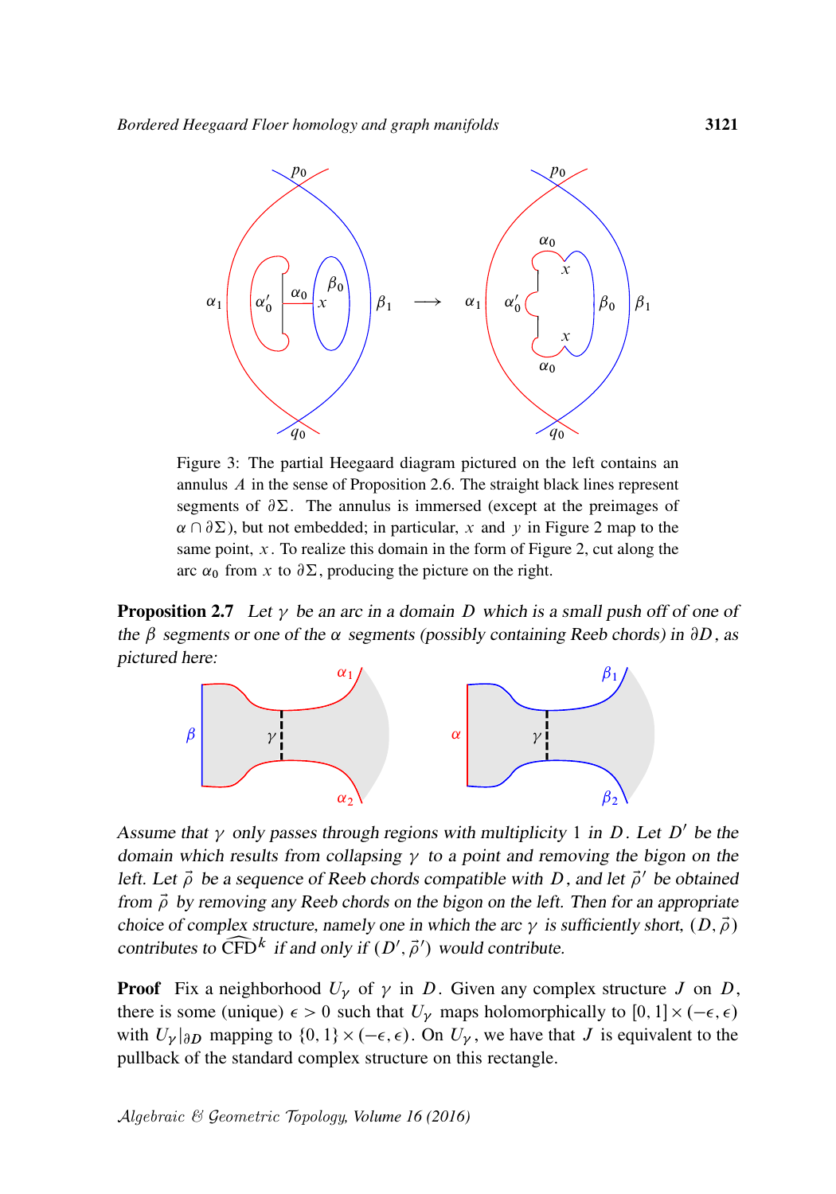Figure 3: The partial Heegaard diagram pictured on the left contains an annulus $A$ in the sense of Proposition 2.6. The straight black lines represent segments of $\partial\Sigma$. The annulus is immersed (except at the preimages of $\alpha \cap \partial\Sigma$), but not embedded; in particular, $x$ and $y$ in Figure 2 map to the same point, $x$. To realize this domain in the form of Figure 2, cut along the arc $\alpha_0$ from $x$ to $\partial\Sigma$, producing the picture on the right.

**Proposition 2.7** *Let $\gamma$ be an arc in a domain $D$ which is a small push off of one of the $\beta$ segments or one of the $\alpha$ segments (possibly containing Reeb chords) in $\partial D$, as pictured here:*

*Assume that $\gamma$ only passes through regions with multiplicity $1$ in $D$. Let $D'$ be the domain which results from collapsing $\gamma$ to a point and removing the bigon on the left. Let $\vec{\rho}$ be a sequence of Reeb chords compatible with $D$, and let $\vec{\rho}\,'$ be obtained from $\vec{\rho}$ by removing any Reeb chords on the bigon on the left. Then for an appropriate choice of complex structure, namely one in which the arc $\gamma$ is sufficiently short, $(D, \vec{\rho})$ contributes to $\widehat{\mathrm{CFD}}^k$ if and only if $(D', \vec{\rho}\,')$ would contribute.*

**Proof** Fix a neighborhood $U_\gamma$ of $\gamma$ in $D$. Given any complex structure $J$ on $D$, there is some (unique) $\epsilon > 0$ such that $U_\gamma$ maps holomorphically to $[0,1] \times (-\epsilon, \epsilon)$ with $U_\gamma|_{\partial D}$ mapping to $\{0,1\} \times (-\epsilon, \epsilon)$. On $U_\gamma$, we have that $J$ is equivalent to the pullback of the standard complex structure on this rectangle.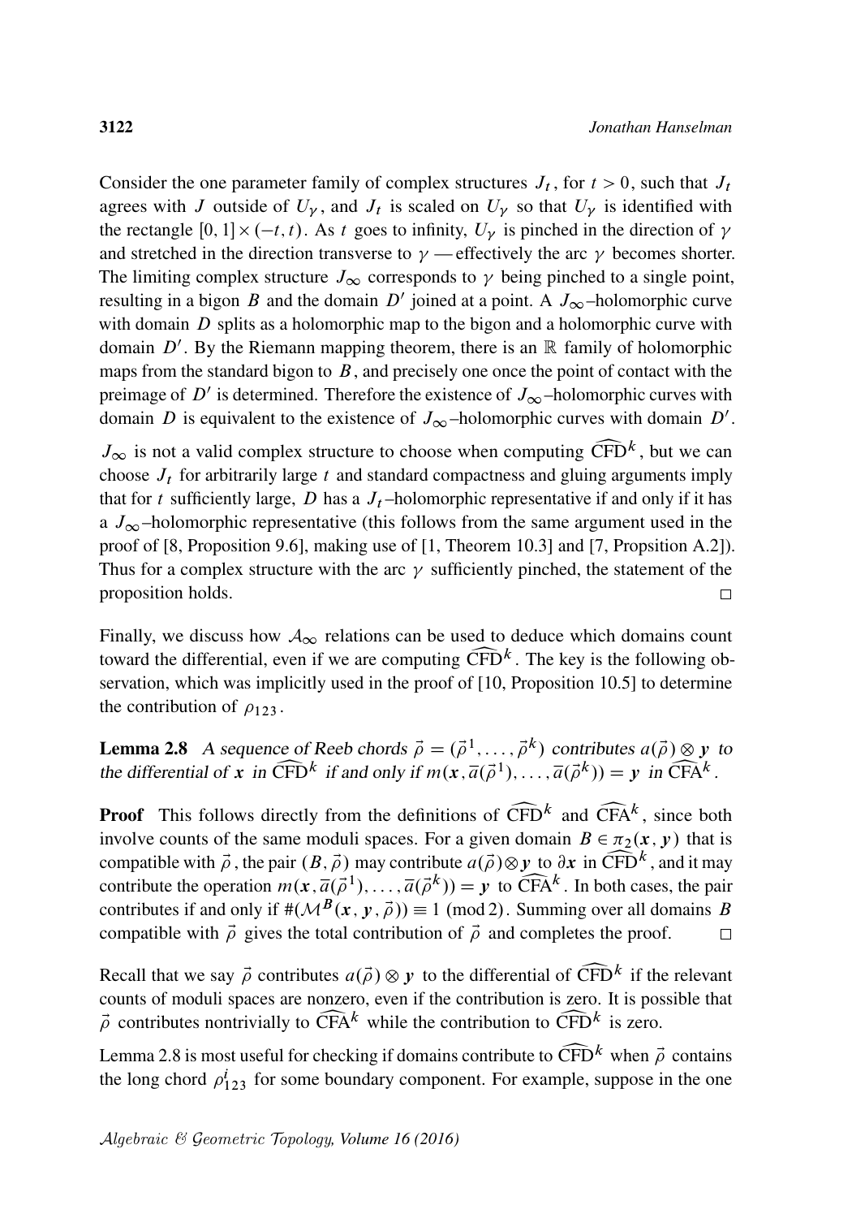Consider the one parameter family of complex structures $J_t$, for $t > 0$, such that $J_t$ agrees with $J$ outside of $U_\gamma$, and $J_t$ is scaled on $U_\gamma$ so that $U_\gamma$ is identified with the rectangle $[0,1] \times (-t,t)$. As $t$ goes to infinity, $U_\gamma$ is pinched in the direction of $\gamma$ and stretched in the direction transverse to $\gamma$ — effectively the arc $\gamma$ becomes shorter. The limiting complex structure $J_\infty$ corresponds to $\gamma$ being pinched to a single point, resulting in a bigon $B$ and the domain $D'$ joined at a point. A $J_\infty$–holomorphic curve with domain $D$ splits as a holomorphic map to the bigon and a holomorphic curve with domain $D'$. By the Riemann mapping theorem, there is an $\mathbb{R}$ family of holomorphic maps from the standard bigon to $B$, and precisely one once the point of contact with the preimage of $D'$ is determined. Therefore the existence of $J_\infty$–holomorphic curves with domain $D$ is equivalent to the existence of $J_\infty$–holomorphic curves with domain $D'$.

$J_\infty$ is not a valid complex structure to choose when computing $\widehat{\mathrm{CFD}}^k$, but we can choose $J_t$ for arbitrarily large $t$ and standard compactness and gluing arguments imply that for $t$ sufficiently large, $D$ has a $J_t$–holomorphic representative if and only if it has a $J_\infty$–holomorphic representative (this follows from the same argument used in the proof of [8, Proposition 9.6], making use of [1, Theorem 10.3] and [7, Propsition A.2]). Thus for a complex structure with the arc $\gamma$ sufficiently pinched, the statement of the proposition holds. $\square$

Finally, we discuss how $\mathcal{A}_\infty$ relations can be used to deduce which domains count toward the differential, even if we are computing $\widehat{\mathrm{CFD}}^k$. The key is the following observation, which was implicitly used in the proof of [10, Proposition 10.5] to determine the contribution of $\rho_{123}$.

**Lemma 2.8** *A sequence of Reeb chords $\vec{\rho} = (\vec{\rho}^1, \dots, \vec{\rho}^k)$ contributes $a(\vec{\rho}) \otimes \boldsymbol{y}$ to the differential of $\boldsymbol{x}$ in $\widehat{\mathrm{CFD}}^k$ if and only if $m(\boldsymbol{x}, \overline{a}(\vec{\rho}^1), \dots, \overline{a}(\vec{\rho}^k)) = \boldsymbol{y}$ in $\widehat{\mathrm{CFA}}^k$.*

**Proof** This follows directly from the definitions of $\widehat{\mathrm{CFD}}^k$ and $\widehat{\mathrm{CFA}}^k$, since both involve counts of the same moduli spaces. For a given domain $B \in \pi_2(\boldsymbol{x}, \boldsymbol{y})$ that is compatible with $\vec{\rho}$, the pair $(B, \vec{\rho})$ may contribute $a(\vec{\rho}) \otimes \boldsymbol{y}$ to $\partial \boldsymbol{x}$ in $\widehat{\mathrm{CFD}}^k$, and it may contribute the operation $m(\boldsymbol{x}, \overline{a}(\vec{\rho}^1), \dots, \overline{a}(\vec{\rho}^k)) = \boldsymbol{y}$ to $\widehat{\mathrm{CFA}}^k$. In both cases, the pair contributes if and only if $\#(\mathcal{M}^B(\boldsymbol{x}, \boldsymbol{y}, \vec{\rho})) \equiv 1 \pmod 2$. Summing over all domains $B$ compatible with $\vec{\rho}$ gives the total contribution of $\vec{\rho}$ and completes the proof. $\square$

Recall that we say $\vec{\rho}$ contributes $a(\vec{\rho}) \otimes \boldsymbol{y}$ to the differential of $\widehat{\mathrm{CFD}}^k$ if the relevant counts of moduli spaces are nonzero, even if the contribution is zero. It is possible that $\vec{\rho}$ contributes nontrivially to $\widehat{\mathrm{CFA}}^k$ while the contribution to $\widehat{\mathrm{CFD}}^k$ is zero.

Lemma 2.8 is most useful for checking if domains contribute to $\widehat{\mathrm{CFD}}^k$ when $\vec{\rho}$ contains the long chord $\rho^i_{123}$ for some boundary component. For example, suppose in the one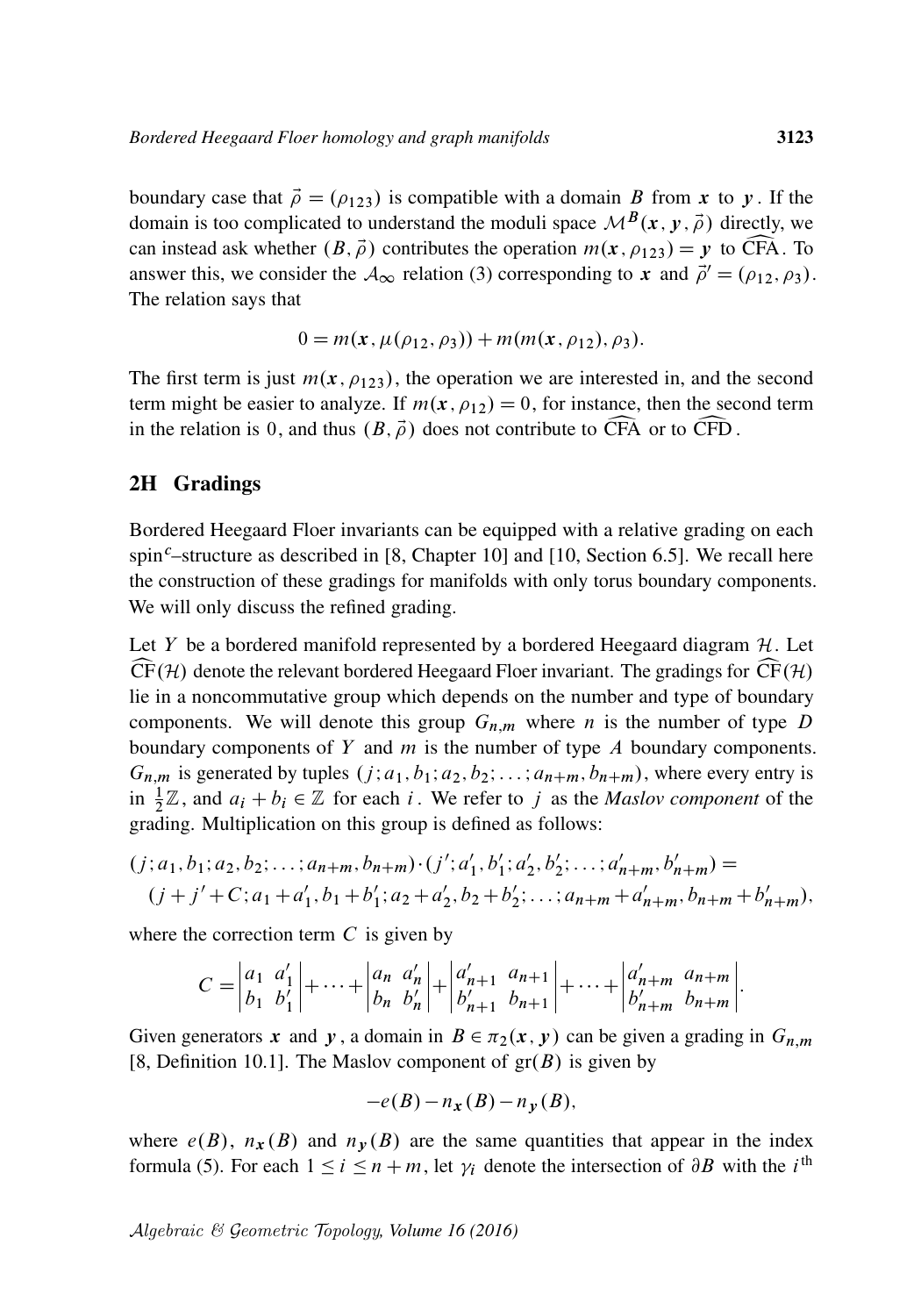boundary case that $\vec{\rho} = (\rho_{123})$ is compatible with a domain $B$ from $\boldsymbol{x}$ to $\boldsymbol{y}$. If the domain is too complicated to understand the moduli space $\mathcal{M}^B(\boldsymbol{x}, \boldsymbol{y}, \vec{\rho})$ directly, we can instead ask whether $(B, \vec{\rho})$ contributes the operation $m(\boldsymbol{x}, \rho_{123}) = \boldsymbol{y}$ to $\widehat{\mathrm{CFA}}$. To answer this, we consider the $\mathcal{A}_\infty$ relation (3) corresponding to $\boldsymbol{x}$ and $\vec{\rho}\,' = (\rho_{12}, \rho_3)$. The relation says that

$$0 = m(\boldsymbol{x}, \mu(\rho_{12}, \rho_3)) + m(m(\boldsymbol{x}, \rho_{12}), \rho_3).$$

The first term is just $m(\boldsymbol{x}, \rho_{123})$, the operation we are interested in, and the second term might be easier to analyze. If $m(\boldsymbol{x}, \rho_{12}) = 0$, for instance, then the second term in the relation is 0, and thus $(B, \vec{\rho})$ does not contribute to $\widehat{\mathrm{CFA}}$ or to $\widehat{\mathrm{CFD}}$.

## 2H Gradings

Bordered Heegaard Floer invariants can be equipped with a relative grading on each spin$^c$–structure as described in [8, Chapter 10] and [10, Section 6.5]. We recall here the construction of these gradings for manifolds with only torus boundary components. We will only discuss the refined grading.

Let $Y$ be a bordered manifold represented by a bordered Heegaard diagram $\mathcal{H}$. Let $\widehat{\mathrm{CF}}(\mathcal{H})$ denote the relevant bordered Heegaard Floer invariant. The gradings for $\widehat{\mathrm{CF}}(\mathcal{H})$ lie in a noncommutative group which depends on the number and type of boundary components. We will denote this group $G_{n,m}$ where $n$ is the number of type $D$ boundary components of $Y$ and $m$ is the number of type $A$ boundary components. $G_{n,m}$ is generated by tuples $(j; a_1, b_1; a_2, b_2; \dots; a_{n+m}, b_{n+m})$, where every entry is in $\frac{1}{2}\mathbb{Z}$, and $a_i + b_i \in \mathbb{Z}$ for each $i$. We refer to $j$ as the *Maslov component* of the grading. Multiplication on this group is defined as follows:

$$\begin{aligned}(j; a_1, b_1; a_2, b_2; \dots; a_{n+m}, b_{n+m}) \cdot (j'; a_1', b_1'; a_2', b_2'; \dots; a_{n+m}', b_{n+m}') = \\ (j + j' + C; a_1 + a_1', b_1 + b_1'; a_2 + a_2', b_2 + b_2'; \dots; a_{n+m} + a_{n+m}', b_{n+m} + b_{n+m}'),\end{aligned}$$

where the correction term $C$ is given by

$$C = \begin{vmatrix} a_1 & a_1' \\ b_1 & b_1' \end{vmatrix} + \cdots + \begin{vmatrix} a_n & a_n' \\ b_n & b_n' \end{vmatrix} + \begin{vmatrix} a_{n+1}' & a_{n+1} \\ b_{n+1}' & b_{n+1} \end{vmatrix} + \cdots + \begin{vmatrix} a_{n+m}' & a_{n+m} \\ b_{n+m}' & b_{n+m} \end{vmatrix}.$$

Given generators $\boldsymbol{x}$ and $\boldsymbol{y}$, a domain in $B \in \pi_2(\boldsymbol{x}, \boldsymbol{y})$ can be given a grading in $G_{n,m}$ [8, Definition 10.1]. The Maslov component of $\mathrm{gr}(B)$ is given by

$$-e(B) - n_{\boldsymbol{x}}(B) - n_{\boldsymbol{y}}(B),$$

where $e(B)$, $n_{\boldsymbol{x}}(B)$ and $n_{\boldsymbol{y}}(B)$ are the same quantities that appear in the index formula (5). For each $1 \le i \le n+m$, let $\gamma_i$ denote the intersection of $\partial B$ with the $i^{\text{th}}$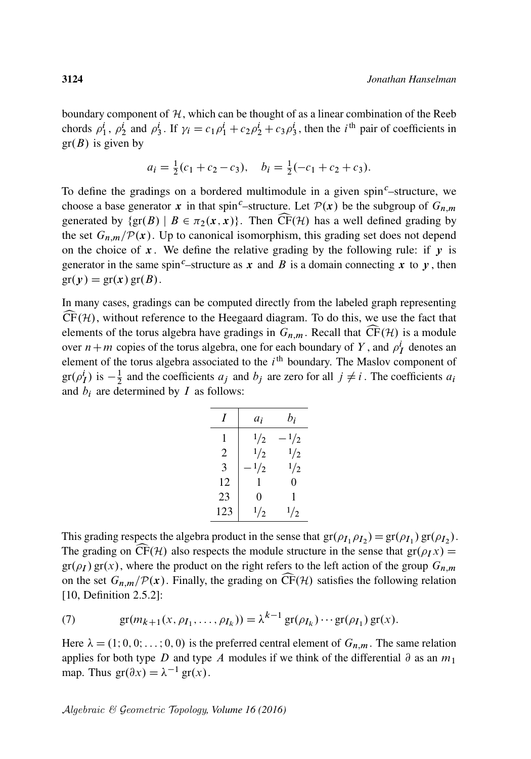boundary component of $\mathcal{H}$, which can be thought of as a linear combination of the Reeb chords $\rho_1^i$, $\rho_2^i$ and $\rho_3^i$. If $\gamma_i = c_1\rho_1^i + c_2\rho_2^i + c_3\rho_3^i$, then the $i^{\text{th}}$ pair of coefficients in $\mathrm{gr}(B)$ is given by

$$a_i = \tfrac{1}{2}(c_1 + c_2 - c_3), \quad b_i = \tfrac{1}{2}(-c_1 + c_2 + c_3).$$

To define the gradings on a bordered multimodule in a given spin$^c$–structure, we choose a base generator $\boldsymbol{x}$ in that spin$^c$–structure. Let $\mathcal{P}(\boldsymbol{x})$ be the subgroup of $G_{n,m}$ generated by $\{\mathrm{gr}(B) \mid B \in \pi_2(\boldsymbol{x}, \boldsymbol{x})\}$. Then $\widehat{\mathrm{CF}}(\mathcal{H})$ has a well defined grading by the set $G_{n,m}/\mathcal{P}(\boldsymbol{x})$. Up to canonical isomorphism, this grading set does not depend on the choice of $\boldsymbol{x}$. We define the relative grading by the following rule: if $\boldsymbol{y}$ is generator in the same spin$^c$–structure as $\boldsymbol{x}$ and $B$ is a domain connecting $\boldsymbol{x}$ to $\boldsymbol{y}$, then $\mathrm{gr}(\boldsymbol{y}) = \mathrm{gr}(\boldsymbol{x})\,\mathrm{gr}(B)$.

In many cases, gradings can be computed directly from the labeled graph representing $\widehat{\mathrm{CF}}(\mathcal{H})$, without reference to the Heegaard diagram. To do this, we use the fact that elements of the torus algebra have gradings in $G_{n,m}$. Recall that $\widehat{\mathrm{CF}}(\mathcal{H})$ is a module over $n+m$ copies of the torus algebra, one for each boundary of $Y$, and $\rho_I^i$ denotes an element of the torus algebra associated to the $i^{\text{th}}$ boundary. The Maslov component of $\mathrm{gr}(\rho_I^i)$ is $-\frac{1}{2}$ and the coefficients $a_j$ and $b_j$ are zero for all $j \neq i$. The coefficients $a_i$ and $b_i$ are determined by $I$ as follows:

| $I$ | $a_i$ | $b_i$ |
|---|---|---|
| 1 | $1/2$ | $-1/2$ |
| 2 | $1/2$ | $1/2$ |
| 3 | $-1/2$ | $1/2$ |
| 12 | 1 | 0 |
| 23 | 0 | 1 |
| 123 | $1/2$ | $1/2$ |

This grading respects the algebra product in the sense that $\mathrm{gr}(\rho_{I_1}\rho_{I_2}) = \mathrm{gr}(\rho_{I_1})\,\mathrm{gr}(\rho_{I_2})$. The grading on $\widehat{\mathrm{CF}}(\mathcal{H})$ also respects the module structure in the sense that $\mathrm{gr}(\rho_I x) = \mathrm{gr}(\rho_I)\,\mathrm{gr}(x)$, where the product on the right refers to the left action of the group $G_{n,m}$ on the set $G_{n,m}/\mathcal{P}(\boldsymbol{x})$. Finally, the grading on $\widehat{\mathrm{CF}}(\mathcal{H})$ satisfies the following relation [10, Definition 2.5.2]:

$$\mathrm{gr}(m_{k+1}(x, \rho_{I_1}, \ldots, \rho_{I_k})) = \lambda^{k-1}\,\mathrm{gr}(\rho_{I_k}) \cdots \mathrm{gr}(\rho_{I_1})\,\mathrm{gr}(x). \tag{7}$$

Here $\lambda = (1; 0, 0; \ldots; 0, 0)$ is the preferred central element of $G_{n,m}$. The same relation applies for both type $D$ and type $A$ modules if we think of the differential $\partial$ as an $m_1$ map. Thus $\mathrm{gr}(\partial x) = \lambda^{-1}\,\mathrm{gr}(x)$.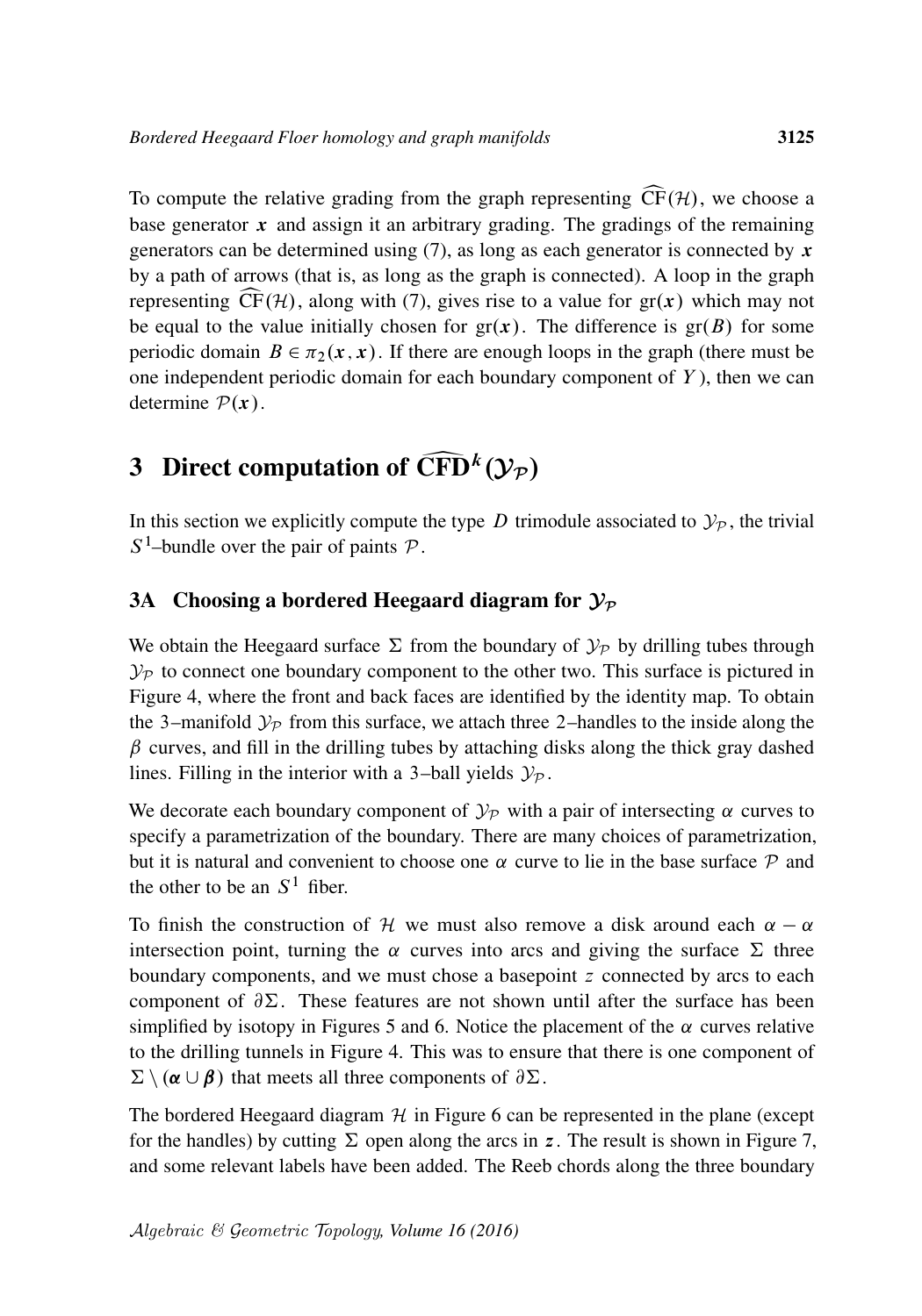To compute the relative grading from the graph representing $\widehat{\mathrm{CF}}(\mathcal{H})$, we choose a base generator $\boldsymbol{x}$ and assign it an arbitrary grading. The gradings of the remaining generators can be determined using (7), as long as each generator is connected by $\boldsymbol{x}$ by a path of arrows (that is, as long as the graph is connected). A loop in the graph representing $\widehat{\mathrm{CF}}(\mathcal{H})$, along with (7), gives rise to a value for $\mathrm{gr}(\boldsymbol{x})$ which may not be equal to the value initially chosen for $\mathrm{gr}(\boldsymbol{x})$. The difference is $\mathrm{gr}(B)$ for some periodic domain $B \in \pi_2(\boldsymbol{x}, \boldsymbol{x})$. If there are enough loops in the graph (there must be one independent periodic domain for each boundary component of $Y$), then we can determine $\mathcal{P}(\boldsymbol{x})$.

# 3 Direct computation of $\widehat{\mathrm{CFD}}^k(\mathcal{Y}_{\mathcal{P}})$

In this section we explicitly compute the type $D$ trimodule associated to $\mathcal{Y}_{\mathcal{P}}$, the trivial $S^1$–bundle over the pair of paints $\mathcal{P}$.

## 3A Choosing a bordered Heegaard diagram for $\mathcal{Y}_{\mathcal{P}}$

We obtain the Heegaard surface $\Sigma$ from the boundary of $\mathcal{Y}_{\mathcal{P}}$ by drilling tubes through $\mathcal{Y}_{\mathcal{P}}$ to connect one boundary component to the other two. This surface is pictured in Figure 4, where the front and back faces are identified by the identity map. To obtain the 3–manifold $\mathcal{Y}_{\mathcal{P}}$ from this surface, we attach three 2–handles to the inside along the $\beta$ curves, and fill in the drilling tubes by attaching disks along the thick gray dashed lines. Filling in the interior with a 3–ball yields $\mathcal{Y}_{\mathcal{P}}$.

We decorate each boundary component of $\mathcal{Y}_{\mathcal{P}}$ with a pair of intersecting $\alpha$ curves to specify a parametrization of the boundary. There are many choices of parametrization, but it is natural and convenient to choose one $\alpha$ curve to lie in the base surface $\mathcal{P}$ and the other to be an $S^1$ fiber.

To finish the construction of $\mathcal{H}$ we must also remove a disk around each $\alpha - \alpha$ intersection point, turning the $\alpha$ curves into arcs and giving the surface $\Sigma$ three boundary components, and we must chose a basepoint $z$ connected by arcs to each component of $\partial\Sigma$. These features are not shown until after the surface has been simplified by isotopy in Figures 5 and 6. Notice the placement of the $\alpha$ curves relative to the drilling tunnels in Figure 4. This was to ensure that there is one component of $\Sigma \setminus (\boldsymbol{\alpha} \cup \boldsymbol{\beta})$ that meets all three components of $\partial\Sigma$.

The bordered Heegaard diagram $\mathcal{H}$ in Figure 6 can be represented in the plane (except for the handles) by cutting $\Sigma$ open along the arcs in $\boldsymbol{z}$. The result is shown in Figure 7, and some relevant labels have been added. The Reeb chords along the three boundary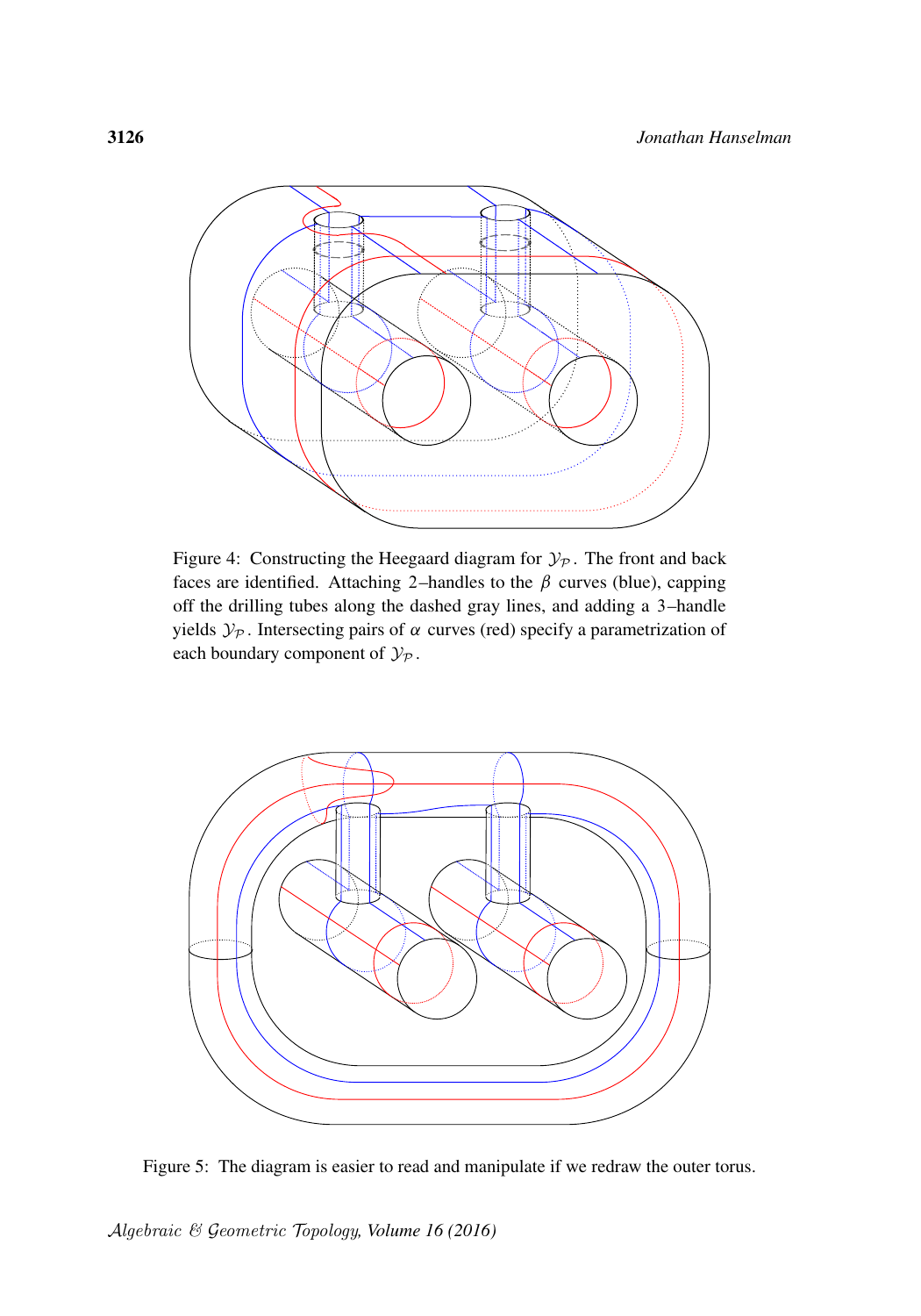Figure 4: Constructing the Heegaard diagram for $\mathcal{Y}_{\mathcal{P}}$. The front and back faces are identified. Attaching 2–handles to the $\beta$ curves (blue), capping off the drilling tubes along the dashed gray lines, and adding a 3–handle yields $\mathcal{Y}_{\mathcal{P}}$. Intersecting pairs of $\alpha$ curves (red) specify a parametrization of each boundary component of $\mathcal{Y}_{\mathcal{P}}$.

Figure 5: The diagram is easier to read and manipulate if we redraw the outer torus.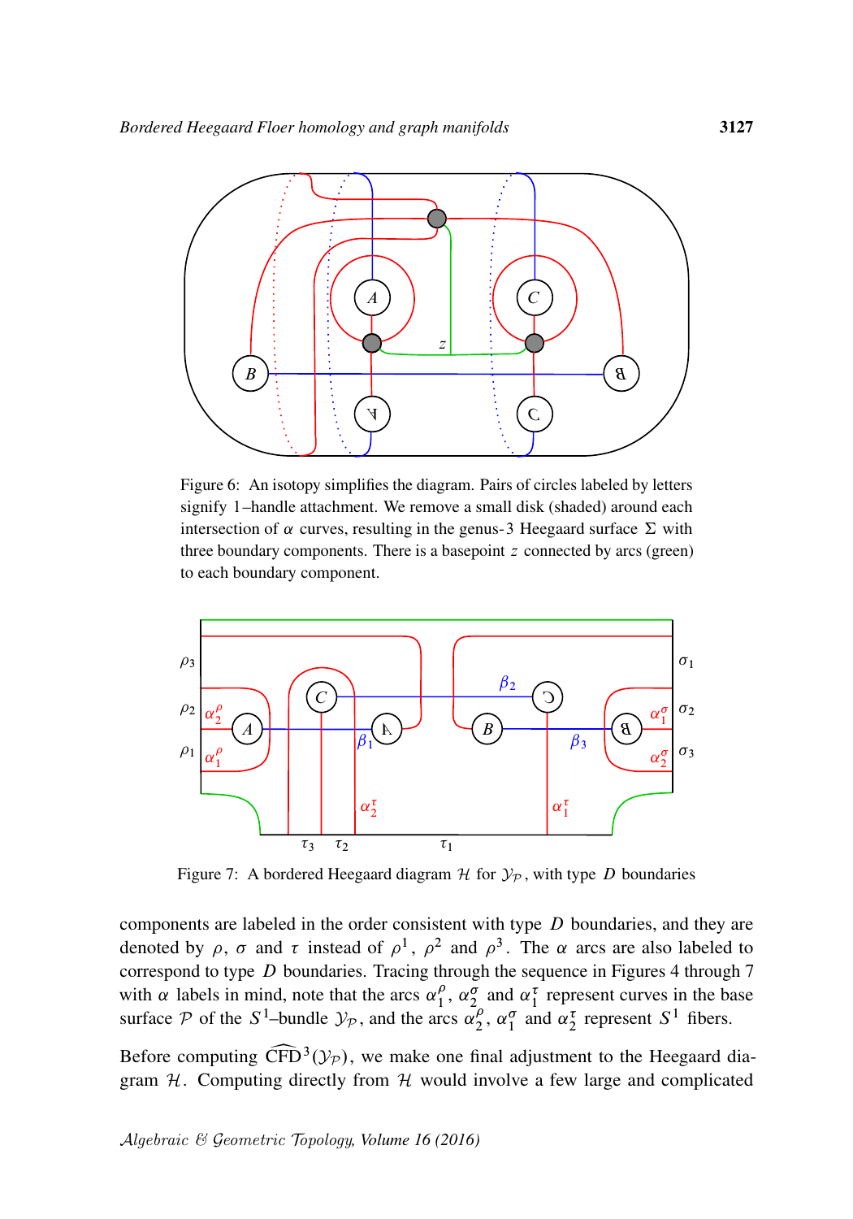Figure 6: An isotopy simplifies the diagram. Pairs of circles labeled by letters signify 1–handle attachment. We remove a small disk (shaded) around each intersection of $\alpha$ curves, resulting in the genus-3 Heegaard surface $\Sigma$ with three boundary components. There is a basepoint $z$ connected by arcs (green) to each boundary component.

Figure 7: A bordered Heegaard diagram $\mathcal{H}$ for $\mathcal{Y}_{\mathcal{P}}$, with type $D$ boundaries

components are labeled in the order consistent with type $D$ boundaries, and they are denoted by $\rho$, $\sigma$ and $\tau$ instead of $\rho^1$, $\rho^2$ and $\rho^3$. The $\alpha$ arcs are also labeled to correspond to type $D$ boundaries. Tracing through the sequence in Figures 4 through 7 with $\alpha$ labels in mind, note that the arcs $\alpha_1^\rho$, $\alpha_2^\sigma$ and $\alpha_1^\tau$ represent curves in the base surface $\mathcal{P}$ of the $S^1$–bundle $\mathcal{Y}_{\mathcal{P}}$, and the arcs $\alpha_2^\rho$, $\alpha_1^\sigma$ and $\alpha_2^\tau$ represent $S^1$ fibers.

Before computing $\widehat{\mathrm{CFD}}^3(\mathcal{Y}_{\mathcal{P}})$, we make one final adjustment to the Heegaard diagram $\mathcal{H}$. Computing directly from $\mathcal{H}$ would involve a few large and complicated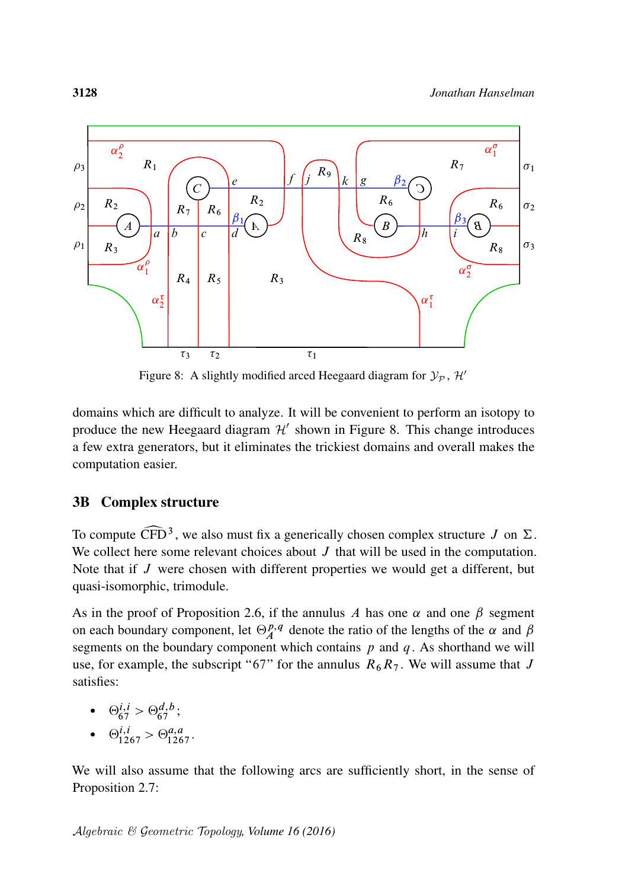Figure 8: A slightly modified arced Heegaard diagram for $\mathcal{Y}_{\mathcal{P}}$, $\mathcal{H}'$

domains which are difficult to analyze. It will be convenient to perform an isotopy to produce the new Heegaard diagram $\mathcal{H}'$ shown in Figure 8. This change introduces a few extra generators, but it eliminates the trickiest domains and overall makes the computation easier.

## 3B Complex structure

To compute $\widehat{\mathrm{CFD}}^3$, we also must fix a generically chosen complex structure $J$ on $\Sigma$. We collect here some relevant choices about $J$ that will be used in the computation. Note that if $J$ were chosen with different properties we would get a different, but quasi-isomorphic, trimodule.

As in the proof of Proposition 2.6, if the annulus $A$ has one $\alpha$ and one $\beta$ segment on each boundary component, let $\Theta_A^{p,q}$ denote the ratio of the lengths of the $\alpha$ and $\beta$ segments on the boundary component which contains $p$ and $q$. As shorthand we will use, for example, the subscript "67" for the annulus $R_6R_7$. We will assume that $J$ satisfies:

- $\Theta_{67}^{i,i} > \Theta_{67}^{d,b}$;
- $\Theta_{1267}^{i,i} > \Theta_{1267}^{a,a}$.

We will also assume that the following arcs are sufficiently short, in the sense of Proposition 2.7: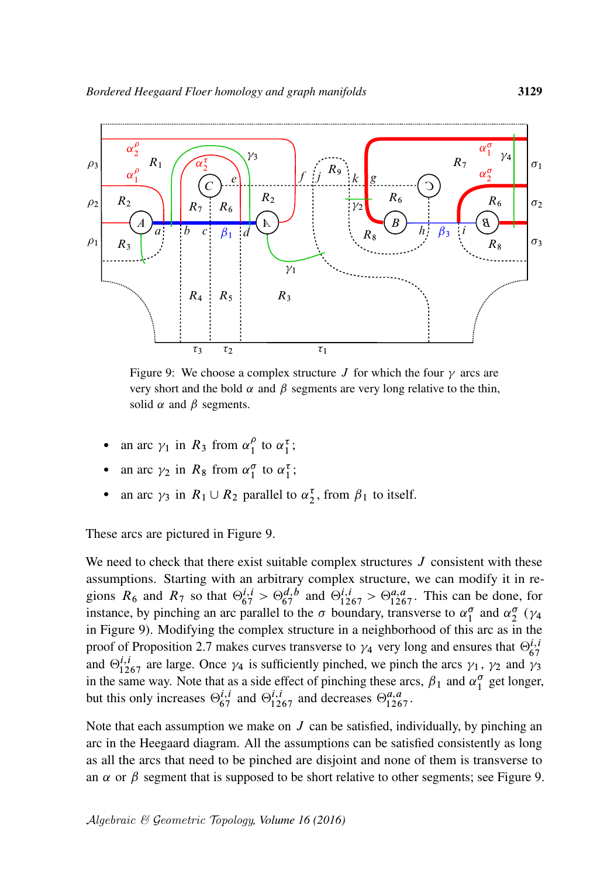Figure 9: We choose a complex structure $J$ for which the four $\gamma$ arcs are very short and the bold $\alpha$ and $\beta$ segments are very long relative to the thin, solid $\alpha$ and $\beta$ segments.

- an arc $\gamma_1$ in $R_3$ from $\alpha_1^\rho$ to $\alpha_1^\tau$;
- an arc $\gamma_2$ in $R_8$ from $\alpha_1^\sigma$ to $\alpha_1^\tau$;
- an arc $\gamma_3$ in $R_1 \cup R_2$ parallel to $\alpha_2^\tau$, from $\beta_1$ to itself.

These arcs are pictured in Figure 9.

We need to check that there exist suitable complex structures $J$ consistent with these assumptions. Starting with an arbitrary complex structure, we can modify it in regions $R_6$ and $R_7$ so that $\Theta_{67}^{i,i} > \Theta_{67}^{d,b}$ and $\Theta_{1267}^{i,i} > \Theta_{1267}^{a,a}$. This can be done, for instance, by pinching an arc parallel to the $\sigma$ boundary, transverse to $\alpha_1^\sigma$ and $\alpha_2^\sigma$ ($\gamma_4$ in Figure 9). Modifying the complex structure in a neighborhood of this arc as in the proof of Proposition 2.7 makes curves transverse to $\gamma_4$ very long and ensures that $\Theta_{67}^{i,i}$ and $\Theta_{1267}^{i,i}$ are large. Once $\gamma_4$ is sufficiently pinched, we pinch the arcs $\gamma_1$, $\gamma_2$ and $\gamma_3$ in the same way. Note that as a side effect of pinching these arcs, $\beta_1$ and $\alpha_1^\sigma$ get longer, but this only increases $\Theta_{67}^{i,i}$ and $\Theta_{1267}^{i,i}$ and decreases $\Theta_{1267}^{a,a}$.

Note that each assumption we make on $J$ can be satisfied, individually, by pinching an arc in the Heegaard diagram. All the assumptions can be satisfied consistently as long as all the arcs that need to be pinched are disjoint and none of them is transverse to an $\alpha$ or $\beta$ segment that is supposed to be short relative to other segments; see Figure 9.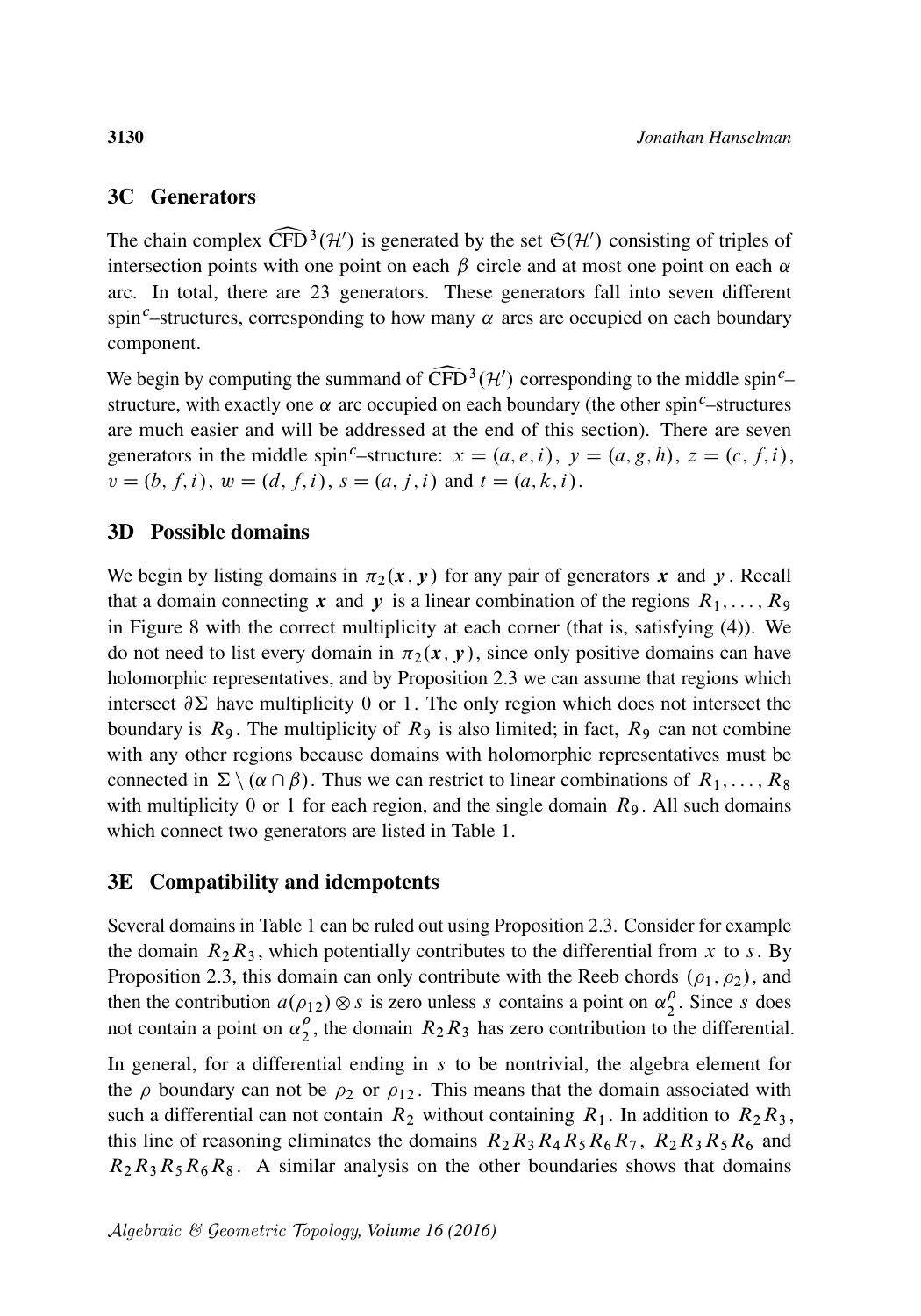## 3C Generators

The chain complex $\widehat{\mathrm{CFD}}^3(\mathcal{H}')$ is generated by the set $\mathfrak{S}(\mathcal{H}')$ consisting of triples of intersection points with one point on each $\beta$ circle and at most one point on each $\alpha$ arc. In total, there are 23 generators. These generators fall into seven different spin$^c$–structures, corresponding to how many $\alpha$ arcs are occupied on each boundary component.

We begin by computing the summand of $\widehat{\mathrm{CFD}}^3(\mathcal{H}')$ corresponding to the middle spin$^c$–structure, with exactly one $\alpha$ arc occupied on each boundary (the other spin$^c$–structures are much easier and will be addressed at the end of this section). There are seven generators in the middle spin$^c$–structure: $x = (a, e, i)$, $y = (a, g, h)$, $z = (c, f, i)$, $v = (b, f, i)$, $w = (d, f, i)$, $s = (a, j, i)$ and $t = (a, k, i)$.

## 3D Possible domains

We begin by listing domains in $\pi_2(\boldsymbol{x}, \boldsymbol{y})$ for any pair of generators $\boldsymbol{x}$ and $\boldsymbol{y}$. Recall that a domain connecting $\boldsymbol{x}$ and $\boldsymbol{y}$ is a linear combination of the regions $R_1, \dots, R_9$ in Figure 8 with the correct multiplicity at each corner (that is, satisfying (4)). We do not need to list every domain in $\pi_2(\boldsymbol{x}, \boldsymbol{y})$, since only positive domains can have holomorphic representatives, and by Proposition 2.3 we can assume that regions which intersect $\partial\Sigma$ have multiplicity 0 or 1. The only region which does not intersect the boundary is $R_9$. The multiplicity of $R_9$ is also limited; in fact, $R_9$ can not combine with any other regions because domains with holomorphic representatives must be connected in $\Sigma \setminus (\alpha \cap \beta)$. Thus we can restrict to linear combinations of $R_1, \dots, R_8$ with multiplicity 0 or 1 for each region, and the single domain $R_9$. All such domains which connect two generators are listed in Table 1.

## 3E Compatibility and idempotents

Several domains in Table 1 can be ruled out using Proposition 2.3. Consider for example the domain $R_2 R_3$, which potentially contributes to the differential from $x$ to $s$. By Proposition 2.3, this domain can only contribute with the Reeb chords $(\rho_1, \rho_2)$, and then the contribution $a(\rho_{12}) \otimes s$ is zero unless $s$ contains a point on $\alpha_2^\rho$. Since $s$ does not contain a point on $\alpha_2^\rho$, the domain $R_2 R_3$ has zero contribution to the differential.

In general, for a differential ending in $s$ to be nontrivial, the algebra element for the $\rho$ boundary can not be $\rho_2$ or $\rho_{12}$. This means that the domain associated with such a differential can not contain $R_2$ without containing $R_1$. In addition to $R_2 R_3$, this line of reasoning eliminates the domains $R_2 R_3 R_4 R_5 R_6 R_7$, $R_2 R_3 R_5 R_6$ and $R_2 R_3 R_5 R_6 R_8$. A similar analysis on the other boundaries shows that domains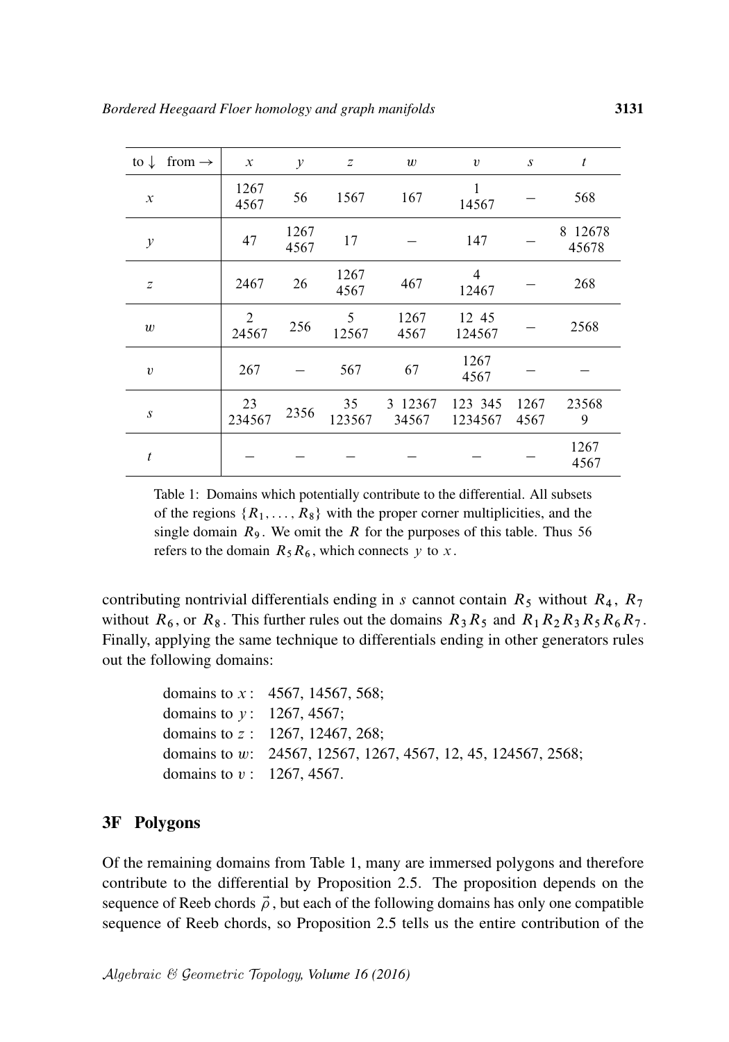| to ↓ from → | $x$ | $y$ | $z$ | $w$ | $v$ | $s$ | $t$ |
|---|---|---|---|---|---|---|---|
| $x$ | 1267 4567 | 56 | 1567 | 167 | 1 14567 | – | 568 |
| $y$ | 47 | 1267 4567 | 17 | – | 147 | – | 8 12678 45678 |
| $z$ | 2467 | 26 | 1267 4567 | 467 | 4 12467 | – | 268 |
| $w$ | 2 24567 | 256 | 5 12567 | 1267 4567 | 12 45 124567 | – | 2568 |
| $v$ | 267 | – | 567 | 67 | 1267 4567 | – | – |
| $s$ | 23 234567 | 2356 | 35 123567 | 3 12367 34567 | 123 345 1234567 | 1267 4567 | 23568 9 |
| $t$ | – | – | – | – | – | – | 1267 4567 |

Table 1: Domains which potentially contribute to the differential. All subsets of the regions $\{R_1, \dots, R_8\}$ with the proper corner multiplicities, and the single domain $R_9$. We omit the $R$ for the purposes of this table. Thus 56 refers to the domain $R_5 R_6$, which connects $y$ to $x$.

contributing nontrivial differentials ending in $s$ cannot contain $R_5$ without $R_4$, $R_7$ without $R_6$, or $R_8$. This further rules out the domains $R_3 R_5$ and $R_1 R_2 R_3 R_5 R_6 R_7$. Finally, applying the same technique to differentials ending in other generators rules out the following domains:

domains to $x$: 4567, 14567, 568;
domains to $y$: 1267, 4567;
domains to $z$: 1267, 12467, 268;
domains to $w$: 24567, 12567, 1267, 4567, 12, 45, 124567, 2568;
domains to $v$: 1267, 4567.

## 3F Polygons

Of the remaining domains from Table 1, many are immersed polygons and therefore contribute to the differential by Proposition 2.5. The proposition depends on the sequence of Reeb chords $\vec{\rho}$, but each of the following domains has only one compatible sequence of Reeb chords, so Proposition 2.5 tells us the entire contribution of the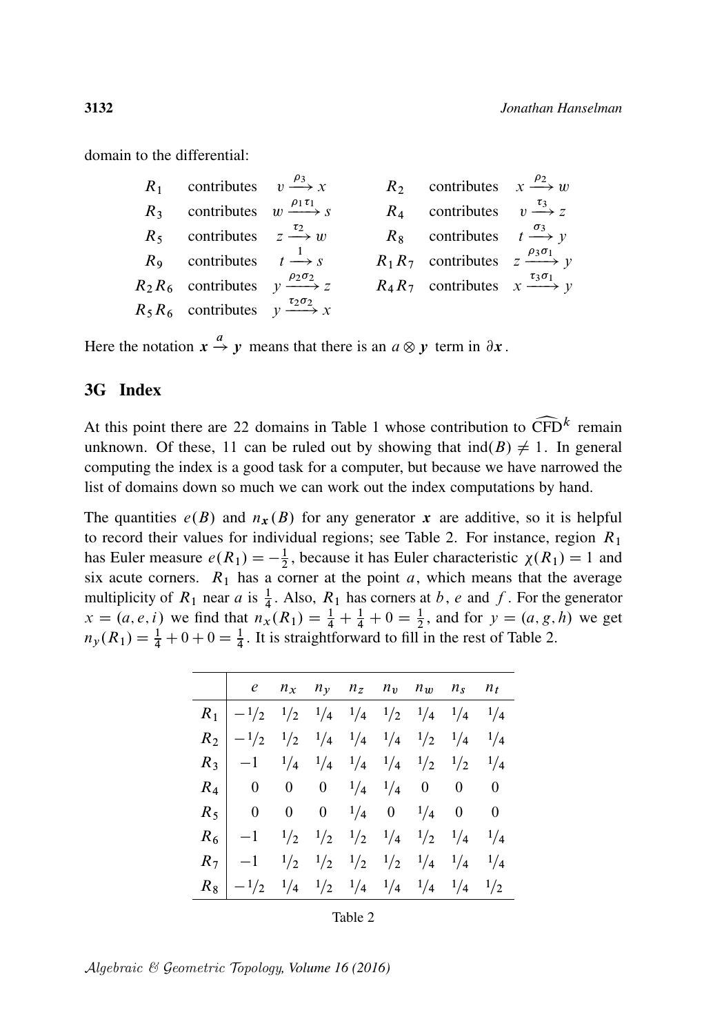domain to the differential:

$$
\begin{array}{llllll}
R_1 & \text{contributes} & v \xrightarrow{\rho_3} x & R_2 & \text{contributes} & x \xrightarrow{\rho_2} w \\
R_3 & \text{contributes} & w \xrightarrow{\rho_1\tau_1} s & R_4 & \text{contributes} & v \xrightarrow{\tau_3} z \\
R_5 & \text{contributes} & z \xrightarrow{\tau_2} w & R_8 & \text{contributes} & t \xrightarrow{\sigma_3} y \\
R_9 & \text{contributes} & t \xrightarrow{1} s & R_1R_7 & \text{contributes} & z \xrightarrow{\rho_3\sigma_1} y \\
R_2R_6 & \text{contributes} & y \xrightarrow{\rho_2\sigma_2} z & R_4R_7 & \text{contributes} & x \xrightarrow{\tau_3\sigma_1} y \\
R_5R_6 & \text{contributes} & y \xrightarrow{\tau_2\sigma_2} x & & &
\end{array}
$$

Here the notation $\boldsymbol{x} \xrightarrow{a} \boldsymbol{y}$ means that there is an $a \otimes \boldsymbol{y}$ term in $\partial \boldsymbol{x}$.

## 3G Index

At this point there are 22 domains in Table 1 whose contribution to $\widehat{\mathrm{CFD}}^k$ remain unknown. Of these, 11 can be ruled out by showing that $\operatorname{ind}(B) \neq 1$. In general computing the index is a good task for a computer, but because we have narrowed the list of domains down so much we can work out the index computations by hand.

The quantities $e(B)$ and $n_{\boldsymbol{x}}(B)$ for any generator $\boldsymbol{x}$ are additive, so it is helpful to record their values for individual regions; see Table 2. For instance, region $R_1$ has Euler measure $e(R_1) = -\frac{1}{2}$, because it has Euler characteristic $\chi(R_1) = 1$ and six acute corners. $R_1$ has a corner at the point $a$, which means that the average multiplicity of $R_1$ near $a$ is $\frac{1}{4}$. Also, $R_1$ has corners at $b$, $e$ and $f$. For the generator $x = (a, e, i)$ we find that $n_x(R_1) = \frac{1}{4} + \frac{1}{4} + 0 = \frac{1}{2}$, and for $y = (a, g, h)$ we get $n_y(R_1) = \frac{1}{4} + 0 + 0 = \frac{1}{4}$. It is straightforward to fill in the rest of Table 2.

| | $e$ | $n_x$ | $n_y$ | $n_z$ | $n_v$ | $n_w$ | $n_s$ | $n_t$ |
|---|---|---|---|---|---|---|---|---|
| $R_1$ | $-1/2$ | $1/2$ | $1/4$ | $1/4$ | $1/2$ | $1/4$ | $1/4$ | $1/4$ |
| $R_2$ | $-1/2$ | $1/2$ | $1/4$ | $1/4$ | $1/4$ | $1/2$ | $1/4$ | $1/4$ |
| $R_3$ | $-1$ | $1/4$ | $1/4$ | $1/4$ | $1/4$ | $1/2$ | $1/2$ | $1/4$ |
| $R_4$ | $0$ | $0$ | $0$ | $1/4$ | $1/4$ | $0$ | $0$ | $0$ |
| $R_5$ | $0$ | $0$ | $0$ | $1/4$ | $0$ | $1/4$ | $0$ | $0$ |
| $R_6$ | $-1$ | $1/2$ | $1/2$ | $1/2$ | $1/4$ | $1/2$ | $1/4$ | $1/4$ |
| $R_7$ | $-1$ | $1/2$ | $1/2$ | $1/2$ | $1/2$ | $1/4$ | $1/4$ | $1/4$ |
| $R_8$ | $-1/2$ | $1/4$ | $1/2$ | $1/4$ | $1/4$ | $1/4$ | $1/4$ | $1/2$ |

Table 2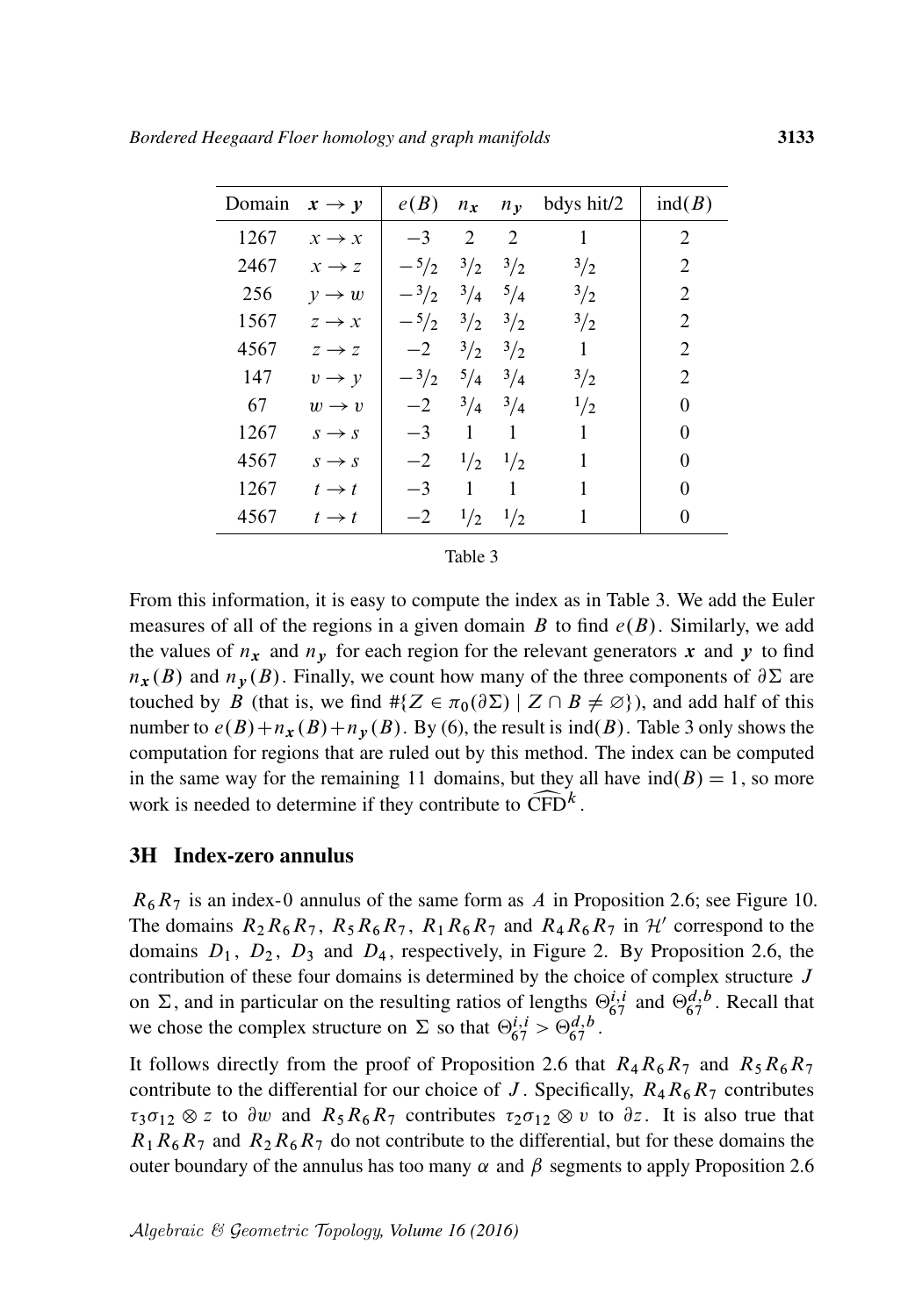| Domain | $\mathbf{x} \to \mathbf{y}$ | $e(B)$ | $n_{\mathbf{x}}$ | $n_{\mathbf{y}}$ | bdys hit/2 | $\operatorname{ind}(B)$ |
|---|---|---|---|---|---|---|
| 1267 | $x \to x$ | $-3$ | $2$ | $2$ | $1$ | $2$ |
| 2467 | $x \to z$ | $-5/2$ | $3/2$ | $3/2$ | $3/2$ | $2$ |
| 256 | $y \to w$ | $-3/2$ | $3/4$ | $5/4$ | $3/2$ | $2$ |
| 1567 | $z \to x$ | $-5/2$ | $3/2$ | $3/2$ | $3/2$ | $2$ |
| 4567 | $z \to z$ | $-2$ | $3/2$ | $3/2$ | $1$ | $2$ |
| 147 | $v \to y$ | $-3/2$ | $5/4$ | $3/4$ | $3/2$ | $2$ |
| 67 | $w \to v$ | $-2$ | $3/4$ | $3/4$ | $1/2$ | $0$ |
| 1267 | $s \to s$ | $-3$ | $1$ | $1$ | $1$ | $0$ |
| 4567 | $s \to s$ | $-2$ | $1/2$ | $1/2$ | $1$ | $0$ |
| 1267 | $t \to t$ | $-3$ | $1$ | $1$ | $1$ | $0$ |
| 4567 | $t \to t$ | $-2$ | $1/2$ | $1/2$ | $1$ | $0$ |

Table 3

From this information, it is easy to compute the index as in Table 3. We add the Euler measures of all of the regions in a given domain $B$ to find $e(B)$. Similarly, we add the values of $n_{\mathbf{x}}$ and $n_{\mathbf{y}}$ for each region for the relevant generators $\mathbf{x}$ and $\mathbf{y}$ to find $n_{\mathbf{x}}(B)$ and $n_{\mathbf{y}}(B)$. Finally, we count how many of the three components of $\partial\Sigma$ are touched by $B$ (that is, we find $\#\{Z \in \pi_0(\partial\Sigma) \mid Z \cap B \neq \varnothing\}$), and add half of this number to $e(B)+n_{\mathbf{x}}(B)+n_{\mathbf{y}}(B)$. By (6), the result is $\operatorname{ind}(B)$. Table 3 only shows the computation for regions that are ruled out by this method. The index can be computed in the same way for the remaining 11 domains, but they all have $\operatorname{ind}(B)=1$, so more work is needed to determine if they contribute to $\widehat{\mathrm{CFD}}^k$.

### 3H Index-zero annulus

$R_6R_7$ is an index-0 annulus of the same form as $A$ in Proposition 2.6; see Figure 10. The domains $R_2R_6R_7$, $R_5R_6R_7$, $R_1R_6R_7$ and $R_4R_6R_7$ in $\mathcal{H}'$ correspond to the domains $D_1$, $D_2$, $D_3$ and $D_4$, respectively, in Figure 2. By Proposition 2.6, the contribution of these four domains is determined by the choice of complex structure $J$ on $\Sigma$, and in particular on the resulting ratios of lengths $\Theta_{67}^{i,i}$ and $\Theta_{67}^{d,b}$. Recall that we chose the complex structure on $\Sigma$ so that $\Theta_{67}^{i,i} > \Theta_{67}^{d,b}$.

It follows directly from the proof of Proposition 2.6 that $R_4R_6R_7$ and $R_5R_6R_7$ contribute to the differential for our choice of $J$. Specifically, $R_4R_6R_7$ contributes $\tau_3\sigma_{12} \otimes z$ to $\partial w$ and $R_5R_6R_7$ contributes $\tau_2\sigma_{12} \otimes v$ to $\partial z$. It is also true that $R_1R_6R_7$ and $R_2R_6R_7$ do not contribute to the differential, but for these domains the outer boundary of the annulus has too many $\alpha$ and $\beta$ segments to apply Proposition 2.6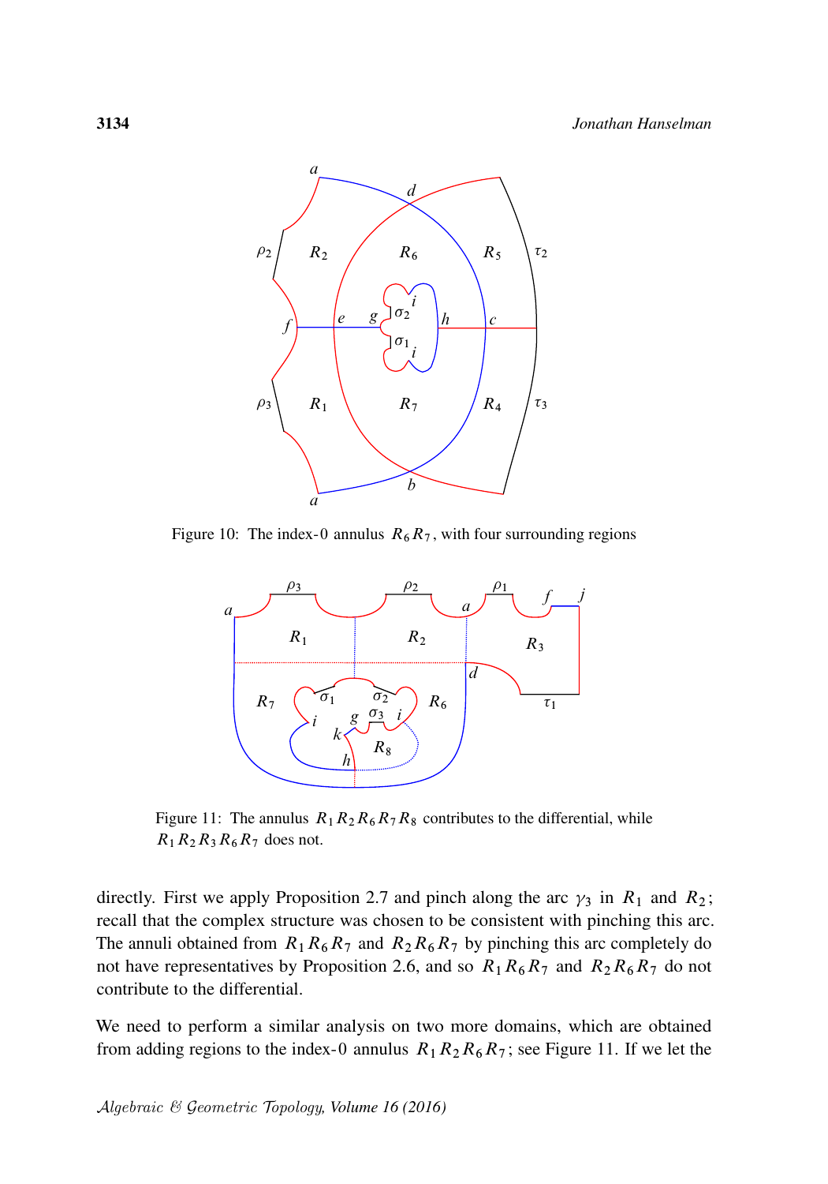Figure 10: The index-0 annulus $R_6 R_7$, with four surrounding regions

Figure 11: The annulus $R_1 R_2 R_6 R_7 R_8$ contributes to the differential, while $R_1 R_2 R_3 R_6 R_7$ does not.

directly. First we apply Proposition 2.7 and pinch along the arc $\gamma_3$ in $R_1$ and $R_2$; recall that the complex structure was chosen to be consistent with pinching this arc. The annuli obtained from $R_1 R_6 R_7$ and $R_2 R_6 R_7$ by pinching this arc completely do not have representatives by Proposition 2.6, and so $R_1 R_6 R_7$ and $R_2 R_6 R_7$ do not contribute to the differential.

We need to perform a similar analysis on two more domains, which are obtained from adding regions to the index-0 annulus $R_1 R_2 R_6 R_7$; see Figure 11. If we let the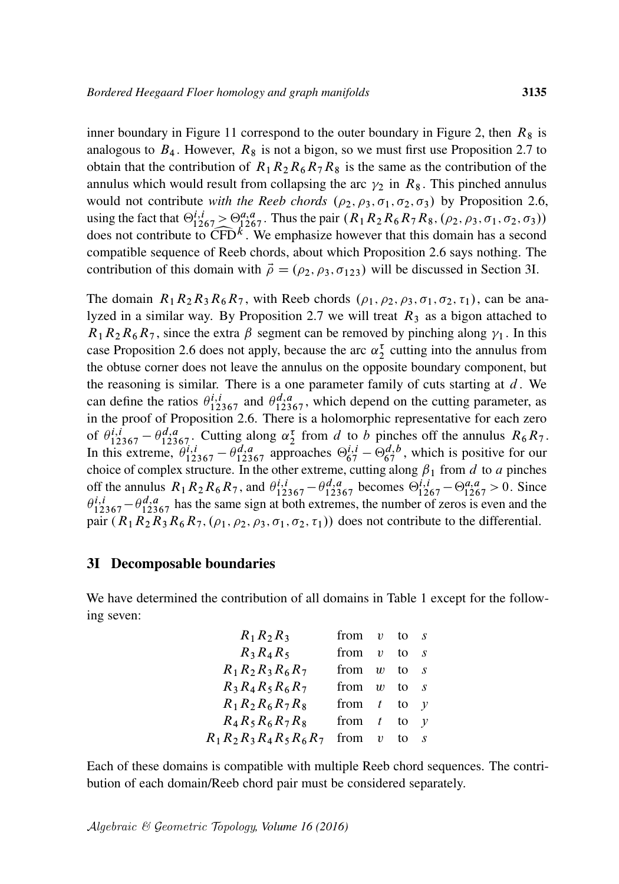inner boundary in Figure 11 correspond to the outer boundary in Figure 2, then $R_8$ is analogous to $B_4$. However, $R_8$ is not a bigon, so we must first use Proposition 2.7 to obtain that the contribution of $R_1R_2R_6R_7R_8$ is the same as the contribution of the annulus which would result from collapsing the arc $\gamma_2$ in $R_8$. This pinched annulus would not contribute *with the Reeb chords* $(\rho_2, \rho_3, \sigma_1, \sigma_2, \sigma_3)$ by Proposition 2.6, using the fact that $\Theta^{i,i}_{1267} > \Theta^{a,a}_{1267}$. Thus the pair $(R_1R_2R_6R_7R_8, (\rho_2, \rho_3, \sigma_1, \sigma_2, \sigma_3))$ does not contribute to $\widehat{\mathrm{CFD}}^k$. We emphasize however that this domain has a second compatible sequence of Reeb chords, about which Proposition 2.6 says nothing. The contribution of this domain with $\vec{\rho} = (\rho_2, \rho_3, \sigma_{123})$ will be discussed in Section 3I.

The domain $R_1R_2R_3R_6R_7$, with Reeb chords $(\rho_1, \rho_2, \rho_3, \sigma_1, \sigma_2, \tau_1)$, can be analyzed in a similar way. By Proposition 2.7 we will treat $R_3$ as a bigon attached to $R_1R_2R_6R_7$, since the extra $\beta$ segment can be removed by pinching along $\gamma_1$. In this case Proposition 2.6 does not apply, because the arc $\alpha_2^\tau$ cutting into the annulus from the obtuse corner does not leave the annulus on the opposite boundary component, but the reasoning is similar. There is a one parameter family of cuts starting at $d$. We can define the ratios $\theta^{i,i}_{12367}$ and $\theta^{d,a}_{12367}$, which depend on the cutting parameter, as in the proof of Proposition 2.6. There is a holomorphic representative for each zero of $\theta^{i,i}_{12367} - \theta^{d,a}_{12367}$. Cutting along $\alpha_2^\tau$ from $d$ to $b$ pinches off the annulus $R_6R_7$. In this extreme, $\theta^{i,i}_{12367} - \theta^{d,a}_{12367}$ approaches $\Theta^{i,i}_{67} - \Theta^{d,b}_{67}$, which is positive for our choice of complex structure. In the other extreme, cutting along $\beta_1$ from $d$ to $a$ pinches off the annulus $R_1R_2R_6R_7$, and $\theta^{i,i}_{12367} - \theta^{d,a}_{12367}$ becomes $\Theta^{i,i}_{1267} - \Theta^{a,a}_{1267} > 0$. Since $\theta^{i,i}_{12367} - \theta^{d,a}_{12367}$ has the same sign at both extremes, the number of zeros is even and the pair $(R_1R_2R_3R_6R_7, (\rho_1, \rho_2, \rho_3, \sigma_1, \sigma_2, \tau_1))$ does not contribute to the differential.

## 3I Decomposable boundaries

We have determined the contribution of all domains in Table 1 except for the following seven:

| | | | | |
|---|---|---|---|---|
| $R_1R_2R_3$ | from | $v$ | to | $s$ |
| $R_3R_4R_5$ | from | $v$ | to | $s$ |
| $R_1R_2R_3R_6R_7$ | from | $w$ | to | $s$ |
| $R_3R_4R_5R_6R_7$ | from | $w$ | to | $s$ |
| $R_1R_2R_6R_7R_8$ | from | $t$ | to | $y$ |
| $R_4R_5R_6R_7R_8$ | from | $t$ | to | $y$ |
| $R_1R_2R_3R_4R_5R_6R_7$ | from | $v$ | to | $s$ |

Each of these domains is compatible with multiple Reeb chord sequences. The contribution of each domain/Reeb chord pair must be considered separately.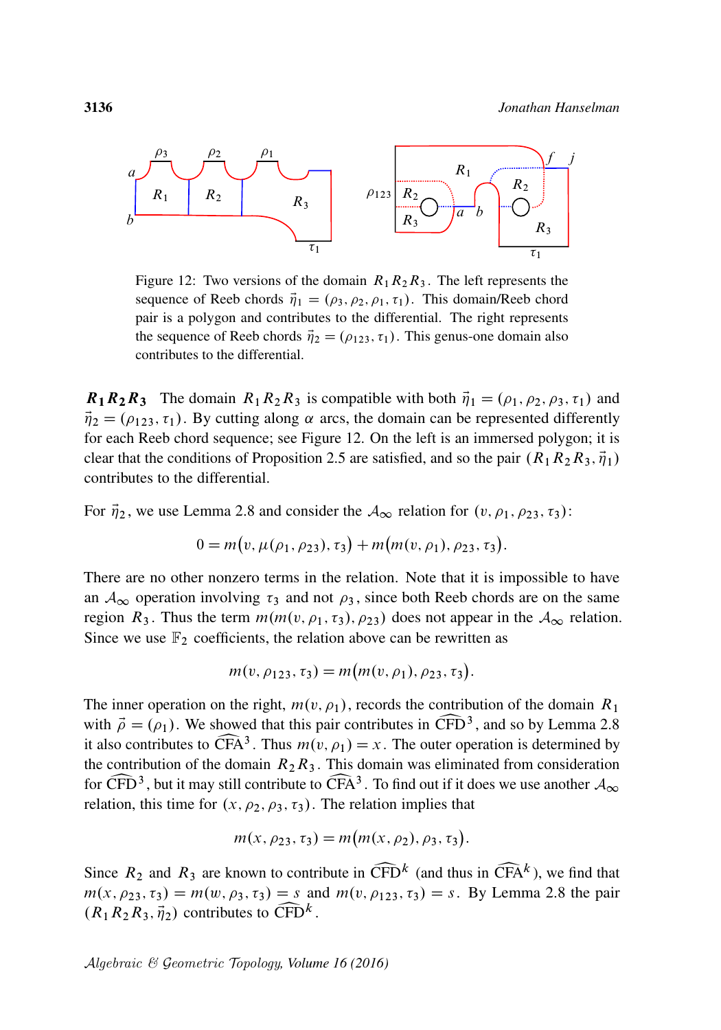Figure 12: Two versions of the domain $R_1R_2R_3$. The left represents the sequence of Reeb chords $\vec{\eta}_1 = (\rho_3, \rho_2, \rho_1, \tau_1)$. This domain/Reeb chord pair is a polygon and contributes to the differential. The right represents the sequence of Reeb chords $\vec{\eta}_2 = (\rho_{123}, \tau_1)$. This genus-one domain also contributes to the differential.

**$R_1R_2R_3$** The domain $R_1R_2R_3$ is compatible with both $\vec{\eta}_1 = (\rho_1, \rho_2, \rho_3, \tau_1)$ and $\vec{\eta}_2 = (\rho_{123}, \tau_1)$. By cutting along $\alpha$ arcs, the domain can be represented differently for each Reeb chord sequence; see Figure 12. On the left is an immersed polygon; it is clear that the conditions of Proposition 2.5 are satisfied, and so the pair $(R_1R_2R_3, \vec{\eta}_1)$ contributes to the differential.

For $\vec{\eta}_2$, we use Lemma 2.8 and consider the $\mathcal{A}_\infty$ relation for $(v, \rho_1, \rho_{23}, \tau_3)$:

$$0 = m(v, \mu(\rho_1, \rho_{23}), \tau_3) + m(m(v, \rho_1), \rho_{23}, \tau_3).$$

There are no other nonzero terms in the relation. Note that it is impossible to have an $\mathcal{A}_\infty$ operation involving $\tau_3$ and not $\rho_3$, since both Reeb chords are on the same region $R_3$. Thus the term $m(m(v, \rho_1, \tau_3), \rho_{23})$ does not appear in the $\mathcal{A}_\infty$ relation. Since we use $\mathbb{F}_2$ coefficients, the relation above can be rewritten as

$$m(v, \rho_{123}, \tau_3) = m(m(v, \rho_1), \rho_{23}, \tau_3).$$

The inner operation on the right, $m(v, \rho_1)$, records the contribution of the domain $R_1$ with $\vec{\rho} = (\rho_1)$. We showed that this pair contributes in $\widehat{\mathrm{CFD}}^3$, and so by Lemma 2.8 it also contributes to $\widehat{\mathrm{CFA}}^3$. Thus $m(v, \rho_1) = x$. The outer operation is determined by the contribution of the domain $R_2R_3$. This domain was eliminated from consideration for $\widehat{\mathrm{CFD}}^3$, but it may still contribute to $\widehat{\mathrm{CFA}}^3$. To find out if it does we use another $\mathcal{A}_\infty$ relation, this time for $(x, \rho_2, \rho_3, \tau_3)$. The relation implies that

$$m(x, \rho_{23}, \tau_3) = m(m(x, \rho_2), \rho_3, \tau_3).$$

Since $R_2$ and $R_3$ are known to contribute in $\widehat{\mathrm{CFD}}^k$ (and thus in $\widehat{\mathrm{CFA}}^k$), we find that $m(x, \rho_{23}, \tau_3) = m(w, \rho_3, \tau_3) = s$ and $m(v, \rho_{123}, \tau_3) = s$. By Lemma 2.8 the pair $(R_1R_2R_3, \vec{\eta}_2)$ contributes to $\widehat{\mathrm{CFD}}^k$.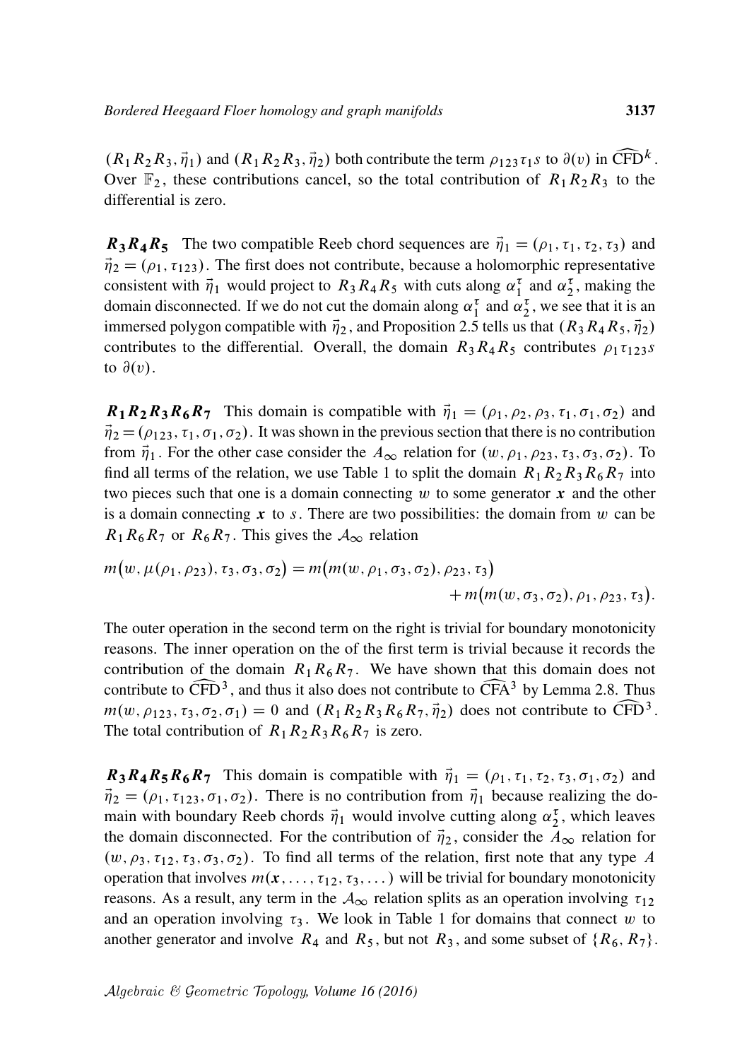$(R_1R_2R_3, \vec{\eta}_1)$ and $(R_1R_2R_3, \vec{\eta}_2)$ both contribute the term $\rho_{123}\tau_1 s$ to $\partial(v)$ in $\widehat{\mathrm{CFD}}^k$. Over $\mathbb{F}_2$, these contributions cancel, so the total contribution of $R_1R_2R_3$ to the differential is zero.

**$R_3R_4R_5$** The two compatible Reeb chord sequences are $\vec{\eta}_1 = (\rho_1, \tau_1, \tau_2, \tau_3)$ and $\vec{\eta}_2 = (\rho_1, \tau_{123})$. The first does not contribute, because a holomorphic representative consistent with $\vec{\eta}_1$ would project to $R_3R_4R_5$ with cuts along $\alpha_1^\tau$ and $\alpha_2^\tau$, making the domain disconnected. If we do not cut the domain along $\alpha_1^\tau$ and $\alpha_2^\tau$, we see that it is an immersed polygon compatible with $\vec{\eta}_2$, and Proposition 2.5 tells us that $(R_3R_4R_5, \vec{\eta}_2)$ contributes to the differential. Overall, the domain $R_3R_4R_5$ contributes $\rho_1\tau_{123}s$ to $\partial(v)$.

**$R_1R_2R_3R_6R_7$** This domain is compatible with $\vec{\eta}_1 = (\rho_1, \rho_2, \rho_3, \tau_1, \sigma_1, \sigma_2)$ and $\vec{\eta}_2 = (\rho_{123}, \tau_1, \sigma_1, \sigma_2)$. It was shown in the previous section that there is no contribution from $\vec{\eta}_1$. For the other case consider the $A_\infty$ relation for $(w, \rho_1, \rho_{23}, \tau_3, \sigma_3, \sigma_2)$. To find all terms of the relation, we use Table 1 to split the domain $R_1R_2R_3R_6R_7$ into two pieces such that one is a domain connecting $w$ to some generator $\boldsymbol{x}$ and the other is a domain connecting $\boldsymbol{x}$ to $s$. There are two possibilities: the domain from $w$ can be $R_1R_6R_7$ or $R_6R_7$. This gives the $\mathcal{A}_\infty$ relation

$$m\big(w, \mu(\rho_1, \rho_{23}), \tau_3, \sigma_3, \sigma_2\big) = m\big(m(w, \rho_1, \sigma_3, \sigma_2), \rho_{23}, \tau_3\big) + m\big(m(w, \sigma_3, \sigma_2), \rho_1, \rho_{23}, \tau_3\big).$$

The outer operation in the second term on the right is trivial for boundary monotonicity reasons. The inner operation on the of the first term is trivial because it records the contribution of the domain $R_1R_6R_7$. We have shown that this domain does not contribute to $\widehat{\mathrm{CFD}}^3$, and thus it also does not contribute to $\widehat{\mathrm{CFA}}^3$ by Lemma 2.8. Thus $m(w, \rho_{123}, \tau_3, \sigma_2, \sigma_1) = 0$ and $(R_1R_2R_3R_6R_7, \vec{\eta}_2)$ does not contribute to $\widehat{\mathrm{CFD}}^3$. The total contribution of $R_1R_2R_3R_6R_7$ is zero.

**$R_3R_4R_5R_6R_7$** This domain is compatible with $\vec{\eta}_1 = (\rho_1, \tau_1, \tau_2, \tau_3, \sigma_1, \sigma_2)$ and $\vec{\eta}_2 = (\rho_1, \tau_{123}, \sigma_1, \sigma_2)$. There is no contribution from $\vec{\eta}_1$ because realizing the domain with boundary Reeb chords $\vec{\eta}_1$ would involve cutting along $\alpha_2^\tau$, which leaves the domain disconnected. For the contribution of $\vec{\eta}_2$, consider the $A_\infty$ relation for $(w, \rho_3, \tau_{12}, \tau_3, \sigma_3, \sigma_2)$. To find all terms of the relation, first note that any type $A$ operation that involves $m(\boldsymbol{x}, \dots, \tau_{12}, \tau_3, \dots)$ will be trivial for boundary monotonicity reasons. As a result, any term in the $\mathcal{A}_\infty$ relation splits as an operation involving $\tau_{12}$ and an operation involving $\tau_3$. We look in Table 1 for domains that connect $w$ to another generator and involve $R_4$ and $R_5$, but not $R_3$, and some subset of $\{R_6, R_7\}$.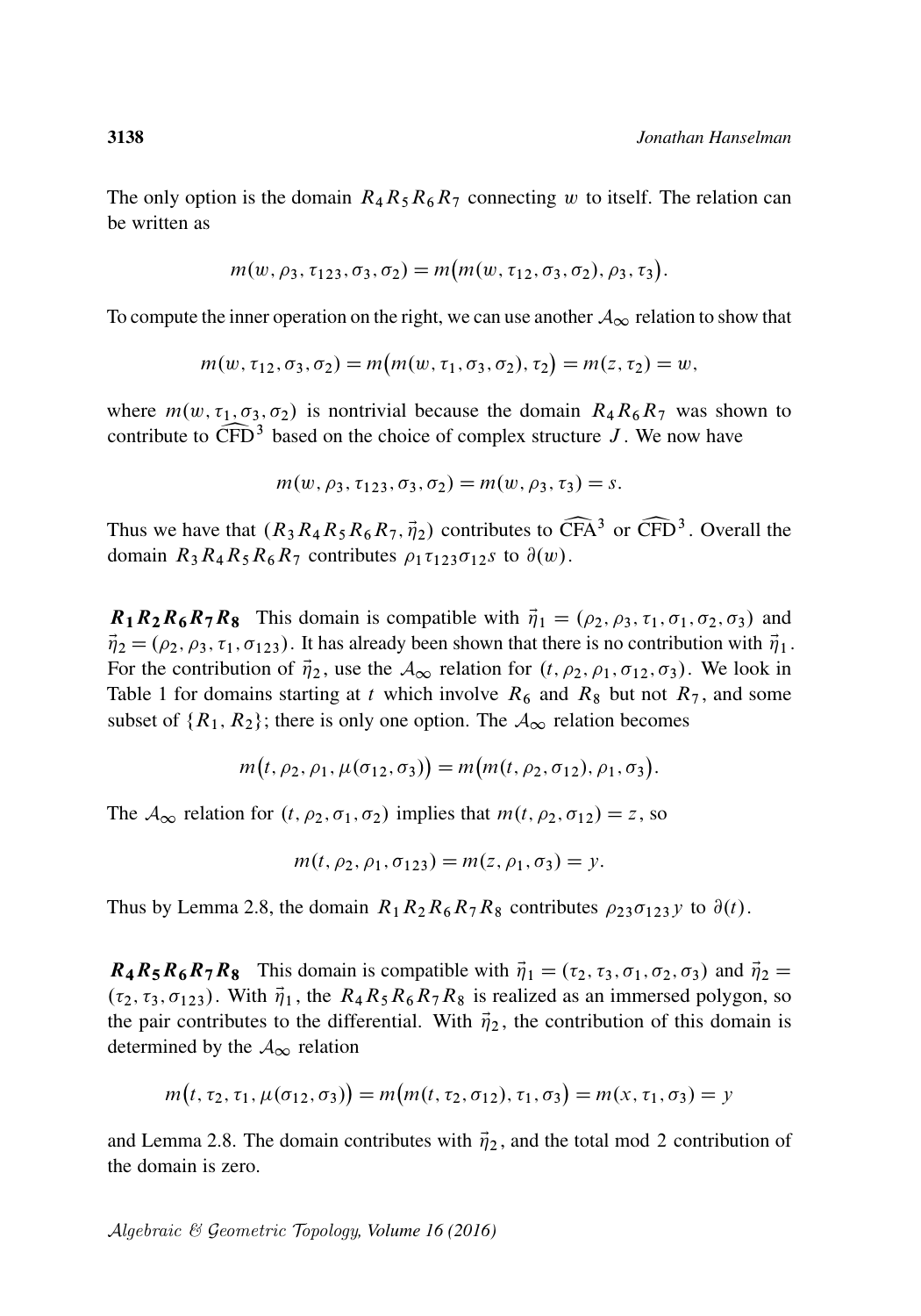The only option is the domain $R_4 R_5 R_6 R_7$ connecting $w$ to itself. The relation can be written as

$$m(w, \rho_3, \tau_{123}, \sigma_3, \sigma_2) = m\big(m(w, \tau_{12}, \sigma_3, \sigma_2), \rho_3, \tau_3\big).$$

To compute the inner operation on the right, we can use another $\mathcal{A}_\infty$ relation to show that

$$m(w, \tau_{12}, \sigma_3, \sigma_2) = m\big(m(w, \tau_1, \sigma_3, \sigma_2), \tau_2\big) = m(z, \tau_2) = w,$$

where $m(w, \tau_1, \sigma_3, \sigma_2)$ is nontrivial because the domain $R_4 R_6 R_7$ was shown to contribute to $\widehat{\mathrm{CFD}}^3$ based on the choice of complex structure $J$. We now have

$$m(w, \rho_3, \tau_{123}, \sigma_3, \sigma_2) = m(w, \rho_3, \tau_3) = s.$$

Thus we have that $(R_3 R_4 R_5 R_6 R_7, \vec{\eta}_2)$ contributes to $\widehat{\mathrm{CFA}}^3$ or $\widehat{\mathrm{CFD}}^3$. Overall the domain $R_3 R_4 R_5 R_6 R_7$ contributes $\rho_1 \tau_{123} \sigma_{12} s$ to $\partial(w)$.

**$R_1 R_2 R_6 R_7 R_8$** This domain is compatible with $\vec{\eta}_1 = (\rho_2, \rho_3, \tau_1, \sigma_1, \sigma_2, \sigma_3)$ and $\vec{\eta}_2 = (\rho_2, \rho_3, \tau_1, \sigma_{123})$. It has already been shown that there is no contribution with $\vec{\eta}_1$. For the contribution of $\vec{\eta}_2$, use the $\mathcal{A}_\infty$ relation for $(t, \rho_2, \rho_1, \sigma_{12}, \sigma_3)$. We look in Table 1 for domains starting at $t$ which involve $R_6$ and $R_8$ but not $R_7$, and some subset of $\{R_1, R_2\}$; there is only one option. The $\mathcal{A}_\infty$ relation becomes

$$m\big(t, \rho_2, \rho_1, \mu(\sigma_{12}, \sigma_3)\big) = m\big(m(t, \rho_2, \sigma_{12}), \rho_1, \sigma_3\big).$$

The $\mathcal{A}_\infty$ relation for $(t, \rho_2, \sigma_1, \sigma_2)$ implies that $m(t, \rho_2, \sigma_{12}) = z$, so

$$m(t, \rho_2, \rho_1, \sigma_{123}) = m(z, \rho_1, \sigma_3) = y.$$

Thus by Lemma 2.8, the domain $R_1 R_2 R_6 R_7 R_8$ contributes $\rho_{23} \sigma_{123} y$ to $\partial(t)$.

**$R_4 R_5 R_6 R_7 R_8$** This domain is compatible with $\vec{\eta}_1 = (\tau_2, \tau_3, \sigma_1, \sigma_2, \sigma_3)$ and $\vec{\eta}_2 = (\tau_2, \tau_3, \sigma_{123})$. With $\vec{\eta}_1$, the $R_4 R_5 R_6 R_7 R_8$ is realized as an immersed polygon, so the pair contributes to the differential. With $\vec{\eta}_2$, the contribution of this domain is determined by the $\mathcal{A}_\infty$ relation

$$m\big(t, \tau_2, \tau_1, \mu(\sigma_{12}, \sigma_3)\big) = m\big(m(t, \tau_2, \sigma_{12}), \tau_1, \sigma_3\big) = m(x, \tau_1, \sigma_3) = y$$

and Lemma 2.8. The domain contributes with $\vec{\eta}_2$, and the total mod 2 contribution of the domain is zero.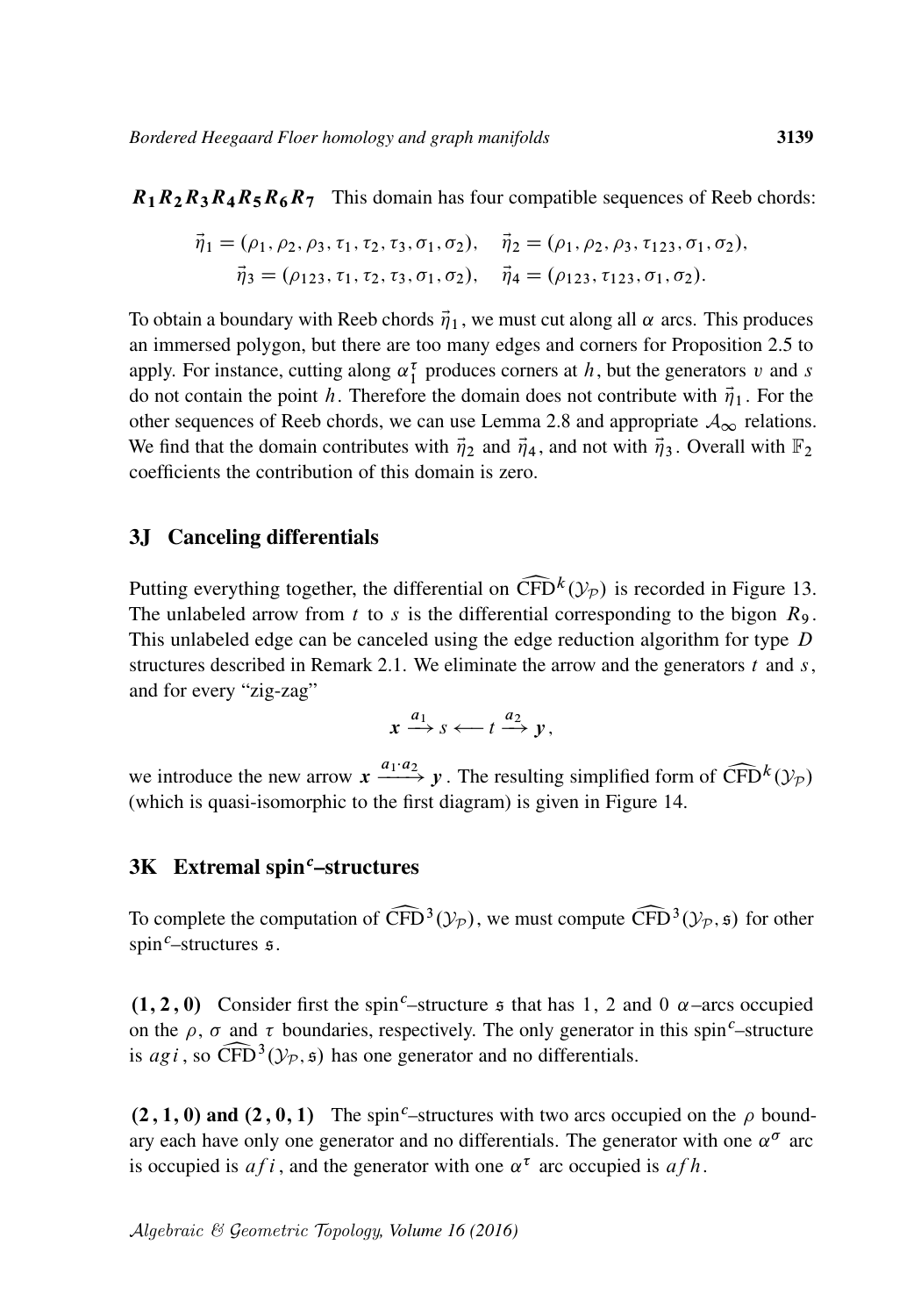**$R_1R_2R_3R_4R_5R_6R_7$** This domain has four compatible sequences of Reeb chords:

$$\vec{\eta}_1 = (\rho_1, \rho_2, \rho_3, \tau_1, \tau_2, \tau_3, \sigma_1, \sigma_2), \quad \vec{\eta}_2 = (\rho_1, \rho_2, \rho_3, \tau_{123}, \sigma_1, \sigma_2),$$
$$\vec{\eta}_3 = (\rho_{123}, \tau_1, \tau_2, \tau_3, \sigma_1, \sigma_2), \quad \vec{\eta}_4 = (\rho_{123}, \tau_{123}, \sigma_1, \sigma_2).$$

To obtain a boundary with Reeb chords $\vec{\eta}_1$, we must cut along all $\alpha$ arcs. This produces an immersed polygon, but there are too many edges and corners for Proposition 2.5 to apply. For instance, cutting along $\alpha_1^\tau$ produces corners at $h$, but the generators $v$ and $s$ do not contain the point $h$. Therefore the domain does not contribute with $\vec{\eta}_1$. For the other sequences of Reeb chords, we can use Lemma 2.8 and appropriate $\mathcal{A}_\infty$ relations. We find that the domain contributes with $\vec{\eta}_2$ and $\vec{\eta}_4$, and not with $\vec{\eta}_3$. Overall with $\mathbb{F}_2$ coefficients the contribution of this domain is zero.

## 3J Canceling differentials

Putting everything together, the differential on $\widehat{\mathrm{CFD}}^k(\mathcal{Y}_\mathcal{P})$ is recorded in Figure 13. The unlabeled arrow from $t$ to $s$ is the differential corresponding to the bigon $R_9$. This unlabeled edge can be canceled using the edge reduction algorithm for type $D$ structures described in Remark 2.1. We eliminate the arrow and the generators $t$ and $s$, and for every "zig-zag"

$$\boldsymbol{x} \xrightarrow{a_1} s \longleftarrow t \xrightarrow{a_2} \boldsymbol{y},$$

we introduce the new arrow $\boldsymbol{x} \xrightarrow{a_1 \cdot a_2} \boldsymbol{y}$. The resulting simplified form of $\widehat{\mathrm{CFD}}^k(\mathcal{Y}_\mathcal{P})$ (which is quasi-isomorphic to the first diagram) is given in Figure 14.

## 3K Extremal spin$^c$–structures

To complete the computation of $\widehat{\mathrm{CFD}}^3(\mathcal{Y}_\mathcal{P})$, we must compute $\widehat{\mathrm{CFD}}^3(\mathcal{Y}_\mathcal{P}, \mathfrak{s})$ for other spin$^c$–structures $\mathfrak{s}$.

**(1, 2, 0)** Consider first the spin$^c$–structure $\mathfrak{s}$ that has 1, 2 and 0 $\alpha$–arcs occupied on the $\rho$, $\sigma$ and $\tau$ boundaries, respectively. The only generator in this spin$^c$–structure is $agi$, so $\widehat{\mathrm{CFD}}^3(\mathcal{Y}_\mathcal{P}, \mathfrak{s})$ has one generator and no differentials.

**(2, 1, 0) and (2, 0, 1)** The spin$^c$–structures with two arcs occupied on the $\rho$ boundary each have only one generator and no differentials. The generator with one $\alpha^\sigma$ arc is occupied is $afi$, and the generator with one $\alpha^\tau$ arc occupied is $afh$.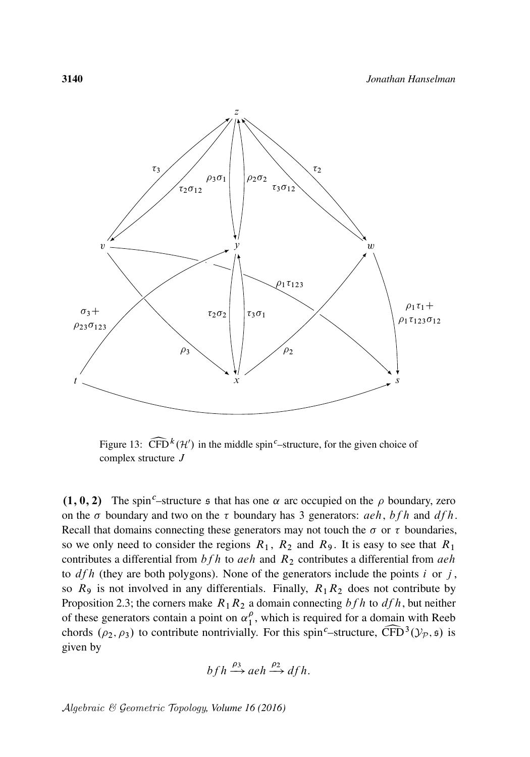Figure 13: $\widehat{\mathrm{CFD}}^k(\mathcal{H}')$ in the middle spin$^c$–structure, for the given choice of complex structure $J$

**(1, 0, 2)** The spin$^c$–structure $\mathfrak{s}$ that has one $\alpha$ arc occupied on the $\rho$ boundary, zero on the $\sigma$ boundary and two on the $\tau$ boundary has 3 generators: $aeh$, $bfh$ and $dfh$. Recall that domains connecting these generators may not touch the $\sigma$ or $\tau$ boundaries, so we only need to consider the regions $R_1$, $R_2$ and $R_9$. It is easy to see that $R_1$ contributes a differential from $bfh$ to $aeh$ and $R_2$ contributes a differential from $aeh$ to $dfh$ (they are both polygons). None of the generators include the points $i$ or $j$, so $R_9$ is not involved in any differentials. Finally, $R_1R_2$ does not contribute by Proposition 2.3; the corners make $R_1R_2$ a domain connecting $bfh$ to $dfh$, but neither of these generators contain a point on $\alpha_1^\rho$, which is required for a domain with Reeb chords $(\rho_2, \rho_3)$ to contribute nontrivially. For this spin$^c$–structure, $\widehat{\mathrm{CFD}}^3(\mathcal{Y}_\mathcal{P}, \mathfrak{s})$ is given by

$$bfh \xrightarrow{\rho_3} aeh \xrightarrow{\rho_2} dfh.$$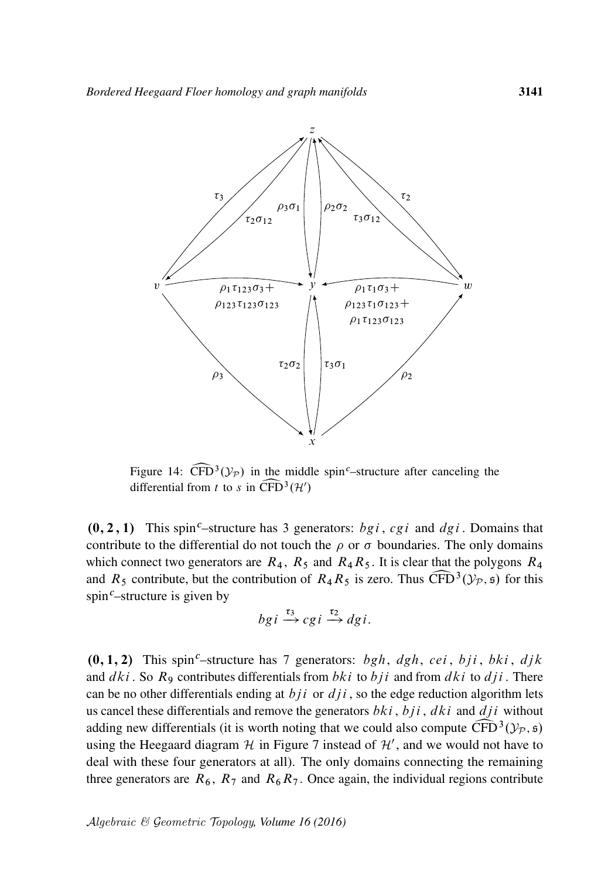Figure 14: $\widehat{\mathrm{CFD}}^3(\mathcal{Y}_\mathcal{P})$ in the middle spin$^c$–structure after canceling the differential from $t$ to $s$ in $\widehat{\mathrm{CFD}}^3(\mathcal{H}')$

**$(0, 2, 1)$** This spin$^c$–structure has 3 generators: $bgi$, $cgi$ and $dgi$. Domains that contribute to the differential do not touch the $\rho$ or $\sigma$ boundaries. The only domains which connect two generators are $R_4$, $R_5$ and $R_4R_5$. It is clear that the polygons $R_4$ and $R_5$ contribute, but the contribution of $R_4R_5$ is zero. Thus $\widehat{\mathrm{CFD}}^3(\mathcal{Y}_\mathcal{P}, \mathfrak{s})$ for this spin$^c$–structure is given by

$$bgi \xrightarrow{\tau_3} cgi \xrightarrow{\tau_2} dgi.$$

**$(0, 1, 2)$** This spin$^c$–structure has 7 generators: $bgh$, $dgh$, $cei$, $bji$, $bki$, $djk$ and $dki$. So $R_9$ contributes differentials from $bki$ to $bji$ and from $dki$ to $dji$. There can be no other differentials ending at $bji$ or $dji$, so the edge reduction algorithm lets us cancel these differentials and remove the generators $bki$, $bji$, $dki$ and $dji$ without adding new differentials (it is worth noting that we could also compute $\widehat{\mathrm{CFD}}^3(\mathcal{Y}_\mathcal{P}, \mathfrak{s})$ using the Heegaard diagram $\mathcal{H}$ in Figure 7 instead of $\mathcal{H}'$, and we would not have to deal with these four generators at all). The only domains connecting the remaining three generators are $R_6$, $R_7$ and $R_6R_7$. Once again, the individual regions contribute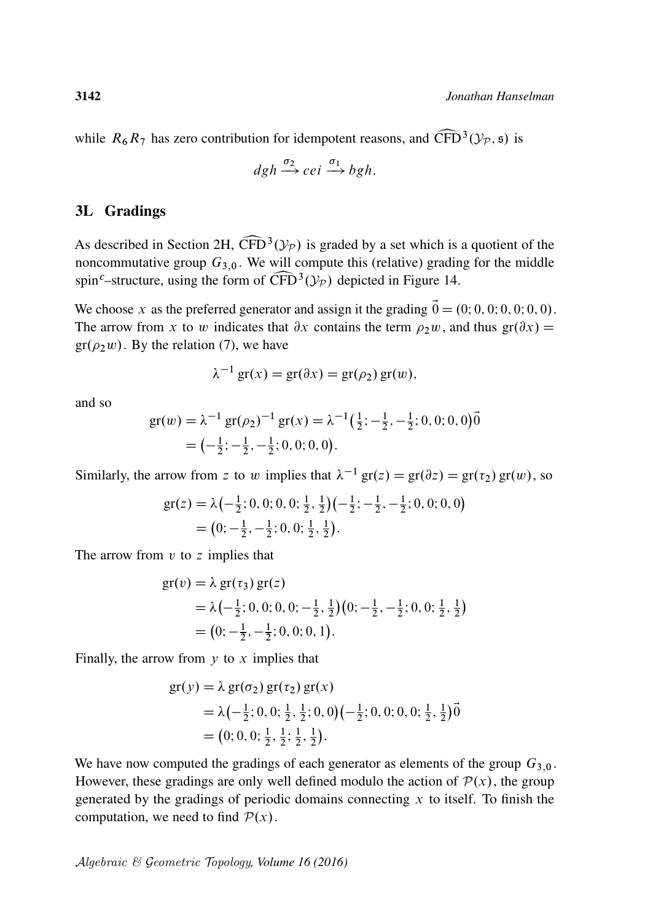while $R_6 R_7$ has zero contribution for idempotent reasons, and $\widehat{\mathrm{CFD}}^3(\mathcal{Y}_{\mathcal{P}}, \mathfrak{s})$ is

$$dgh \xrightarrow{\sigma_2} cei \xrightarrow{\sigma_1} bgh.$$

## 3L Gradings

As described in Section 2H, $\widehat{\mathrm{CFD}}^3(\mathcal{Y}_{\mathcal{P}})$ is graded by a set which is a quotient of the noncommutative group $G_{3,0}$. We will compute this (relative) grading for the middle spin$^c$–structure, using the form of $\widehat{\mathrm{CFD}}^3(\mathcal{Y}_{\mathcal{P}})$ depicted in Figure 14.

We choose $x$ as the preferred generator and assign it the grading $\vec{0} = (0; 0, 0; 0, 0; 0, 0)$. The arrow from $x$ to $w$ indicates that $\partial x$ contains the term $\rho_2 w$, and thus $\mathrm{gr}(\partial x) = \mathrm{gr}(\rho_2 w)$. By the relation (7), we have

$$\lambda^{-1}\,\mathrm{gr}(x) = \mathrm{gr}(\partial x) = \mathrm{gr}(\rho_2)\,\mathrm{gr}(w),$$

and so

$$\begin{aligned}\mathrm{gr}(w) &= \lambda^{-1}\,\mathrm{gr}(\rho_2)^{-1}\,\mathrm{gr}(x) = \lambda^{-1}\big(\tfrac{1}{2}; -\tfrac{1}{2}, -\tfrac{1}{2}; 0, 0; 0, 0\big)\vec{0} \\ &= \big(-\tfrac{1}{2}; -\tfrac{1}{2}, -\tfrac{1}{2}; 0, 0; 0, 0\big).\end{aligned}$$

Similarly, the arrow from $z$ to $w$ implies that $\lambda^{-1}\,\mathrm{gr}(z) = \mathrm{gr}(\partial z) = \mathrm{gr}(\tau_2)\,\mathrm{gr}(w)$, so

$$\begin{aligned}\mathrm{gr}(z) &= \lambda\big(-\tfrac{1}{2}; 0, 0; 0, 0; \tfrac{1}{2}, \tfrac{1}{2}\big)\big(-\tfrac{1}{2}; -\tfrac{1}{2}, -\tfrac{1}{2}; 0, 0; 0, 0\big) \\ &= \big(0; -\tfrac{1}{2}, -\tfrac{1}{2}; 0, 0; \tfrac{1}{2}, \tfrac{1}{2}\big).\end{aligned}$$

The arrow from $v$ to $z$ implies that

$$\begin{aligned}\mathrm{gr}(v) &= \lambda\,\mathrm{gr}(\tau_3)\,\mathrm{gr}(z) \\ &= \lambda\big(-\tfrac{1}{2}; 0, 0; 0, 0; -\tfrac{1}{2}, \tfrac{1}{2}\big)\big(0; -\tfrac{1}{2}, -\tfrac{1}{2}; 0, 0; \tfrac{1}{2}, \tfrac{1}{2}\big) \\ &= \big(0; -\tfrac{1}{2}, -\tfrac{1}{2}; 0, 0; 0, 1\big).\end{aligned}$$

Finally, the arrow from $y$ to $x$ implies that

$$\begin{aligned}\mathrm{gr}(y) &= \lambda\,\mathrm{gr}(\sigma_2)\,\mathrm{gr}(\tau_2)\,\mathrm{gr}(x) \\ &= \lambda\big(-\tfrac{1}{2}; 0, 0; \tfrac{1}{2}, \tfrac{1}{2}; 0, 0\big)\big(-\tfrac{1}{2}; 0, 0; 0, 0; \tfrac{1}{2}, \tfrac{1}{2}\big)\vec{0} \\ &= \big(0; 0, 0; \tfrac{1}{2}, \tfrac{1}{2}; \tfrac{1}{2}, \tfrac{1}{2}\big).\end{aligned}$$

We have now computed the gradings of each generator as elements of the group $G_{3,0}$. However, these gradings are only well defined modulo the action of $\mathcal{P}(x)$, the group generated by the gradings of periodic domains connecting $x$ to itself. To finish the computation, we need to find $\mathcal{P}(x)$.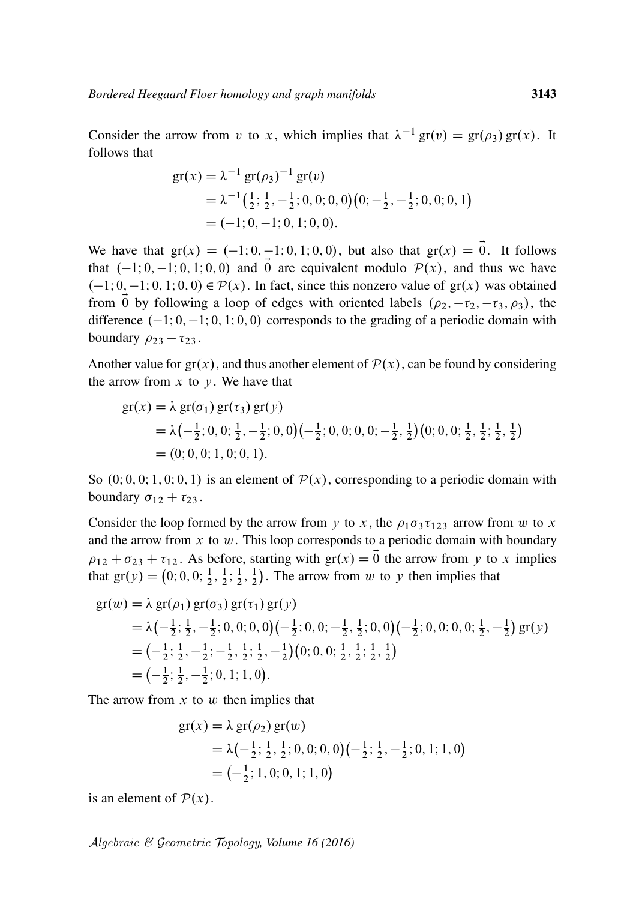Consider the arrow from $v$ to $x$, which implies that $\lambda^{-1}\,\mathrm{gr}(v) = \mathrm{gr}(\rho_3)\,\mathrm{gr}(x)$. It follows that

$$
\begin{aligned}
\mathrm{gr}(x) &= \lambda^{-1}\,\mathrm{gr}(\rho_3)^{-1}\,\mathrm{gr}(v) \\
&= \lambda^{-1}\big(\tfrac{1}{2}; \tfrac{1}{2}, -\tfrac{1}{2}; 0, 0; 0, 0\big)\big(0; -\tfrac{1}{2}, -\tfrac{1}{2}; 0, 0; 0, 1\big) \\
&= (-1; 0, -1; 0, 1; 0, 0).
\end{aligned}
$$

We have that $\mathrm{gr}(x) = (-1; 0, -1; 0, 1; 0, 0)$, but also that $\mathrm{gr}(x) = \vec{0}$. It follows that $(-1; 0, -1; 0, 1; 0, 0)$ and $\vec{0}$ are equivalent modulo $\mathcal{P}(x)$, and thus we have $(-1; 0, -1; 0, 1; 0, 0) \in \mathcal{P}(x)$. In fact, since this nonzero value of $\mathrm{gr}(x)$ was obtained from $\vec{0}$ by following a loop of edges with oriented labels $(\rho_2, -\tau_2, -\tau_3, \rho_3)$, the difference $(-1; 0, -1; 0, 1; 0, 0)$ corresponds to the grading of a periodic domain with boundary $\rho_{23} - \tau_{23}$.

Another value for $\mathrm{gr}(x)$, and thus another element of $\mathcal{P}(x)$, can be found by considering the arrow from $x$ to $y$. We have that

$$
\begin{aligned}
\mathrm{gr}(x) &= \lambda\,\mathrm{gr}(\sigma_1)\,\mathrm{gr}(\tau_3)\,\mathrm{gr}(y) \\
&= \lambda\big(-\tfrac{1}{2}; 0, 0; \tfrac{1}{2}, -\tfrac{1}{2}; 0, 0\big)\big(-\tfrac{1}{2}; 0, 0; 0, 0; -\tfrac{1}{2}, \tfrac{1}{2}\big)\big(0; 0, 0; \tfrac{1}{2}, \tfrac{1}{2}; \tfrac{1}{2}, \tfrac{1}{2}\big) \\
&= (0; 0, 0; 1, 0; 0, 1).
\end{aligned}
$$

So $(0; 0, 0; 1, 0; 0, 1)$ is an element of $\mathcal{P}(x)$, corresponding to a periodic domain with boundary $\sigma_{12} + \tau_{23}$.

Consider the loop formed by the arrow from $y$ to $x$, the $\rho_1\sigma_3\tau_{123}$ arrow from $w$ to $x$ and the arrow from $x$ to $w$. This loop corresponds to a periodic domain with boundary $\rho_{12} + \sigma_{23} + \tau_{12}$. As before, starting with $\mathrm{gr}(x) = \vec{0}$ the arrow from $y$ to $x$ implies that $\mathrm{gr}(y) = \big(0; 0, 0; \tfrac{1}{2}, \tfrac{1}{2}; \tfrac{1}{2}, \tfrac{1}{2}\big)$. The arrow from $w$ to $y$ then implies that

$$
\begin{aligned}
\mathrm{gr}(w) &= \lambda\,\mathrm{gr}(\rho_1)\,\mathrm{gr}(\sigma_3)\,\mathrm{gr}(\tau_1)\,\mathrm{gr}(y) \\
&= \lambda\big(-\tfrac{1}{2}; \tfrac{1}{2}, -\tfrac{1}{2}; 0, 0; 0, 0\big)\big(-\tfrac{1}{2}; 0, 0; -\tfrac{1}{2}, \tfrac{1}{2}; 0, 0\big)\big(-\tfrac{1}{2}; 0, 0; 0, 0; \tfrac{1}{2}, -\tfrac{1}{2}\big)\,\mathrm{gr}(y) \\
&= \big(-\tfrac{1}{2}; \tfrac{1}{2}, -\tfrac{1}{2}; -\tfrac{1}{2}, \tfrac{1}{2}; \tfrac{1}{2}, -\tfrac{1}{2}\big)\big(0; 0, 0; \tfrac{1}{2}, \tfrac{1}{2}; \tfrac{1}{2}, \tfrac{1}{2}\big) \\
&= \big(-\tfrac{1}{2}; \tfrac{1}{2}, -\tfrac{1}{2}; 0, 1; 1, 0\big).
\end{aligned}
$$

The arrow from $x$ to $w$ then implies that

$$
\begin{aligned}
\mathrm{gr}(x) &= \lambda\,\mathrm{gr}(\rho_2)\,\mathrm{gr}(w) \\
&= \lambda\big(-\tfrac{1}{2}; \tfrac{1}{2}, \tfrac{1}{2}; 0, 0; 0, 0\big)\big(-\tfrac{1}{2}; \tfrac{1}{2}, -\tfrac{1}{2}; 0, 1; 1, 0\big) \\
&= \big(-\tfrac{1}{2}; 1, 0; 0, 1; 1, 0\big)
\end{aligned}
$$

is an element of $\mathcal{P}(x)$.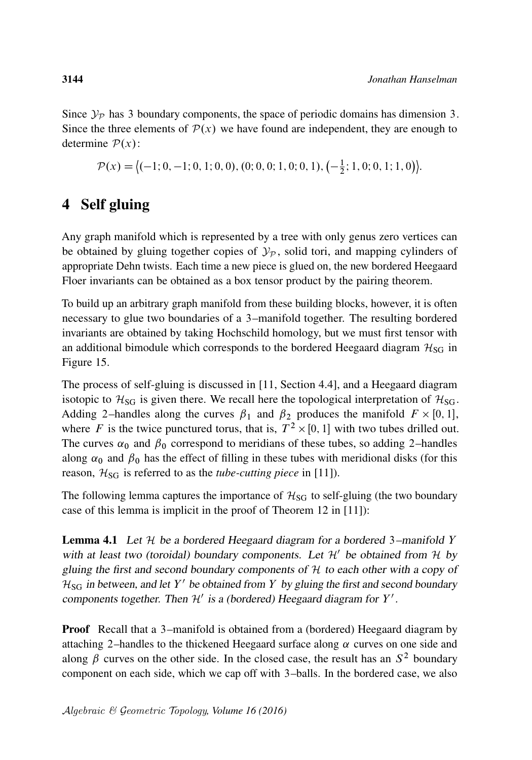Since $\mathcal{Y}_{\mathcal{P}}$ has 3 boundary components, the space of periodic domains has dimension 3. Since the three elements of $\mathcal{P}(x)$ we have found are independent, they are enough to determine $\mathcal{P}(x)$:

$$\mathcal{P}(x) = \left\langle (-1; 0, -1; 0, 1; 0, 0), (0; 0, 0; 1, 0; 0, 1), \left(-\tfrac{1}{2}; 1, 0; 0, 1; 1, 0\right) \right\rangle.$$

# 4 Self gluing

Any graph manifold which is represented by a tree with only genus zero vertices can be obtained by gluing together copies of $\mathcal{Y}_{\mathcal{P}}$, solid tori, and mapping cylinders of appropriate Dehn twists. Each time a new piece is glued on, the new bordered Heegaard Floer invariants can be obtained as a box tensor product by the pairing theorem.

To build up an arbitrary graph manifold from these building blocks, however, it is often necessary to glue two boundaries of a 3–manifold together. The resulting bordered invariants are obtained by taking Hochschild homology, but we must first tensor with an additional bimodule which corresponds to the bordered Heegaard diagram $\mathcal{H}_{\mathrm{SG}}$ in Figure 15.

The process of self-gluing is discussed in [11, Section 4.4], and a Heegaard diagram isotopic to $\mathcal{H}_{\mathrm{SG}}$ is given there. We recall here the topological interpretation of $\mathcal{H}_{\mathrm{SG}}$. Adding 2–handles along the curves $\beta_1$ and $\beta_2$ produces the manifold $F \times [0,1]$, where $F$ is the twice punctured torus, that is, $T^2 \times [0,1]$ with two tubes drilled out. The curves $\alpha_0$ and $\beta_0$ correspond to meridians of these tubes, so adding 2–handles along $\alpha_0$ and $\beta_0$ has the effect of filling in these tubes with meridional disks (for this reason, $\mathcal{H}_{\mathrm{SG}}$ is referred to as the *tube-cutting piece* in [11]).

The following lemma captures the importance of $\mathcal{H}_{\mathrm{SG}}$ to self-gluing (the two boundary case of this lemma is implicit in the proof of Theorem 12 in [11]):

**Lemma 4.1** *Let $\mathcal{H}$ be a bordered Heegaard diagram for a bordered 3–manifold $Y$ with at least two (toroidal) boundary components. Let $\mathcal{H}'$ be obtained from $\mathcal{H}$ by gluing the first and second boundary components of $\mathcal{H}$ to each other with a copy of $\mathcal{H}_{\mathrm{SG}}$ in between, and let $Y'$ be obtained from $Y$ by gluing the first and second boundary components together. Then $\mathcal{H}'$ is a (bordered) Heegaard diagram for $Y'$.*

**Proof** Recall that a 3–manifold is obtained from a (bordered) Heegaard diagram by attaching 2–handles to the thickened Heegaard surface along $\alpha$ curves on one side and along $\beta$ curves on the other side. In the closed case, the result has an $S^2$ boundary component on each side, which we cap off with 3–balls. In the bordered case, we also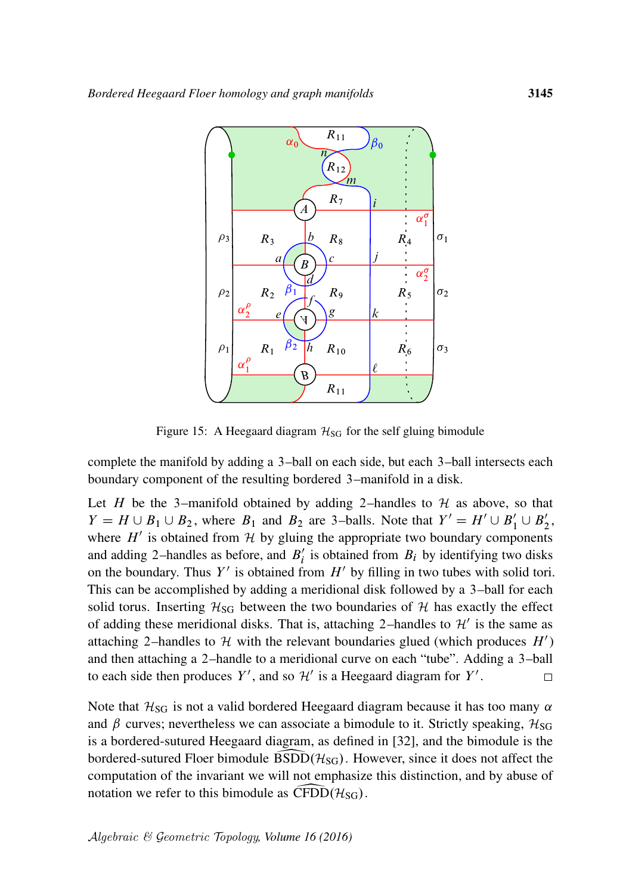Figure 15: A Heegaard diagram $\mathcal{H}_{\mathrm{SG}}$ for the self gluing bimodule

complete the manifold by adding a 3–ball on each side, but each 3–ball intersects each boundary component of the resulting bordered 3–manifold in a disk.

Let $H$ be the 3–manifold obtained by adding 2–handles to $\mathcal{H}$ as above, so that $Y = H \cup B_1 \cup B_2$, where $B_1$ and $B_2$ are 3–balls. Note that $Y' = H' \cup B_1' \cup B_2'$, where $H'$ is obtained from $\mathcal{H}$ by gluing the appropriate two boundary components and adding 2–handles as before, and $B_i'$ is obtained from $B_i$ by identifying two disks on the boundary. Thus $Y'$ is obtained from $H'$ by filling in two tubes with solid tori. This can be accomplished by adding a meridional disk followed by a 3–ball for each solid torus. Inserting $\mathcal{H}_{\mathrm{SG}}$ between the two boundaries of $\mathcal{H}$ has exactly the effect of adding these meridional disks. That is, attaching 2–handles to $\mathcal{H}'$ is the same as attaching 2–handles to $\mathcal{H}$ with the relevant boundaries glued (which produces $H'$) and then attaching a 2–handle to a meridional curve on each "tube". Adding a 3–ball to each side then produces $Y'$, and so $\mathcal{H}'$ is a Heegaard diagram for $Y'$. □

Note that $\mathcal{H}_{\mathrm{SG}}$ is not a valid bordered Heegaard diagram because it has too many $\alpha$ and $\beta$ curves; nevertheless we can associate a bimodule to it. Strictly speaking, $\mathcal{H}_{\mathrm{SG}}$ is a bordered-sutured Heegaard diagram, as defined in [32], and the bimodule is the bordered-sutured Floer bimodule $\widehat{\mathrm{BSDD}}(\mathcal{H}_{\mathrm{SG}})$. However, since it does not affect the computation of the invariant we will not emphasize this distinction, and by abuse of notation we refer to this bimodule as $\widehat{\mathrm{CFDD}}(\mathcal{H}_{\mathrm{SG}})$.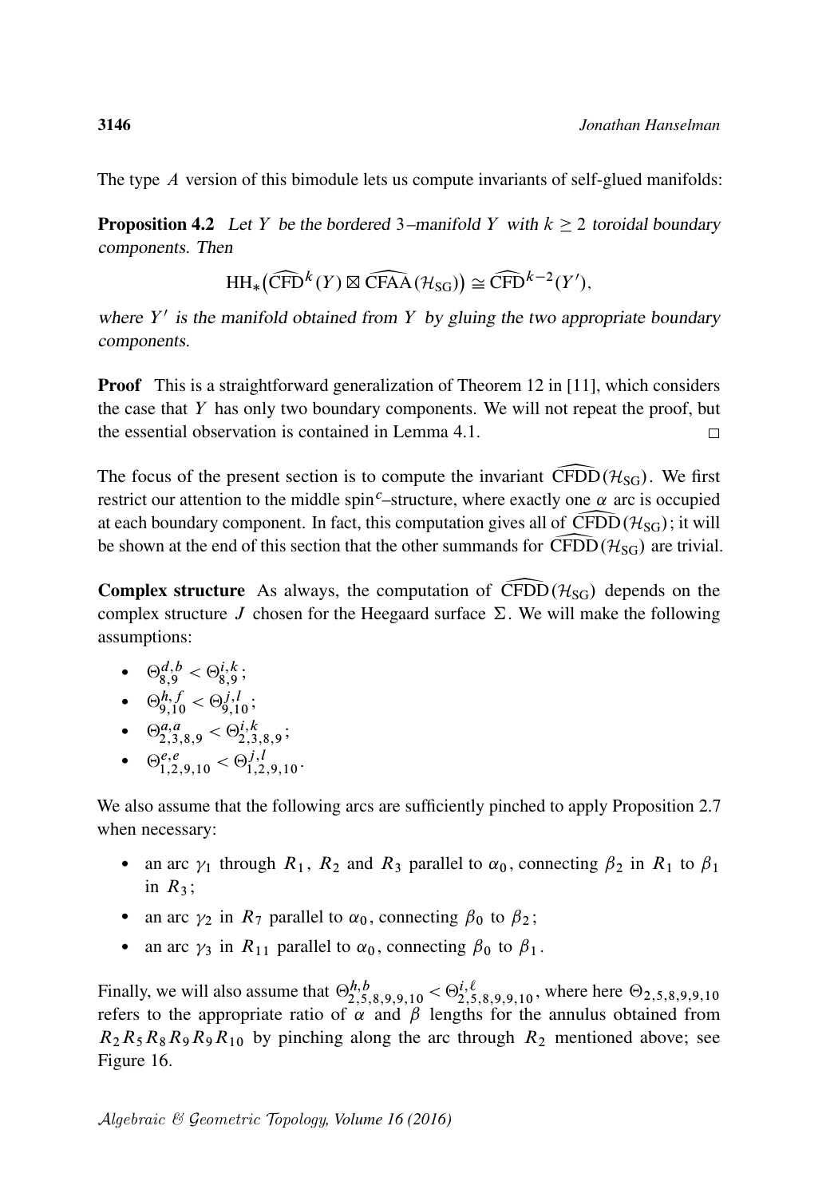The type $A$ version of this bimodule lets us compute invariants of self-glued manifolds:

**Proposition 4.2** *Let $Y$ be the bordered 3–manifold $Y$ with $k \geq 2$ toroidal boundary components. Then*

$$\mathrm{HH}_*\big(\widehat{\mathrm{CFD}}^k(Y) \boxtimes \widehat{\mathrm{CFAA}}(\mathcal{H}_{\mathrm{SG}})\big) \cong \widehat{\mathrm{CFD}}^{k-2}(Y'),$$

*where $Y'$ is the manifold obtained from $Y$ by gluing the two appropriate boundary components.*

**Proof** This is a straightforward generalization of Theorem 12 in [11], which considers the case that $Y$ has only two boundary components. We will not repeat the proof, but the essential observation is contained in Lemma 4.1. □

The focus of the present section is to compute the invariant $\widehat{\mathrm{CFDD}}(\mathcal{H}_{\mathrm{SG}})$. We first restrict our attention to the middle spin$^c$–structure, where exactly one $\alpha$ arc is occupied at each boundary component. In fact, this computation gives all of $\widehat{\mathrm{CFDD}}(\mathcal{H}_{\mathrm{SG}})$; it will be shown at the end of this section that the other summands for $\widehat{\mathrm{CFDD}}(\mathcal{H}_{\mathrm{SG}})$ are trivial.

**Complex structure** As always, the computation of $\widehat{\mathrm{CFDD}}(\mathcal{H}_{\mathrm{SG}})$ depends on the complex structure $J$ chosen for the Heegaard surface $\Sigma$. We will make the following assumptions:

- $\Theta^{d,b}_{8,9} < \Theta^{i,k}_{8,9}$;
- $\Theta^{h,f}_{9,10} < \Theta^{j,l}_{9,10}$;
- $\Theta^{a,a}_{2,3,8,9} < \Theta^{i,k}_{2,3,8,9}$;
- $\Theta^{e,e}_{1,2,9,10} < \Theta^{j,l}_{1,2,9,10}$.

We also assume that the following arcs are sufficiently pinched to apply Proposition 2.7 when necessary:

- an arc $\gamma_1$ through $R_1$, $R_2$ and $R_3$ parallel to $\alpha_0$, connecting $\beta_2$ in $R_1$ to $\beta_1$ in $R_3$;
- an arc $\gamma_2$ in $R_7$ parallel to $\alpha_0$, connecting $\beta_0$ to $\beta_2$;
- an arc $\gamma_3$ in $R_{11}$ parallel to $\alpha_0$, connecting $\beta_0$ to $\beta_1$.

Finally, we will also assume that $\Theta^{h,b}_{2,5,8,9,9,10} < \Theta^{i,\ell}_{2,5,8,9,9,10}$, where here $\Theta_{2,5,8,9,9,10}$ refers to the appropriate ratio of $\alpha$ and $\beta$ lengths for the annulus obtained from $R_2R_5R_8R_9R_9R_{10}$ by pinching along the arc through $R_2$ mentioned above; see Figure 16.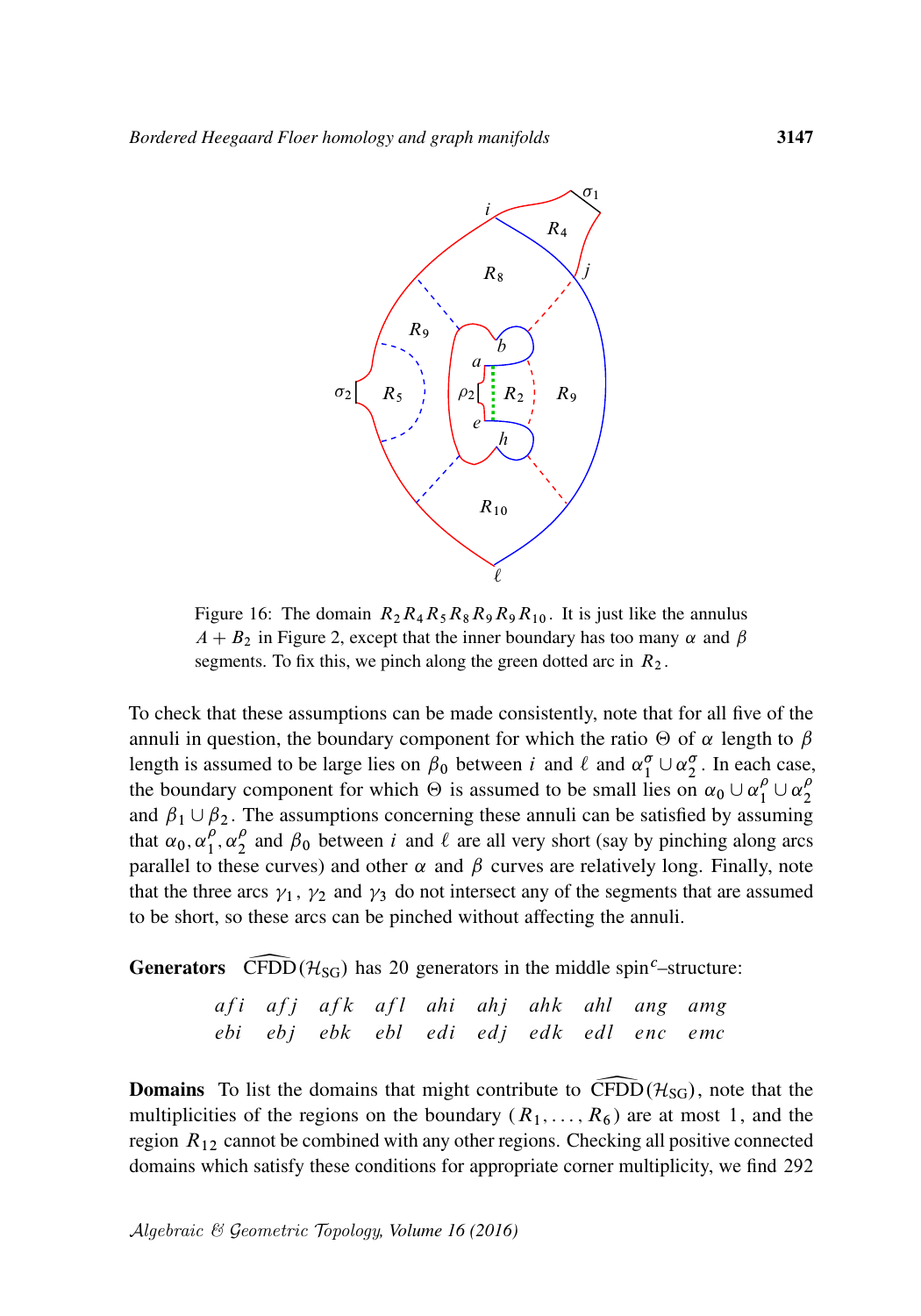Figure 16: The domain $R_2 R_4 R_5 R_8 R_9 R_9 R_{10}$. It is just like the annulus $A + B_2$ in Figure 2, except that the inner boundary has too many $\alpha$ and $\beta$ segments. To fix this, we pinch along the green dotted arc in $R_2$.

To check that these assumptions can be made consistently, note that for all five of the annuli in question, the boundary component for which the ratio $\Theta$ of $\alpha$ length to $\beta$ length is assumed to be large lies on $\beta_0$ between $i$ and $\ell$ and $\alpha_1^\sigma \cup \alpha_2^\sigma$. In each case, the boundary component for which $\Theta$ is assumed to be small lies on $\alpha_0 \cup \alpha_1^\rho \cup \alpha_2^\rho$ and $\beta_1 \cup \beta_2$. The assumptions concerning these annuli can be satisfied by assuming that $\alpha_0, \alpha_1^\rho, \alpha_2^\rho$ and $\beta_0$ between $i$ and $\ell$ are all very short (say by pinching along arcs parallel to these curves) and other $\alpha$ and $\beta$ curves are relatively long. Finally, note that the three arcs $\gamma_1$, $\gamma_2$ and $\gamma_3$ do not intersect any of the segments that are assumed to be short, so these arcs can be pinched without affecting the annuli.

**Generators** $\widehat{\mathrm{CFDD}}(\mathcal{H}_{\mathrm{SG}})$ has 20 generators in the middle spin$^c$–structure:

$$\begin{array}{cccccccccc} afi & afj & afk & afl & ahi & ahj & ahk & ahl & ang & amg \\ ebi & ebj & ebk & ebl & edi & edj & edk & edl & enc & emc \end{array}$$

**Domains** To list the domains that might contribute to $\widehat{\mathrm{CFDD}}(\mathcal{H}_{\mathrm{SG}})$, note that the multiplicities of the regions on the boundary ($R_1, \ldots, R_6$) are at most 1, and the region $R_{12}$ cannot be combined with any other regions. Checking all positive connected domains which satisfy these conditions for appropriate corner multiplicity, we find 292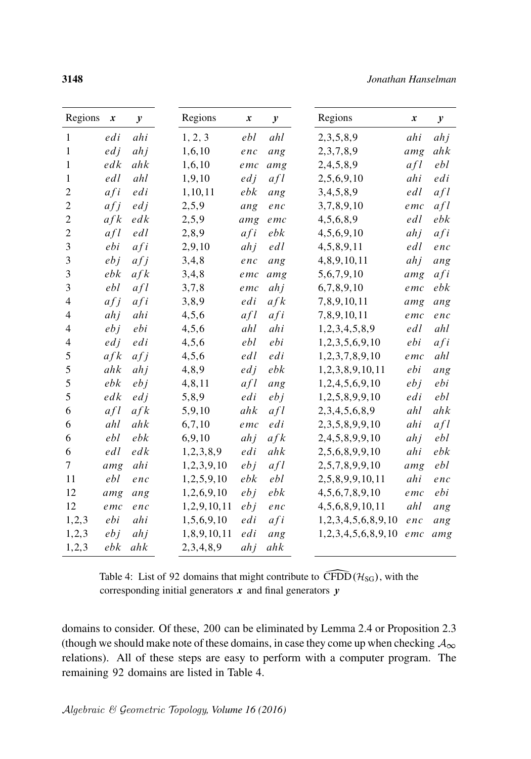| Regions | $x$ | $y$ | Regions | $x$ | $y$ | Regions | $x$ | $y$ |
|---|---|---|---|---|---|---|---|---|
| 1 | $edi$ | $ahi$ | 1, 2, 3 | $ebl$ | $ahl$ | 2,3,5,8,9 | $ahi$ | $ahj$ |
| 1 | $edj$ | $ahj$ | 1,6,10 | $enc$ | $ang$ | 2,3,7,8,9 | $amg$ | $ahk$ |
| 1 | $edk$ | $ahk$ | 1,6,10 | $emc$ | $amg$ | 2,4,5,8,9 | $afl$ | $ebl$ |
| 1 | $edl$ | $ahl$ | 1,9,10 | $edj$ | $afl$ | 2,5,6,9,10 | $ahi$ | $edi$ |
| 2 | $afi$ | $edi$ | 1,10,11 | $ebk$ | $ang$ | 3,4,5,8,9 | $edl$ | $afl$ |
| 2 | $afj$ | $edj$ | 2,5,9 | $ang$ | $enc$ | 3,7,8,9,10 | $emc$ | $afl$ |
| 2 | $afk$ | $edk$ | 2,5,9 | $amg$ | $emc$ | 4,5,6,8,9 | $edl$ | $ebk$ |
| 2 | $afl$ | $edl$ | 2,8,9 | $afi$ | $ebk$ | 4,5,6,9,10 | $ahj$ | $afi$ |
| 3 | $ebi$ | $afi$ | 2,9,10 | $ahj$ | $edl$ | 4,5,8,9,11 | $edl$ | $enc$ |
| 3 | $ebj$ | $afj$ | 3,4,8 | $enc$ | $ang$ | 4,8,9,10,11 | $ahj$ | $ang$ |
| 3 | $ebk$ | $afk$ | 3,4,8 | $emc$ | $amg$ | 5,6,7,9,10 | $amg$ | $afi$ |
| 3 | $ebl$ | $afl$ | 3,7,8 | $emc$ | $ahj$ | 6,7,8,9,10 | $emc$ | $ebk$ |
| 4 | $afj$ | $afi$ | 3,8,9 | $edi$ | $afk$ | 7,8,9,10,11 | $amg$ | $ang$ |
| 4 | $ahj$ | $ahi$ | 4,5,6 | $afl$ | $afi$ | 7,8,9,10,11 | $emc$ | $enc$ |
| 4 | $ebj$ | $ebi$ | 4,5,6 | $ahl$ | $ahi$ | 1,2,3,4,5,8,9 | $edl$ | $ahl$ |
| 4 | $edj$ | $edi$ | 4,5,6 | $ebl$ | $ebi$ | 1,2,3,5,6,9,10 | $ebi$ | $afi$ |
| 5 | $afk$ | $afj$ | 4,5,6 | $edl$ | $edi$ | 1,2,3,7,8,9,10 | $emc$ | $ahl$ |
| 5 | $ahk$ | $ahj$ | 4,8,9 | $edj$ | $ebk$ | 1,2,3,8,9,10,11 | $ebi$ | $ang$ |
| 5 | $ebk$ | $ebj$ | 4,8,11 | $afl$ | $ang$ | 1,2,4,5,6,9,10 | $ebj$ | $ebi$ |
| 5 | $edk$ | $edj$ | 5,8,9 | $edi$ | $ebj$ | 1,2,5,8,9,9,10 | $edi$ | $ebl$ |
| 6 | $afl$ | $afk$ | 5,9,10 | $ahk$ | $afl$ | 2,3,4,5,6,8,9 | $ahl$ | $ahk$ |
| 6 | $ahl$ | $ahk$ | 6,7,10 | $emc$ | $edi$ | 2,3,5,8,9,9,10 | $ahi$ | $afl$ |
| 6 | $ebl$ | $ebk$ | 6,9,10 | $ahj$ | $afk$ | 2,4,5,8,9,9,10 | $ahj$ | $ebl$ |
| 6 | $edl$ | $edk$ | 1,2,3,8,9 | $edi$ | $ahk$ | 2,5,6,8,9,9,10 | $ahi$ | $ebk$ |
| 7 | $amg$ | $ahi$ | 1,2,3,9,10 | $ebj$ | $afl$ | 2,5,7,8,9,9,10 | $amg$ | $ebl$ |
| 11 | $ebl$ | $enc$ | 1,2,5,9,10 | $ebk$ | $ebl$ | 2,5,8,9,9,10,11 | $ahi$ | $enc$ |
| 12 | $amg$ | $ang$ | 1,2,6,9,10 | $ebj$ | $ebk$ | 4,5,6,7,8,9,10 | $emc$ | $ebi$ |
| 12 | $emc$ | $enc$ | 1,2,9,10,11 | $ebj$ | $enc$ | 4,5,6,8,9,10,11 | $ahl$ | $ang$ |
| 1,2,3 | $ebi$ | $ahi$ | 1,5,6,9,10 | $edi$ | $afi$ | 1,2,3,4,5,6,8,9,10 | $enc$ | $ang$ |
| 1,2,3 | $ebj$ | $ahj$ | 1,8,9,10,11 | $edi$ | $ang$ | 1,2,3,4,5,6,8,9,10 | $emc$ | $amg$ |
| 1,2,3 | $ebk$ | $ahk$ | 2,3,4,8,9 | $ahj$ | $ahk$ | | | |

Table 4: List of 92 domains that might contribute to $\widehat{\mathrm{CFDD}}(\mathcal{H}_{\mathrm{SG}})$, with the corresponding initial generators $\boldsymbol{x}$ and final generators $\boldsymbol{y}$

domains to consider. Of these, 200 can be eliminated by Lemma 2.4 or Proposition 2.3 (though we should make note of these domains, in case they come up when checking $\mathcal{A}_\infty$ relations). All of these steps are easy to perform with a computer program. The remaining 92 domains are listed in Table 4.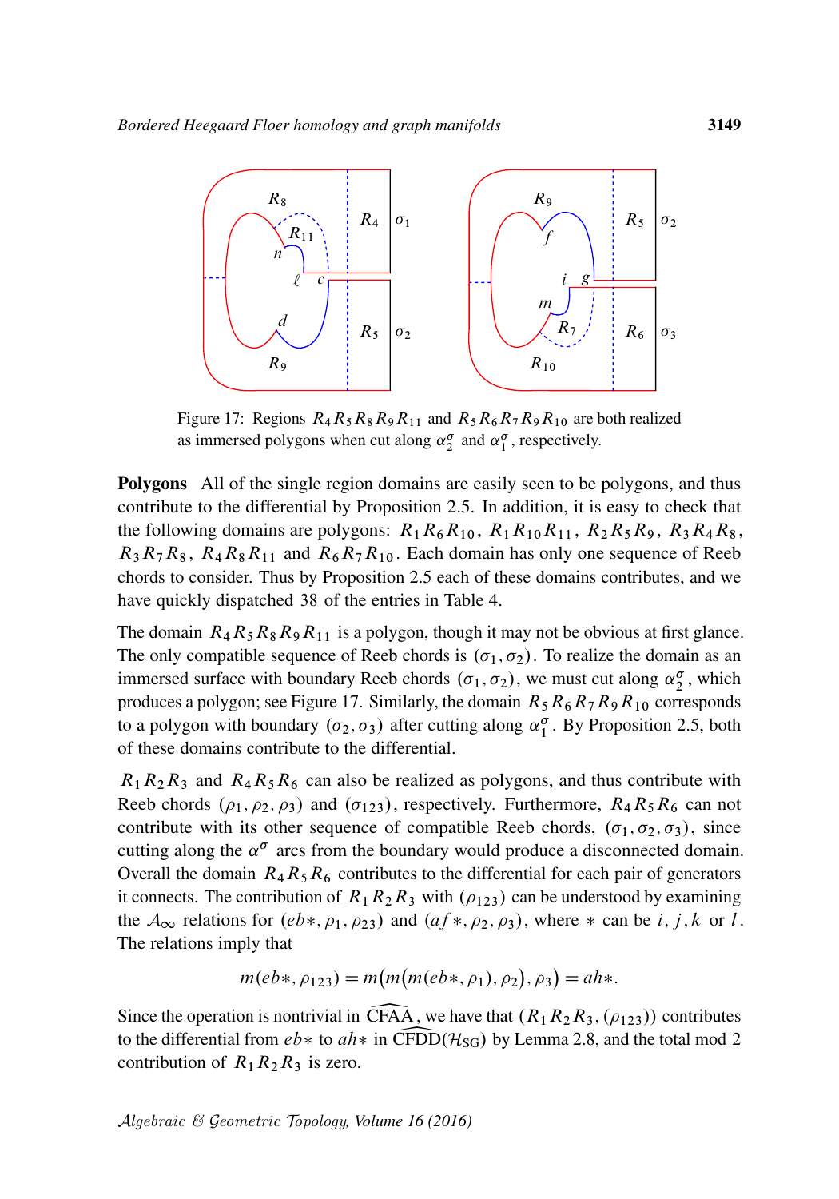Figure 17: Regions $R_4R_5R_8R_9R_{11}$ and $R_5R_6R_7R_9R_{10}$ are both realized as immersed polygons when cut along $\alpha_2^\sigma$ and $\alpha_1^\sigma$, respectively.

**Polygons** All of the single region domains are easily seen to be polygons, and thus contribute to the differential by Proposition 2.5. In addition, it is easy to check that the following domains are polygons: $R_1R_6R_{10}$, $R_1R_{10}R_{11}$, $R_2R_5R_9$, $R_3R_4R_8$, $R_3R_7R_8$, $R_4R_8R_{11}$ and $R_6R_7R_{10}$. Each domain has only one sequence of Reeb chords to consider. Thus by Proposition 2.5 each of these domains contributes, and we have quickly dispatched 38 of the entries in Table 4.

The domain $R_4R_5R_8R_9R_{11}$ is a polygon, though it may not be obvious at first glance. The only compatible sequence of Reeb chords is $(\sigma_1, \sigma_2)$. To realize the domain as an immersed surface with boundary Reeb chords $(\sigma_1, \sigma_2)$, we must cut along $\alpha_2^\sigma$, which produces a polygon; see Figure 17. Similarly, the domain $R_5R_6R_7R_9R_{10}$ corresponds to a polygon with boundary $(\sigma_2, \sigma_3)$ after cutting along $\alpha_1^\sigma$. By Proposition 2.5, both of these domains contribute to the differential.

$R_1R_2R_3$ and $R_4R_5R_6$ can also be realized as polygons, and thus contribute with Reeb chords $(\rho_1, \rho_2, \rho_3)$ and $(\sigma_{123})$, respectively. Furthermore, $R_4R_5R_6$ can not contribute with its other sequence of compatible Reeb chords, $(\sigma_1, \sigma_2, \sigma_3)$, since cutting along the $\alpha^\sigma$ arcs from the boundary would produce a disconnected domain. Overall the domain $R_4R_5R_6$ contributes to the differential for each pair of generators it connects. The contribution of $R_1R_2R_3$ with $(\rho_{123})$ can be understood by examining the $\mathcal{A}_\infty$ relations for $(eb*, \rho_1, \rho_{23})$ and $(af*, \rho_2, \rho_3)$, where $*$ can be $i, j, k$ or $l$. The relations imply that

$$m(eb*, \rho_{123}) = m\big(m\big(m(eb*, \rho_1), \rho_2\big), \rho_3\big) = ah*.$$

Since the operation is nontrivial in $\widehat{\mathrm{CFAA}}$, we have that $(R_1R_2R_3, (\rho_{123}))$ contributes to the differential from $eb*$ to $ah*$ in $\widehat{\mathrm{CFDD}}(\mathcal{H}_{\mathrm{SG}})$ by Lemma 2.8, and the total mod 2 contribution of $R_1R_2R_3$ is zero.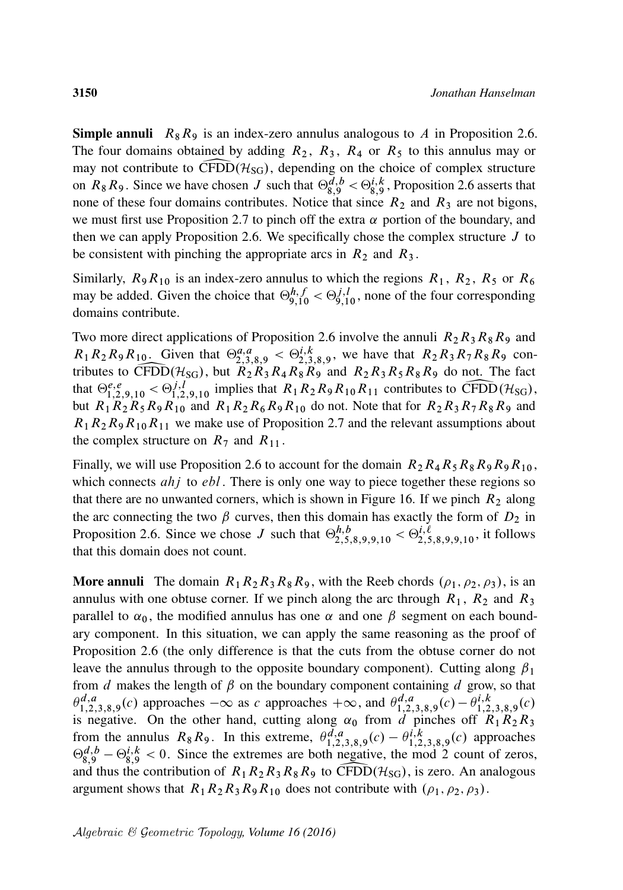**Simple annuli** $R_8 R_9$ is an index-zero annulus analogous to $A$ in Proposition 2.6. The four domains obtained by adding $R_2$, $R_3$, $R_4$ or $R_5$ to this annulus may or may not contribute to $\widehat{\mathrm{CFDD}}(\mathcal{H}_{\mathrm{SG}})$, depending on the choice of complex structure on $R_8 R_9$. Since we have chosen $J$ such that $\Theta^{d,b}_{8,9} < \Theta^{i,k}_{8,9}$, Proposition 2.6 asserts that none of these four domains contributes. Notice that since $R_2$ and $R_3$ are not bigons, we must first use Proposition 2.7 to pinch off the extra $\alpha$ portion of the boundary, and then we can apply Proposition 2.6. We specifically chose the complex structure $J$ to be consistent with pinching the appropriate arcs in $R_2$ and $R_3$.

Similarly, $R_9 R_{10}$ is an index-zero annulus to which the regions $R_1$, $R_2$, $R_5$ or $R_6$ may be added. Given the choice that $\Theta^{h,f}_{9,10} < \Theta^{j,l}_{9,10}$, none of the four corresponding domains contribute.

Two more direct applications of Proposition 2.6 involve the annuli $R_2 R_3 R_8 R_9$ and $R_1 R_2 R_9 R_{10}$. Given that $\Theta^{a,a}_{2,3,8,9} < \Theta^{i,k}_{2,3,8,9}$, we have that $R_2 R_3 R_7 R_8 R_9$ contributes to $\widehat{\mathrm{CFDD}}(\mathcal{H}_{\mathrm{SG}})$, but $R_2 R_3 R_4 R_8 R_9$ and $R_2 R_3 R_5 R_8 R_9$ do not. The fact that $\Theta^{e,e}_{1,2,9,10} < \Theta^{j,l}_{1,2,9,10}$ implies that $R_1 R_2 R_9 R_{10} R_{11}$ contributes to $\widehat{\mathrm{CFDD}}(\mathcal{H}_{\mathrm{SG}})$, but $R_1 R_2 R_5 R_9 R_{10}$ and $R_1 R_2 R_6 R_9 R_{10}$ do not. Note that for $R_2 R_3 R_7 R_8 R_9$ and $R_1 R_2 R_9 R_{10} R_{11}$ we make use of Proposition 2.7 and the relevant assumptions about the complex structure on $R_7$ and $R_{11}$.

Finally, we will use Proposition 2.6 to account for the domain $R_2 R_4 R_5 R_8 R_9 R_9 R_{10}$, which connects $ahj$ to $ebl$. There is only one way to piece together these regions so that there are no unwanted corners, which is shown in Figure 16. If we pinch $R_2$ along the arc connecting the two $\beta$ curves, then this domain has exactly the form of $D_2$ in Proposition 2.6. Since we chose $J$ such that $\Theta^{h,b}_{2,5,8,9,9,10} < \Theta^{i,\ell}_{2,5,8,9,9,10}$, it follows that this domain does not count.

**More annuli** The domain $R_1 R_2 R_3 R_8 R_9$, with the Reeb chords $(\rho_1, \rho_2, \rho_3)$, is an annulus with one obtuse corner. If we pinch along the arc through $R_1$, $R_2$ and $R_3$ parallel to $\alpha_0$, the modified annulus has one $\alpha$ and one $\beta$ segment on each boundary component. In this situation, we can apply the same reasoning as the proof of Proposition 2.6 (the only difference is that the cuts from the obtuse corner do not leave the annulus through to the opposite boundary component). Cutting along $\beta_1$ from $d$ makes the length of $\beta$ on the boundary component containing $d$ grow, so that $\theta^{d,a}_{1,2,3,8,9}(c)$ approaches $-\infty$ as $c$ approaches $+\infty$, and $\theta^{d,a}_{1,2,3,8,9}(c) - \theta^{i,k}_{1,2,3,8,9}(c)$ is negative. On the other hand, cutting along $\alpha_0$ from $d$ pinches off $R_1 R_2 R_3$ from the annulus $R_8 R_9$. In this extreme, $\theta^{d,a}_{1,2,3,8,9}(c) - \theta^{i,k}_{1,2,3,8,9}(c)$ approaches $\Theta^{d,b}_{8,9} - \Theta^{i,k}_{8,9} < 0$. Since the extremes are both negative, the mod 2 count of zeros, and thus the contribution of $R_1 R_2 R_3 R_8 R_9$ to $\widehat{\mathrm{CFDD}}(\mathcal{H}_{\mathrm{SG}})$, is zero. An analogous argument shows that $R_1 R_2 R_3 R_9 R_{10}$ does not contribute with $(\rho_1, \rho_2, \rho_3)$.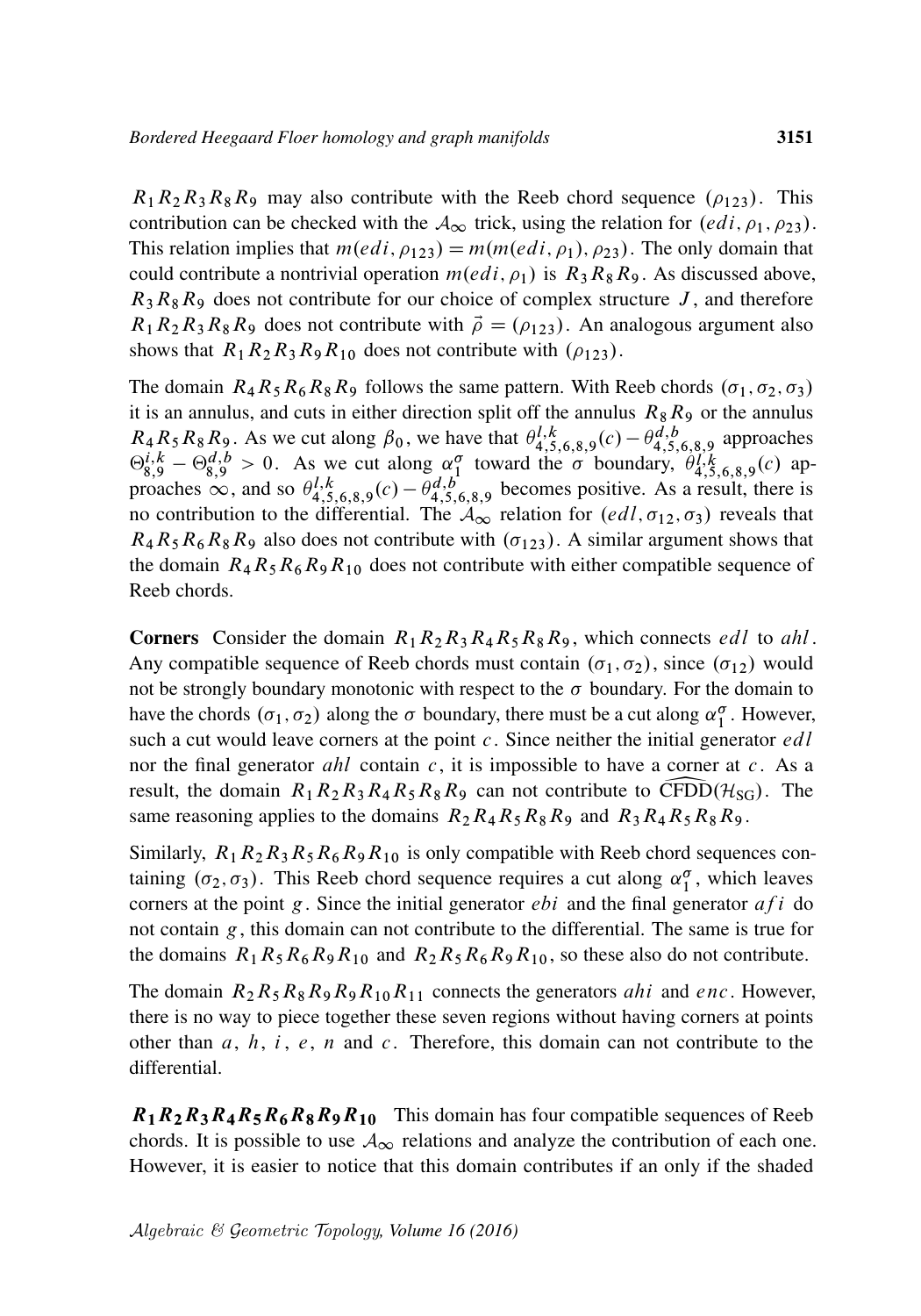$R_1R_2R_3R_8R_9$ may also contribute with the Reeb chord sequence $(\rho_{123})$. This contribution can be checked with the $\mathcal{A}_\infty$ trick, using the relation for $(edi, \rho_1, \rho_{23})$. This relation implies that $m(edi, \rho_{123}) = m(m(edi, \rho_1), \rho_{23})$. The only domain that could contribute a nontrivial operation $m(edi, \rho_1)$ is $R_3R_8R_9$. As discussed above, $R_3R_8R_9$ does not contribute for our choice of complex structure $J$, and therefore $R_1R_2R_3R_8R_9$ does not contribute with $\vec{\rho} = (\rho_{123})$. An analogous argument also shows that $R_1R_2R_3R_9R_{10}$ does not contribute with $(\rho_{123})$.

The domain $R_4R_5R_6R_8R_9$ follows the same pattern. With Reeb chords $(\sigma_1, \sigma_2, \sigma_3)$ it is an annulus, and cuts in either direction split off the annulus $R_8R_9$ or the annulus $R_4R_5R_8R_9$. As we cut along $\beta_0$, we have that $\theta^{l,k}_{4,5,6,8,9}(c) - \theta^{d,b}_{4,5,6,8,9}$ approaches $\Theta^{i,k}_{8,9} - \Theta^{d,b}_{8,9} > 0$. As we cut along $\alpha^\sigma_1$ toward the $\sigma$ boundary, $\theta^{l,k}_{4,5,6,8,9}(c)$ approaches $\infty$, and so $\theta^{l,k}_{4,5,6,8,9}(c) - \theta^{d,b}_{4,5,6,8,9}$ becomes positive. As a result, there is no contribution to the differential. The $\mathcal{A}_\infty$ relation for $(edl, \sigma_{12}, \sigma_3)$ reveals that $R_4R_5R_6R_8R_9$ also does not contribute with $(\sigma_{123})$. A similar argument shows that the domain $R_4R_5R_6R_9R_{10}$ does not contribute with either compatible sequence of Reeb chords.

**Corners** Consider the domain $R_1R_2R_3R_4R_5R_8R_9$, which connects $edl$ to $ahl$. Any compatible sequence of Reeb chords must contain $(\sigma_1, \sigma_2)$, since $(\sigma_{12})$ would not be strongly boundary monotonic with respect to the $\sigma$ boundary. For the domain to have the chords $(\sigma_1, \sigma_2)$ along the $\sigma$ boundary, there must be a cut along $\alpha^\sigma_1$. However, such a cut would leave corners at the point $c$. Since neither the initial generator $edl$ nor the final generator $ahl$ contain $c$, it is impossible to have a corner at $c$. As a result, the domain $R_1R_2R_3R_4R_5R_8R_9$ can not contribute to $\widehat{\mathrm{CFDD}}(\mathcal{H}_{\mathrm{SG}})$. The same reasoning applies to the domains $R_2R_4R_5R_8R_9$ and $R_3R_4R_5R_8R_9$.

Similarly, $R_1R_2R_3R_5R_6R_9R_{10}$ is only compatible with Reeb chord sequences containing $(\sigma_2, \sigma_3)$. This Reeb chord sequence requires a cut along $\alpha^\sigma_1$, which leaves corners at the point $g$. Since the initial generator $ebi$ and the final generator $afi$ do not contain $g$, this domain can not contribute to the differential. The same is true for the domains $R_1R_5R_6R_9R_{10}$ and $R_2R_5R_6R_9R_{10}$, so these also do not contribute.

The domain $R_2R_5R_8R_9R_9R_{10}R_{11}$ connects the generators $ahi$ and $enc$. However, there is no way to piece together these seven regions without having corners at points other than $a$, $h$, $i$, $e$, $n$ and $c$. Therefore, this domain can not contribute to the differential.

**$R_1R_2R_3R_4R_5R_6R_8R_9R_{10}$** This domain has four compatible sequences of Reeb chords. It is possible to use $\mathcal{A}_\infty$ relations and analyze the contribution of each one. However, it is easier to notice that this domain contributes if an only if the shaded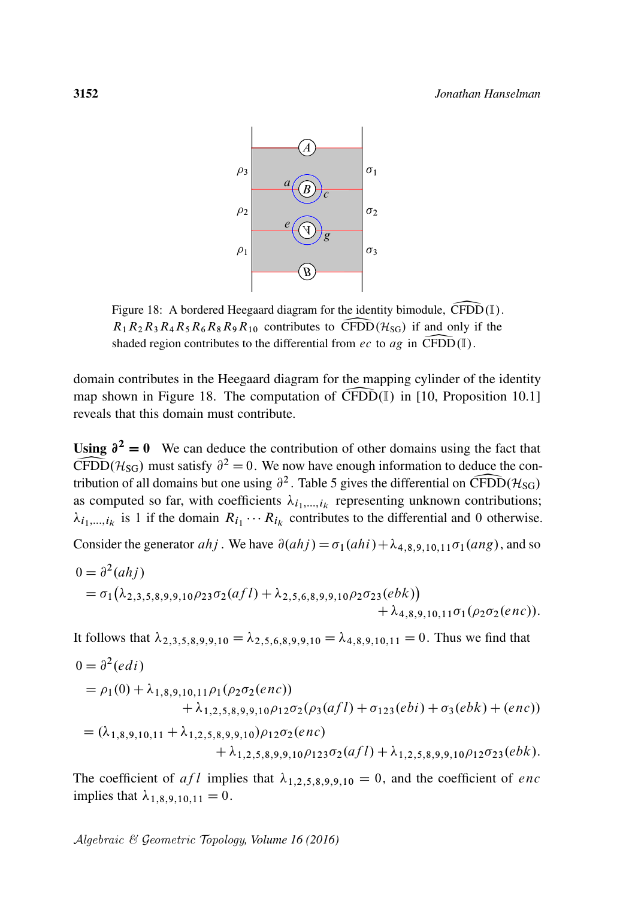Figure 18: A bordered Heegaard diagram for the identity bimodule, $\widehat{\mathrm{CFDD}}(\mathbb{I})$. $R_1R_2R_3R_4R_5R_6R_8R_9R_{10}$ contributes to $\widehat{\mathrm{CFDD}}(\mathcal{H}_{\mathrm{SG}})$ if and only if the shaded region contributes to the differential from $ec$ to $ag$ in $\widehat{\mathrm{CFDD}}(\mathbb{I})$.

domain contributes in the Heegaard diagram for the mapping cylinder of the identity map shown in Figure 18. The computation of $\widehat{\mathrm{CFDD}}(\mathbb{I})$ in [10, Proposition 10.1] reveals that this domain must contribute.

**Using $\partial^2 = 0$** We can deduce the contribution of other domains using the fact that $\widehat{\mathrm{CFDD}}(\mathcal{H}_{\mathrm{SG}})$ must satisfy $\partial^2 = 0$. We now have enough information to deduce the contribution of all domains but one using $\partial^2$. Table 5 gives the differential on $\widehat{\mathrm{CFDD}}(\mathcal{H}_{\mathrm{SG}})$ as computed so far, with coefficients $\lambda_{i_1,\ldots,i_k}$ representing unknown contributions; $\lambda_{i_1,\ldots,i_k}$ is 1 if the domain $R_{i_1}\cdots R_{i_k}$ contributes to the differential and 0 otherwise.

Consider the generator $ahj$. We have $\partial(ahj) = \sigma_1(ahi) + \lambda_{4,8,9,10,11}\sigma_1(ang)$, and so

$$\begin{aligned}
0 &= \partial^2(ahj) \\
&= \sigma_1\big(\lambda_{2,3,5,8,9,9,10}\rho_{23}\sigma_2(afl) + \lambda_{2,5,6,8,9,9,10}\rho_2\sigma_{23}(ebk)\big) \\
&\qquad\qquad\qquad\qquad\qquad\qquad\qquad + \lambda_{4,8,9,10,11}\sigma_1(\rho_2\sigma_2(enc)).
\end{aligned}$$

It follows that $\lambda_{2,3,5,8,9,9,10} = \lambda_{2,5,6,8,9,9,10} = \lambda_{4,8,9,10,11} = 0$. Thus we find that

$$\begin{aligned}
0 &= \partial^2(edi) \\
&= \rho_1(0) + \lambda_{1,8,9,10,11}\rho_1(\rho_2\sigma_2(enc)) \\
&\qquad\qquad + \lambda_{1,2,5,8,9,9,10}\rho_{12}\sigma_2(\rho_3(afl) + \sigma_{123}(ebi) + \sigma_3(ebk) + (enc)) \\
&= (\lambda_{1,8,9,10,11} + \lambda_{1,2,5,8,9,9,10})\rho_{12}\sigma_2(enc) \\
&\qquad\qquad + \lambda_{1,2,5,8,9,9,10}\rho_{123}\sigma_2(afl) + \lambda_{1,2,5,8,9,9,10}\rho_{12}\sigma_{23}(ebk).
\end{aligned}$$

The coefficient of $afl$ implies that $\lambda_{1,2,5,8,9,9,10} = 0$, and the coefficient of $enc$ implies that $\lambda_{1,8,9,10,11} = 0$.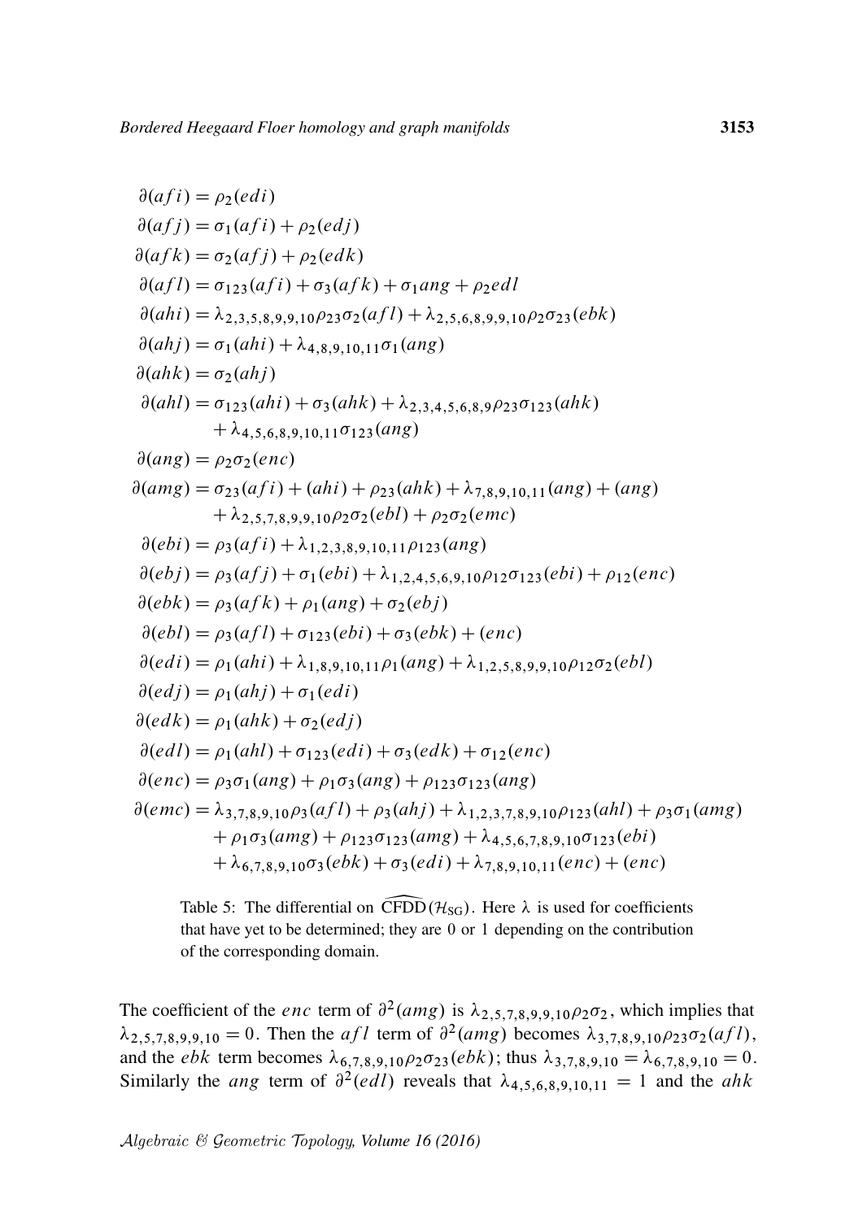$$
\begin{aligned}
\partial(afi) &= \rho_2(edi)\\
\partial(afj) &= \sigma_1(afi) + \rho_2(edj)\\
\partial(afk) &= \sigma_2(afj) + \rho_2(edk)\\
\partial(afl) &= \sigma_{123}(afi) + \sigma_3(afk) + \sigma_1 ang + \rho_2 edl\\
\partial(ahi) &= \lambda_{2,3,5,8,9,9,10}\rho_{23}\sigma_2(afl) + \lambda_{2,5,6,8,9,9,10}\rho_2\sigma_{23}(ebk)\\
\partial(ahj) &= \sigma_1(ahi) + \lambda_{4,8,9,10,11}\sigma_1(ang)\\
\partial(ahk) &= \sigma_2(ahj)\\
\partial(ahl) &= \sigma_{123}(ahi) + \sigma_3(ahk) + \lambda_{2,3,4,5,6,8,9}\rho_{23}\sigma_{123}(ahk)\\
&\quad + \lambda_{4,5,6,8,9,10,11}\sigma_{123}(ang)\\
\partial(ang) &= \rho_2\sigma_2(enc)\\
\partial(amg) &= \sigma_{23}(afi) + (ahi) + \rho_{23}(ahk) + \lambda_{7,8,9,10,11}(ang) + (ang)\\
&\quad + \lambda_{2,5,7,8,9,9,10}\rho_2\sigma_2(ebl) + \rho_2\sigma_2(emc)\\
\partial(ebi) &= \rho_3(afi) + \lambda_{1,2,3,8,9,10,11}\rho_{123}(ang)\\
\partial(ebj) &= \rho_3(afj) + \sigma_1(ebi) + \lambda_{1,2,4,5,6,9,10}\rho_{12}\sigma_{123}(ebi) + \rho_{12}(enc)\\
\partial(ebk) &= \rho_3(afk) + \rho_1(ang) + \sigma_2(ebj)\\
\partial(ebl) &= \rho_3(afl) + \sigma_{123}(ebi) + \sigma_3(ebk) + (enc)\\
\partial(edi) &= \rho_1(ahi) + \lambda_{1,8,9,10,11}\rho_1(ang) + \lambda_{1,2,5,8,9,9,10}\rho_{12}\sigma_2(ebl)\\
\partial(edj) &= \rho_1(ahj) + \sigma_1(edi)\\
\partial(edk) &= \rho_1(ahk) + \sigma_2(edj)\\
\partial(edl) &= \rho_1(ahl) + \sigma_{123}(edi) + \sigma_3(edk) + \sigma_{12}(enc)\\
\partial(enc) &= \rho_3\sigma_1(ang) + \rho_1\sigma_3(ang) + \rho_{123}\sigma_{123}(ang)\\
\partial(emc) &= \lambda_{3,7,8,9,10}\rho_3(afl) + \rho_3(ahj) + \lambda_{1,2,3,7,8,9,10}\rho_{123}(ahl) + \rho_3\sigma_1(amg)\\
&\quad + \rho_1\sigma_3(amg) + \rho_{123}\sigma_{123}(amg) + \lambda_{4,5,6,7,8,9,10}\sigma_{123}(ebi)\\
&\quad + \lambda_{6,7,8,9,10}\sigma_3(ebk) + \sigma_3(edi) + \lambda_{7,8,9,10,11}(enc) + (enc)
\end{aligned}
$$

Table 5: The differential on $\widehat{\mathrm{CFDD}}(\mathcal{H}_{\mathrm{SG}})$. Here $\lambda$ is used for coefficients that have yet to be determined; they are 0 or 1 depending on the contribution of the corresponding domain.

The coefficient of the $enc$ term of $\partial^2(amg)$ is $\lambda_{2,5,7,8,9,9,10}\rho_2\sigma_2$, which implies that $\lambda_{2,5,7,8,9,9,10} = 0$. Then the $afl$ term of $\partial^2(amg)$ becomes $\lambda_{3,7,8,9,10}\rho_{23}\sigma_2(afl)$, and the $ebk$ term becomes $\lambda_{6,7,8,9,10}\rho_2\sigma_{23}(ebk)$; thus $\lambda_{3,7,8,9,10} = \lambda_{6,7,8,9,10} = 0$. Similarly the $ang$ term of $\partial^2(edl)$ reveals that $\lambda_{4,5,6,8,9,10,11} = 1$ and the $ahk$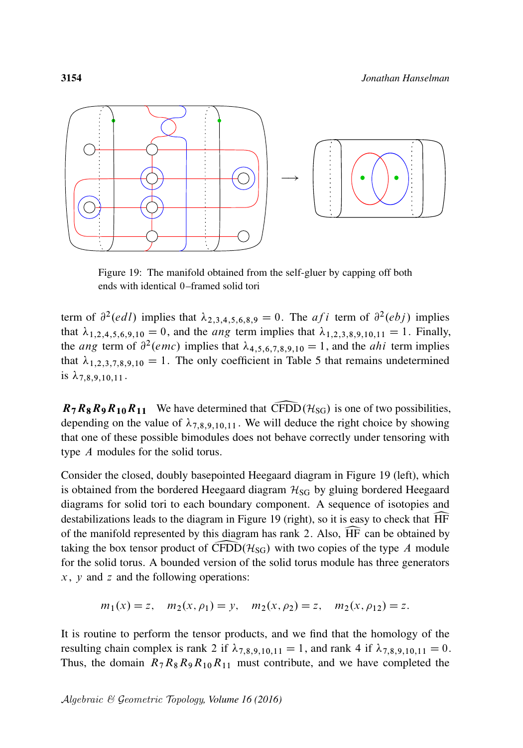Figure 19: The manifold obtained from the self-gluer by capping off both ends with identical 0–framed solid tori

term of $\partial^2(edl)$ implies that $\lambda_{2,3,4,5,6,8,9} = 0$. The $afi$ term of $\partial^2(ebj)$ implies that $\lambda_{1,2,4,5,6,9,10} = 0$, and the $ang$ term implies that $\lambda_{1,2,3,8,9,10,11} = 1$. Finally, the $ang$ term of $\partial^2(emc)$ implies that $\lambda_{4,5,6,7,8,9,10} = 1$, and the $ahi$ term implies that $\lambda_{1,2,3,7,8,9,10} = 1$. The only coefficient in Table 5 that remains undetermined is $\lambda_{7,8,9,10,11}$.

**$R_7R_8R_9R_{10}R_{11}$** We have determined that $\widehat{\mathrm{CFDD}}(\mathcal{H}_{\mathrm{SG}})$ is one of two possibilities, depending on the value of $\lambda_{7,8,9,10,11}$. We will deduce the right choice by showing that one of these possible bimodules does not behave correctly under tensoring with type $A$ modules for the solid torus.

Consider the closed, doubly basepointed Heegaard diagram in Figure 19 (left), which is obtained from the bordered Heegaard diagram $\mathcal{H}_{\mathrm{SG}}$ by gluing bordered Heegaard diagrams for solid tori to each boundary component. A sequence of isotopies and destabilizations leads to the diagram in Figure 19 (right), so it is easy to check that $\widehat{\mathrm{HF}}$ of the manifold represented by this diagram has rank 2. Also, $\widehat{\mathrm{HF}}$ can be obtained by taking the box tensor product of $\widehat{\mathrm{CFDD}}(\mathcal{H}_{\mathrm{SG}})$ with two copies of the type $A$ module for the solid torus. A bounded version of the solid torus module has three generators $x$, $y$ and $z$ and the following operations:

$$m_1(x) = z, \quad m_2(x, \rho_1) = y, \quad m_2(x, \rho_2) = z, \quad m_2(x, \rho_{12}) = z.$$

It is routine to perform the tensor products, and we find that the homology of the resulting chain complex is rank 2 if $\lambda_{7,8,9,10,11} = 1$, and rank 4 if $\lambda_{7,8,9,10,11} = 0$. Thus, the domain $R_7R_8R_9R_{10}R_{11}$ must contribute, and we have completed the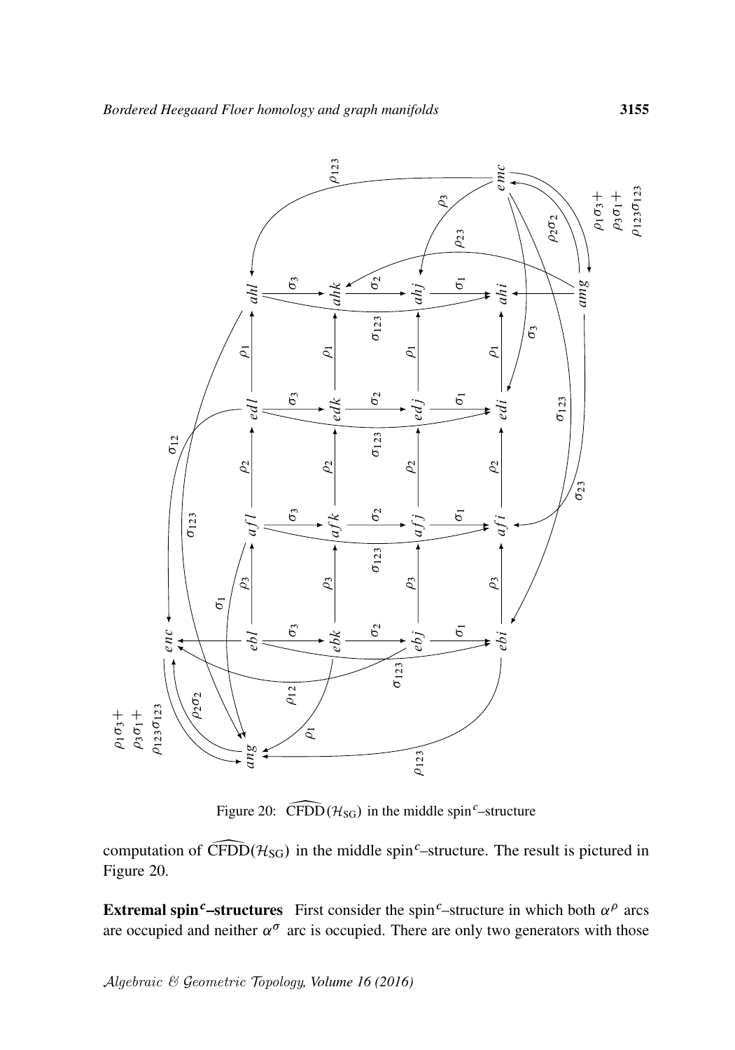Figure 20: $\widehat{\mathrm{CFDD}}(\mathcal{H}_{\mathrm{SG}})$ in the middle spin$^c$–structure

computation of $\widehat{\mathrm{CFDD}}(\mathcal{H}_{\mathrm{SG}})$ in the middle spin$^c$–structure. The result is pictured in Figure 20.

**Extremal spin$^c$–structures** First consider the spin$^c$–structure in which both $\alpha^\rho$ arcs are occupied and neither $\alpha^\sigma$ arc is occupied. There are only two generators with those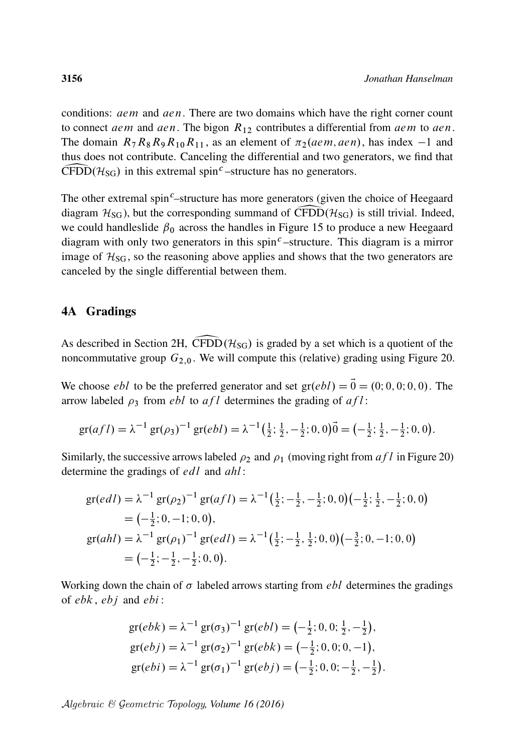conditions: $aem$ and $aen$. There are two domains which have the right corner count to connect $aem$ and $aen$. The bigon $R_{12}$ contributes a differential from $aem$ to $aen$. The domain $R_7R_8R_9R_{10}R_{11}$, as an element of $\pi_2(aem, aen)$, has index $-1$ and thus does not contribute. Canceling the differential and two generators, we find that $\widehat{\mathrm{CFDD}}(\mathcal{H}_{\mathrm{SG}})$ in this extremal spin$^c$–structure has no generators.

The other extremal spin$^c$–structure has more generators (given the choice of Heegaard diagram $\mathcal{H}_{\mathrm{SG}}$), but the corresponding summand of $\widehat{\mathrm{CFDD}}(\mathcal{H}_{\mathrm{SG}})$ is still trivial. Indeed, we could handleslide $\beta_0$ across the handles in Figure 15 to produce a new Heegaard diagram with only two generators in this spin$^c$–structure. This diagram is a mirror image of $\mathcal{H}_{\mathrm{SG}}$, so the reasoning above applies and shows that the two generators are canceled by the single differential between them.

## 4A Gradings

As described in Section 2H, $\widehat{\mathrm{CFDD}}(\mathcal{H}_{\mathrm{SG}})$ is graded by a set which is a quotient of the noncommutative group $G_{2,0}$. We will compute this (relative) grading using Figure 20.

We choose $ebl$ to be the preferred generator and set $\mathrm{gr}(ebl) = \vec{0} = (0; 0, 0; 0, 0)$. The arrow labeled $\rho_3$ from $ebl$ to $afl$ determines the grading of $afl$:

$$\mathrm{gr}(afl) = \lambda^{-1}\,\mathrm{gr}(\rho_3)^{-1}\,\mathrm{gr}(ebl) = \lambda^{-1}\big(\tfrac{1}{2}; \tfrac{1}{2}, -\tfrac{1}{2}; 0, 0\big)\vec{0} = \big(-\tfrac{1}{2}; \tfrac{1}{2}, -\tfrac{1}{2}; 0, 0\big).$$

Similarly, the successive arrows labeled $\rho_2$ and $\rho_1$ (moving right from $afl$ in Figure 20) determine the gradings of $edl$ and $ahl$:

$$\begin{aligned}
\mathrm{gr}(edl) &= \lambda^{-1}\,\mathrm{gr}(\rho_2)^{-1}\,\mathrm{gr}(afl) = \lambda^{-1}\big(\tfrac{1}{2}; -\tfrac{1}{2}, -\tfrac{1}{2}; 0, 0\big)\big(-\tfrac{1}{2}; \tfrac{1}{2}, -\tfrac{1}{2}; 0, 0\big) \\
&= \big(-\tfrac{1}{2}; 0, -1; 0, 0\big), \\
\mathrm{gr}(ahl) &= \lambda^{-1}\,\mathrm{gr}(\rho_1)^{-1}\,\mathrm{gr}(edl) = \lambda^{-1}\big(\tfrac{1}{2}; -\tfrac{1}{2}, \tfrac{1}{2}; 0, 0\big)\big(-\tfrac{3}{2}; 0, -1; 0, 0\big) \\
&= \big(-\tfrac{1}{2}; -\tfrac{1}{2}, -\tfrac{1}{2}; 0, 0\big).
\end{aligned}$$

Working down the chain of $\sigma$ labeled arrows starting from $ebl$ determines the gradings of $ebk$, $ebj$ and $ebi$:

$$\begin{aligned}
\mathrm{gr}(ebk) &= \lambda^{-1}\,\mathrm{gr}(\sigma_3)^{-1}\,\mathrm{gr}(ebl) = \big(-\tfrac{1}{2}; 0, 0; \tfrac{1}{2}, -\tfrac{1}{2}\big), \\
\mathrm{gr}(ebj) &= \lambda^{-1}\,\mathrm{gr}(\sigma_2)^{-1}\,\mathrm{gr}(ebk) = \big(-\tfrac{1}{2}; 0, 0; 0, -1\big), \\
\mathrm{gr}(ebi) &= \lambda^{-1}\,\mathrm{gr}(\sigma_1)^{-1}\,\mathrm{gr}(ebj) = \big(-\tfrac{1}{2}; 0, 0; -\tfrac{1}{2}, -\tfrac{1}{2}\big).
\end{aligned}$$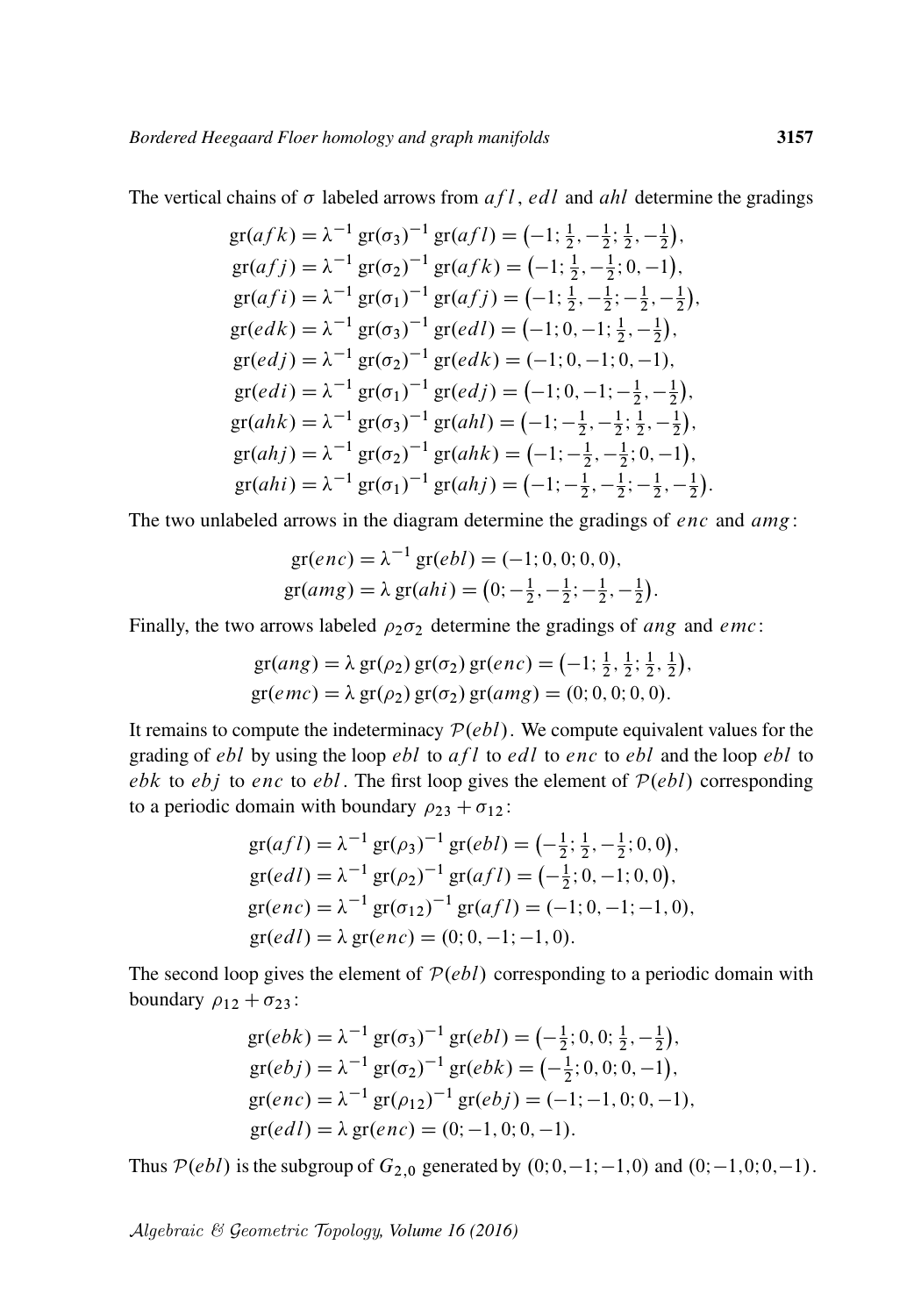The vertical chains of $\sigma$ labeled arrows from $afl$, $edl$ and $ahl$ determine the gradings

$$
\begin{aligned}
\mathrm{gr}(afk) &= \lambda^{-1}\,\mathrm{gr}(\sigma_3)^{-1}\,\mathrm{gr}(afl) = \left(-1; \tfrac{1}{2}, -\tfrac{1}{2}; \tfrac{1}{2}, -\tfrac{1}{2}\right),\\
\mathrm{gr}(afj) &= \lambda^{-1}\,\mathrm{gr}(\sigma_2)^{-1}\,\mathrm{gr}(afk) = \left(-1; \tfrac{1}{2}, -\tfrac{1}{2}; 0, -1\right),\\
\mathrm{gr}(afi) &= \lambda^{-1}\,\mathrm{gr}(\sigma_1)^{-1}\,\mathrm{gr}(afj) = \left(-1; \tfrac{1}{2}, -\tfrac{1}{2}; -\tfrac{1}{2}, -\tfrac{1}{2}\right),\\
\mathrm{gr}(edk) &= \lambda^{-1}\,\mathrm{gr}(\sigma_3)^{-1}\,\mathrm{gr}(edl) = \left(-1; 0, -1; \tfrac{1}{2}, -\tfrac{1}{2}\right),\\
\mathrm{gr}(edj) &= \lambda^{-1}\,\mathrm{gr}(\sigma_2)^{-1}\,\mathrm{gr}(edk) = (-1; 0, -1; 0, -1),\\
\mathrm{gr}(edi) &= \lambda^{-1}\,\mathrm{gr}(\sigma_1)^{-1}\,\mathrm{gr}(edj) = \left(-1; 0, -1; -\tfrac{1}{2}, -\tfrac{1}{2}\right),\\
\mathrm{gr}(ahk) &= \lambda^{-1}\,\mathrm{gr}(\sigma_3)^{-1}\,\mathrm{gr}(ahl) = \left(-1; -\tfrac{1}{2}, -\tfrac{1}{2}; \tfrac{1}{2}, -\tfrac{1}{2}\right),\\
\mathrm{gr}(ahj) &= \lambda^{-1}\,\mathrm{gr}(\sigma_2)^{-1}\,\mathrm{gr}(ahk) = \left(-1; -\tfrac{1}{2}, -\tfrac{1}{2}; 0, -1\right),\\
\mathrm{gr}(ahi) &= \lambda^{-1}\,\mathrm{gr}(\sigma_1)^{-1}\,\mathrm{gr}(ahj) = \left(-1; -\tfrac{1}{2}, -\tfrac{1}{2}; -\tfrac{1}{2}, -\tfrac{1}{2}\right).
\end{aligned}
$$

The two unlabeled arrows in the diagram determine the gradings of $enc$ and $amg$:

$$
\begin{aligned}
\mathrm{gr}(enc) &= \lambda^{-1}\,\mathrm{gr}(ebl) = (-1; 0, 0; 0, 0),\\
\mathrm{gr}(amg) &= \lambda\,\mathrm{gr}(ahi) = \left(0; -\tfrac{1}{2}, -\tfrac{1}{2}; -\tfrac{1}{2}, -\tfrac{1}{2}\right).
\end{aligned}
$$

Finally, the two arrows labeled $\rho_2\sigma_2$ determine the gradings of $ang$ and $emc$:

$$
\begin{aligned}
\mathrm{gr}(ang) &= \lambda\,\mathrm{gr}(\rho_2)\,\mathrm{gr}(\sigma_2)\,\mathrm{gr}(enc) = \left(-1; \tfrac{1}{2}, \tfrac{1}{2}; \tfrac{1}{2}, \tfrac{1}{2}\right),\\
\mathrm{gr}(emc) &= \lambda\,\mathrm{gr}(\rho_2)\,\mathrm{gr}(\sigma_2)\,\mathrm{gr}(amg) = (0; 0, 0; 0, 0).
\end{aligned}
$$

It remains to compute the indeterminacy $\mathcal{P}(ebl)$. We compute equivalent values for the grading of $ebl$ by using the loop $ebl$ to $afl$ to $edl$ to $enc$ to $ebl$ and the loop $ebl$ to $ebk$ to $ebj$ to $enc$ to $ebl$. The first loop gives the element of $\mathcal{P}(ebl)$ corresponding to a periodic domain with boundary $\rho_{23} + \sigma_{12}$:

$$
\begin{aligned}
\mathrm{gr}(afl) &= \lambda^{-1}\,\mathrm{gr}(\rho_3)^{-1}\,\mathrm{gr}(ebl) = \left(-\tfrac{1}{2}; \tfrac{1}{2}, -\tfrac{1}{2}; 0, 0\right),\\
\mathrm{gr}(edl) &= \lambda^{-1}\,\mathrm{gr}(\rho_2)^{-1}\,\mathrm{gr}(afl) = \left(-\tfrac{1}{2}; 0, -1; 0, 0\right),\\
\mathrm{gr}(enc) &= \lambda^{-1}\,\mathrm{gr}(\sigma_{12})^{-1}\,\mathrm{gr}(afl) = (-1; 0, -1; -1, 0),\\
\mathrm{gr}(edl) &= \lambda\,\mathrm{gr}(enc) = (0; 0, -1; -1, 0).
\end{aligned}
$$

The second loop gives the element of $\mathcal{P}(ebl)$ corresponding to a periodic domain with boundary $\rho_{12} + \sigma_{23}$:

$$
\begin{aligned}
\mathrm{gr}(ebk) &= \lambda^{-1}\,\mathrm{gr}(\sigma_3)^{-1}\,\mathrm{gr}(ebl) = \left(-\tfrac{1}{2}; 0, 0; \tfrac{1}{2}, -\tfrac{1}{2}\right),\\
\mathrm{gr}(ebj) &= \lambda^{-1}\,\mathrm{gr}(\sigma_2)^{-1}\,\mathrm{gr}(ebk) = \left(-\tfrac{1}{2}; 0, 0; 0, -1\right),\\
\mathrm{gr}(enc) &= \lambda^{-1}\,\mathrm{gr}(\rho_{12})^{-1}\,\mathrm{gr}(ebj) = (-1; -1, 0; 0, -1),\\
\mathrm{gr}(edl) &= \lambda\,\mathrm{gr}(enc) = (0; -1, 0; 0, -1).
\end{aligned}
$$

Thus $\mathcal{P}(ebl)$ is the subgroup of $G_{2,0}$ generated by $(0;0,-1;-1,0)$ and $(0;-1,0;0,-1)$.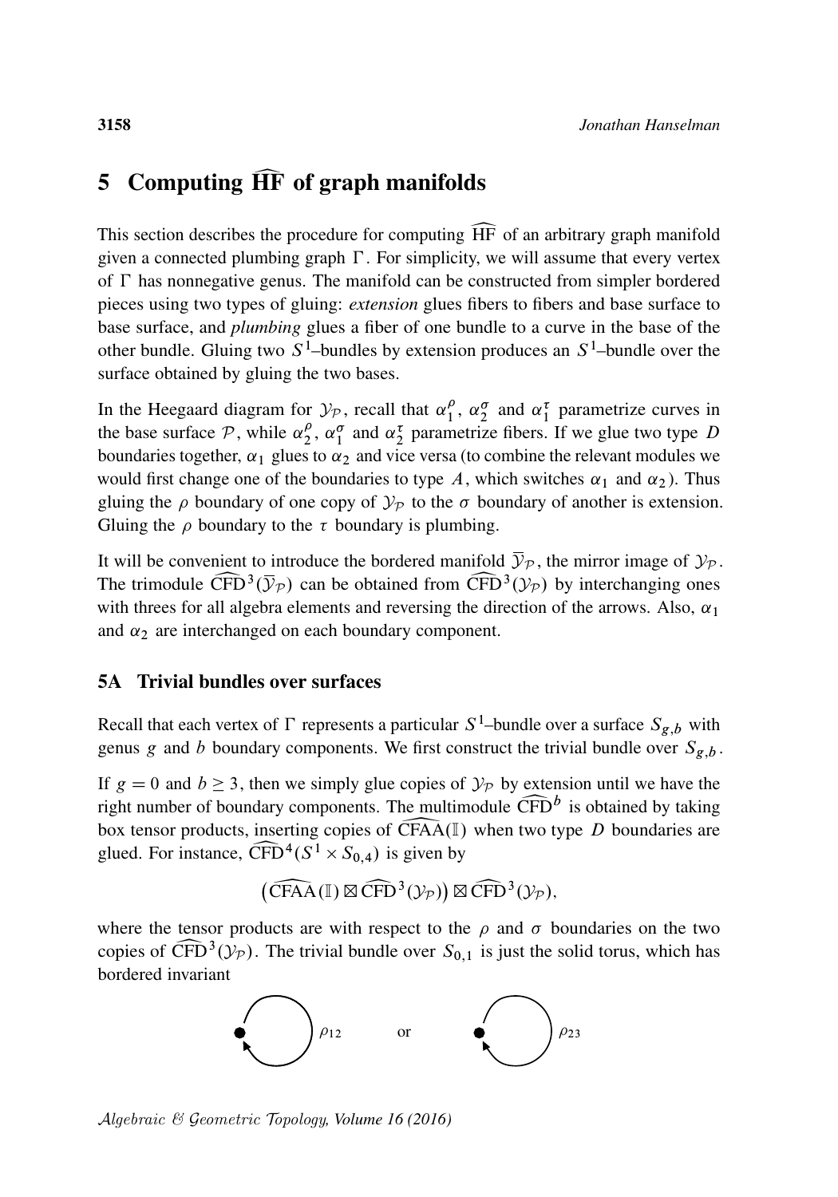# 5 Computing $\widehat{\mathrm{HF}}$ of graph manifolds

This section describes the procedure for computing $\widehat{\mathrm{HF}}$ of an arbitrary graph manifold given a connected plumbing graph $\Gamma$. For simplicity, we will assume that every vertex of $\Gamma$ has nonnegative genus. The manifold can be constructed from simpler bordered pieces using two types of gluing: *extension* glues fibers to fibers and base surface to base surface, and *plumbing* glues a fiber of one bundle to a curve in the base of the other bundle. Gluing two $S^1$–bundles by extension produces an $S^1$–bundle over the surface obtained by gluing the two bases.

In the Heegaard diagram for $\mathcal{Y}_\mathcal{P}$, recall that $\alpha_1^\rho$, $\alpha_2^\sigma$ and $\alpha_1^\tau$ parametrize curves in the base surface $\mathcal{P}$, while $\alpha_2^\rho$, $\alpha_1^\sigma$ and $\alpha_2^\tau$ parametrize fibers. If we glue two type $D$ boundaries together, $\alpha_1$ glues to $\alpha_2$ and vice versa (to combine the relevant modules we would first change one of the boundaries to type $A$, which switches $\alpha_1$ and $\alpha_2$). Thus gluing the $\rho$ boundary of one copy of $\mathcal{Y}_\mathcal{P}$ to the $\sigma$ boundary of another is extension. Gluing the $\rho$ boundary to the $\tau$ boundary is plumbing.

It will be convenient to introduce the bordered manifold $\overline{\mathcal{Y}}_\mathcal{P}$, the mirror image of $\mathcal{Y}_\mathcal{P}$. The trimodule $\widehat{\mathrm{CFD}}^3(\overline{\mathcal{Y}}_\mathcal{P})$ can be obtained from $\widehat{\mathrm{CFD}}^3(\mathcal{Y}_\mathcal{P})$ by interchanging ones with threes for all algebra elements and reversing the direction of the arrows. Also, $\alpha_1$ and $\alpha_2$ are interchanged on each boundary component.

## 5A Trivial bundles over surfaces

Recall that each vertex of $\Gamma$ represents a particular $S^1$–bundle over a surface $S_{g,b}$ with genus $g$ and $b$ boundary components. We first construct the trivial bundle over $S_{g,b}$.

If $g = 0$ and $b \geq 3$, then we simply glue copies of $\mathcal{Y}_\mathcal{P}$ by extension until we have the right number of boundary components. The multimodule $\widehat{\mathrm{CFD}}^b$ is obtained by taking box tensor products, inserting copies of $\widehat{\mathrm{CFAA}}(\mathbb{I})$ when two type $D$ boundaries are glued. For instance, $\widehat{\mathrm{CFD}}^4(S^1 \times S_{0,4})$ is given by

$$\big(\widehat{\mathrm{CFAA}}(\mathbb{I}) \boxtimes \widehat{\mathrm{CFD}}^3(\mathcal{Y}_\mathcal{P})\big) \boxtimes \widehat{\mathrm{CFD}}^3(\mathcal{Y}_\mathcal{P}),$$

where the tensor products are with respect to the $\rho$ and $\sigma$ boundaries on the two copies of $\widehat{\mathrm{CFD}}^3(\mathcal{Y}_\mathcal{P})$. The trivial bundle over $S_{0,1}$ is just the solid torus, which has bordered invariant

$\bullet \circlearrowleft \rho_{12}$ or $\bullet \circlearrowleft \rho_{23}$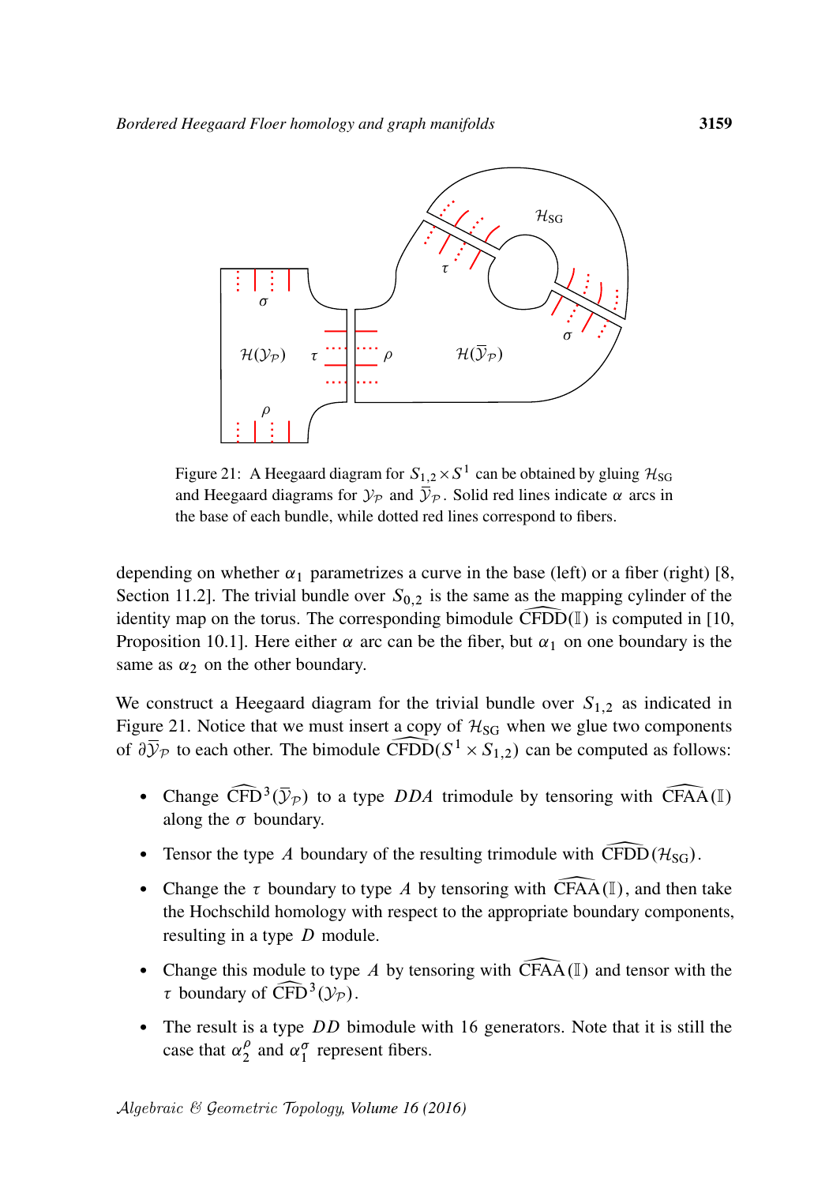Figure 21: A Heegaard diagram for $S_{1,2} \times S^1$ can be obtained by gluing $\mathcal{H}_{\mathrm{SG}}$ and Heegaard diagrams for $\mathcal{Y}_{\mathcal{P}}$ and $\overline{\mathcal{Y}}_{\mathcal{P}}$. Solid red lines indicate $\alpha$ arcs in the base of each bundle, while dotted red lines correspond to fibers.

depending on whether $\alpha_1$ parametrizes a curve in the base (left) or a fiber (right) [8, Section 11.2]. The trivial bundle over $S_{0,2}$ is the same as the mapping cylinder of the identity map on the torus. The corresponding bimodule $\widehat{\mathrm{CFDD}}(\mathbb{I})$ is computed in [10, Proposition 10.1]. Here either $\alpha$ arc can be the fiber, but $\alpha_1$ on one boundary is the same as $\alpha_2$ on the other boundary.

We construct a Heegaard diagram for the trivial bundle over $S_{1,2}$ as indicated in Figure 21. Notice that we must insert a copy of $\mathcal{H}_{\mathrm{SG}}$ when we glue two components of $\partial\overline{\mathcal{Y}}_{\mathcal{P}}$ to each other. The bimodule $\widehat{\mathrm{CFDD}}(S^1 \times S_{1,2})$ can be computed as follows:

- Change $\widehat{\mathrm{CFD}}^3(\overline{\mathcal{Y}}_{\mathcal{P}})$ to a type $DDA$ trimodule by tensoring with $\widehat{\mathrm{CFAA}}(\mathbb{I})$ along the $\sigma$ boundary.
- Tensor the type $A$ boundary of the resulting trimodule with $\widehat{\mathrm{CFDD}}(\mathcal{H}_{\mathrm{SG}})$.
- Change the $\tau$ boundary to type $A$ by tensoring with $\widehat{\mathrm{CFAA}}(\mathbb{I})$, and then take the Hochschild homology with respect to the appropriate boundary components, resulting in a type $D$ module.
- Change this module to type $A$ by tensoring with $\widehat{\mathrm{CFAA}}(\mathbb{I})$ and tensor with the $\tau$ boundary of $\widehat{\mathrm{CFD}}^3(\mathcal{Y}_{\mathcal{P}})$.
- The result is a type $DD$ bimodule with 16 generators. Note that it is still the case that $\alpha_2^{\rho}$ and $\alpha_1^{\sigma}$ represent fibers.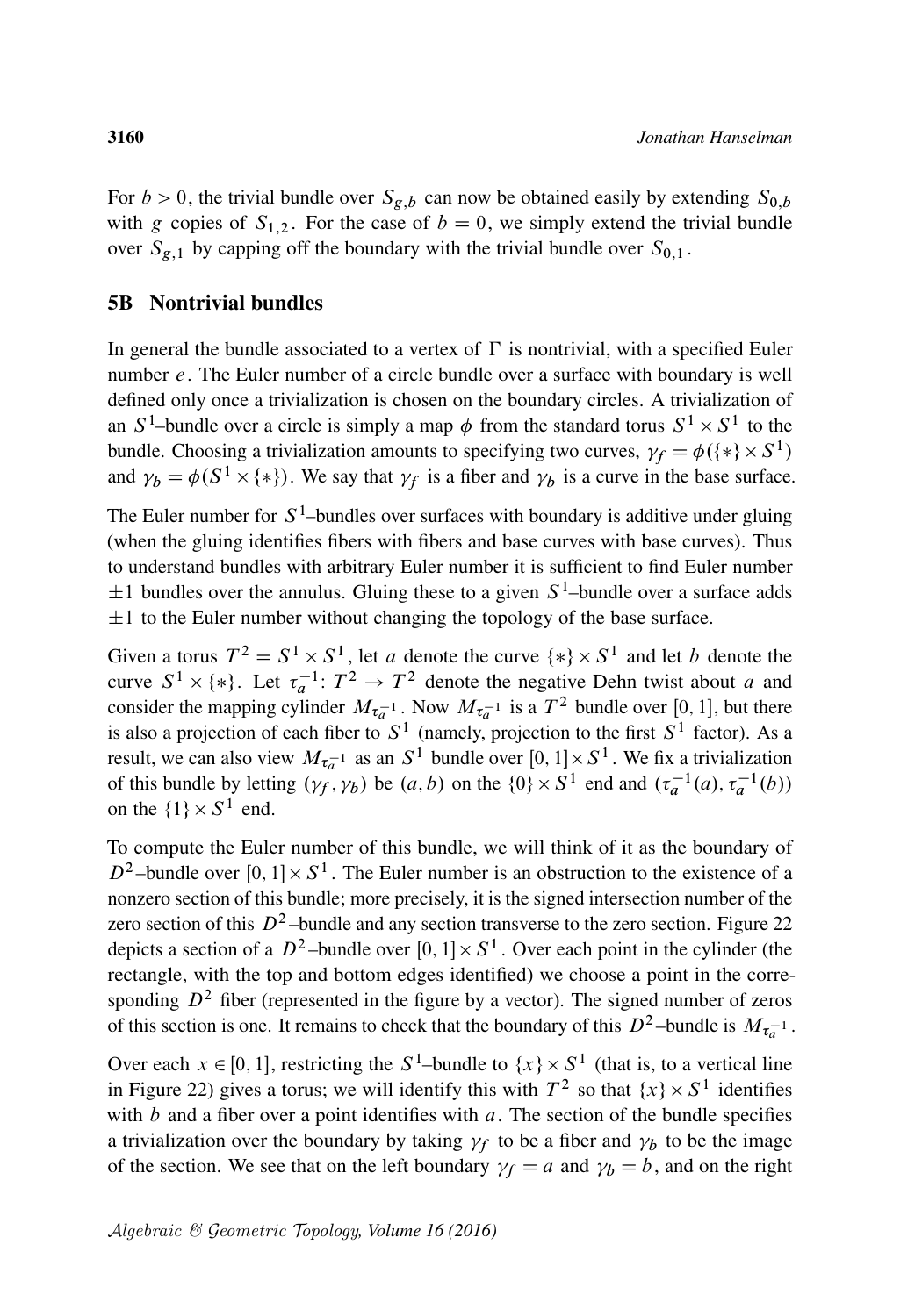For $b > 0$, the trivial bundle over $S_{g,b}$ can now be obtained easily by extending $S_{0,b}$ with $g$ copies of $S_{1,2}$. For the case of $b = 0$, we simply extend the trivial bundle over $S_{g,1}$ by capping off the boundary with the trivial bundle over $S_{0,1}$.

## 5B Nontrivial bundles

In general the bundle associated to a vertex of $\Gamma$ is nontrivial, with a specified Euler number $e$. The Euler number of a circle bundle over a surface with boundary is well defined only once a trivialization is chosen on the boundary circles. A trivialization of an $S^1$–bundle over a circle is simply a map $\phi$ from the standard torus $S^1 \times S^1$ to the bundle. Choosing a trivialization amounts to specifying two curves, $\gamma_f = \phi(\{*\} \times S^1)$ and $\gamma_b = \phi(S^1 \times \{*\})$. We say that $\gamma_f$ is a fiber and $\gamma_b$ is a curve in the base surface.

The Euler number for $S^1$–bundles over surfaces with boundary is additive under gluing (when the gluing identifies fibers with fibers and base curves with base curves). Thus to understand bundles with arbitrary Euler number it is sufficient to find Euler number $\pm 1$ bundles over the annulus. Gluing these to a given $S^1$–bundle over a surface adds $\pm 1$ to the Euler number without changing the topology of the base surface.

Given a torus $T^2 = S^1 \times S^1$, let $a$ denote the curve $\{*\} \times S^1$ and let $b$ denote the curve $S^1 \times \{*\}$. Let $\tau_a^{-1}\colon T^2 \to T^2$ denote the negative Dehn twist about $a$ and consider the mapping cylinder $M_{\tau_a^{-1}}$. Now $M_{\tau_a^{-1}}$ is a $T^2$ bundle over $[0,1]$, but there is also a projection of each fiber to $S^1$ (namely, projection to the first $S^1$ factor). As a result, we can also view $M_{\tau_a^{-1}}$ as an $S^1$ bundle over $[0,1] \times S^1$. We fix a trivialization of this bundle by letting $(\gamma_f, \gamma_b)$ be $(a, b)$ on the $\{0\} \times S^1$ end and $(\tau_a^{-1}(a), \tau_a^{-1}(b))$ on the $\{1\} \times S^1$ end.

To compute the Euler number of this bundle, we will think of it as the boundary of $D^2$–bundle over $[0,1] \times S^1$. The Euler number is an obstruction to the existence of a nonzero section of this bundle; more precisely, it is the signed intersection number of the zero section of this $D^2$–bundle and any section transverse to the zero section. Figure 22 depicts a section of a $D^2$–bundle over $[0,1] \times S^1$. Over each point in the cylinder (the rectangle, with the top and bottom edges identified) we choose a point in the corresponding $D^2$ fiber (represented in the figure by a vector). The signed number of zeros of this section is one. It remains to check that the boundary of this $D^2$–bundle is $M_{\tau_a^{-1}}$.

Over each $x \in [0,1]$, restricting the $S^1$–bundle to $\{x\} \times S^1$ (that is, to a vertical line in Figure 22) gives a torus; we will identify this with $T^2$ so that $\{x\} \times S^1$ identifies with $b$ and a fiber over a point identifies with $a$. The section of the bundle specifies a trivialization over the boundary by taking $\gamma_f$ to be a fiber and $\gamma_b$ to be the image of the section. We see that on the left boundary $\gamma_f = a$ and $\gamma_b = b$, and on the right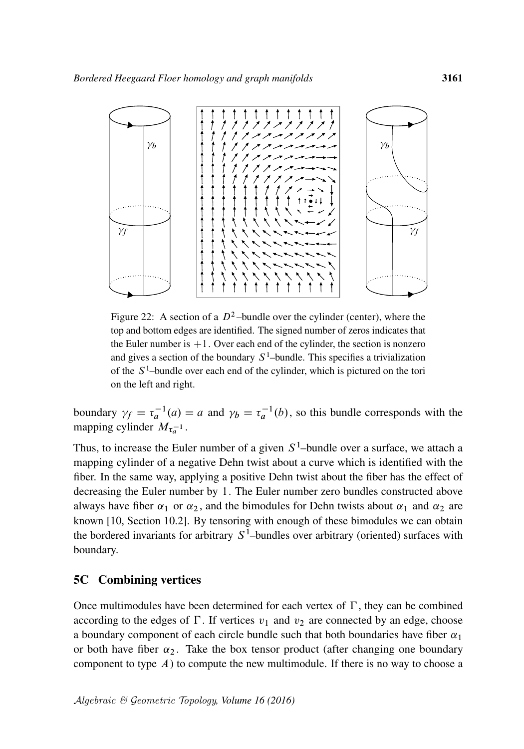Figure 22: A section of a $D^2$–bundle over the cylinder (center), where the top and bottom edges are identified. The signed number of zeros indicates that the Euler number is $+1$. Over each end of the cylinder, the section is nonzero and gives a section of the boundary $S^1$–bundle. This specifies a trivialization of the $S^1$–bundle over each end of the cylinder, which is pictured on the tori on the left and right.

boundary $\gamma_f = \tau_a^{-1}(a) = a$ and $\gamma_b = \tau_a^{-1}(b)$, so this bundle corresponds with the mapping cylinder $M_{\tau_a^{-1}}$.

Thus, to increase the Euler number of a given $S^1$–bundle over a surface, we attach a mapping cylinder of a negative Dehn twist about a curve which is identified with the fiber. In the same way, applying a positive Dehn twist about the fiber has the effect of decreasing the Euler number by 1. The Euler number zero bundles constructed above always have fiber $\alpha_1$ or $\alpha_2$, and the bimodules for Dehn twists about $\alpha_1$ and $\alpha_2$ are known [10, Section 10.2]. By tensoring with enough of these bimodules we can obtain the bordered invariants for arbitrary $S^1$–bundles over arbitrary (oriented) surfaces with boundary.

## 5C Combining vertices

Once multimodules have been determined for each vertex of $\Gamma$, they can be combined according to the edges of $\Gamma$. If vertices $v_1$ and $v_2$ are connected by an edge, choose a boundary component of each circle bundle such that both boundaries have fiber $\alpha_1$ or both have fiber $\alpha_2$. Take the box tensor product (after changing one boundary component to type $A$) to compute the new multimodule. If there is no way to choose a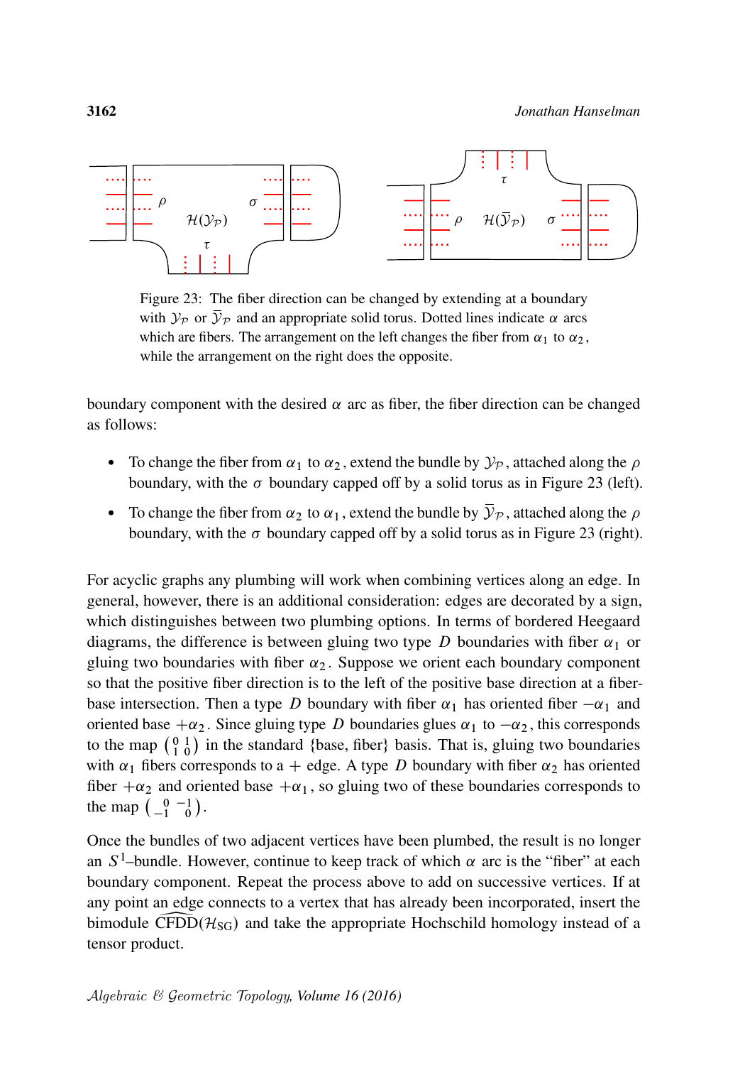Figure 23: The fiber direction can be changed by extending at a boundary with $\mathcal{Y}_{\mathcal{P}}$ or $\overline{\mathcal{Y}}_{\mathcal{P}}$ and an appropriate solid torus. Dotted lines indicate $\alpha$ arcs which are fibers. The arrangement on the left changes the fiber from $\alpha_1$ to $\alpha_2$, while the arrangement on the right does the opposite.

boundary component with the desired $\alpha$ arc as fiber, the fiber direction can be changed as follows:

- To change the fiber from $\alpha_1$ to $\alpha_2$, extend the bundle by $\mathcal{Y}_{\mathcal{P}}$, attached along the $\rho$ boundary, with the $\sigma$ boundary capped off by a solid torus as in Figure 23 (left).
- To change the fiber from $\alpha_2$ to $\alpha_1$, extend the bundle by $\overline{\mathcal{Y}}_{\mathcal{P}}$, attached along the $\rho$ boundary, with the $\sigma$ boundary capped off by a solid torus as in Figure 23 (right).

For acyclic graphs any plumbing will work when combining vertices along an edge. In general, however, there is an additional consideration: edges are decorated by a sign, which distinguishes between two plumbing options. In terms of bordered Heegaard diagrams, the difference is between gluing two type $D$ boundaries with fiber $\alpha_1$ or gluing two boundaries with fiber $\alpha_2$. Suppose we orient each boundary component so that the positive fiber direction is to the left of the positive base direction at a fiber-base intersection. Then a type $D$ boundary with fiber $\alpha_1$ has oriented fiber $-\alpha_1$ and oriented base $+\alpha_2$. Since gluing type $D$ boundaries glues $\alpha_1$ to $-\alpha_2$, this corresponds to the map $\left(\begin{smallmatrix} 0 & 1 \\ 1 & 0 \end{smallmatrix}\right)$ in the standard {base, fiber} basis. That is, gluing two boundaries with $\alpha_1$ fibers corresponds to a $+$ edge. A type $D$ boundary with fiber $\alpha_2$ has oriented fiber $+\alpha_2$ and oriented base $+\alpha_1$, so gluing two of these boundaries corresponds to the map $\left(\begin{smallmatrix} 0 & -1 \\ -1 & 0 \end{smallmatrix}\right)$.

Once the bundles of two adjacent vertices have been plumbed, the result is no longer an $S^1$–bundle. However, continue to keep track of which $\alpha$ arc is the "fiber" at each boundary component. Repeat the process above to add on successive vertices. If at any point an edge connects to a vertex that has already been incorporated, insert the bimodule $\widehat{\mathrm{CFDD}}(\mathcal{H}_{\mathrm{SG}})$ and take the appropriate Hochschild homology instead of a tensor product.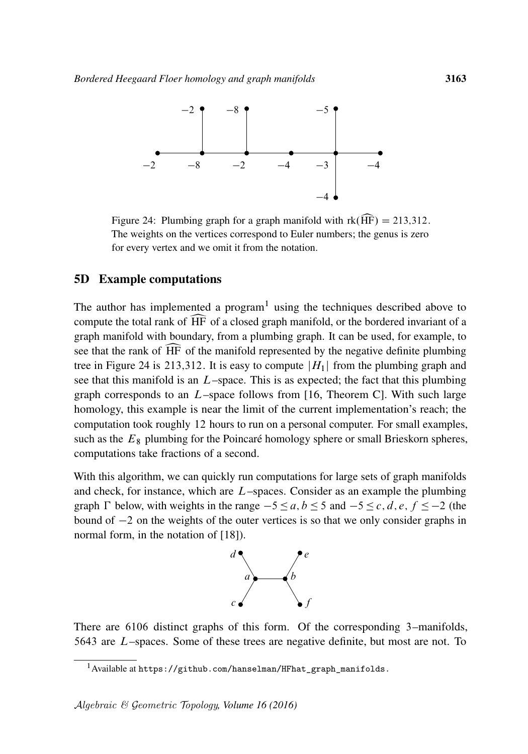Figure 24: Plumbing graph for a graph manifold with $\mathrm{rk}(\widehat{\mathrm{HF}}) = 213{,}312$. The weights on the vertices correspond to Euler numbers; the genus is zero for every vertex and we omit it from the notation.

## 5D Example computations

The author has implemented a program[1] using the techniques described above to compute the total rank of $\widehat{\mathrm{HF}}$ of a closed graph manifold, or the bordered invariant of a graph manifold with boundary, from a plumbing graph. It can be used, for example, to see that the rank of $\widehat{\mathrm{HF}}$ of the manifold represented by the negative definite plumbing tree in Figure 24 is 213,312. It is easy to compute $|H_1|$ from the plumbing graph and see that this manifold is an $L$–space. This is as expected; the fact that this plumbing graph corresponds to an $L$–space follows from [16, Theorem C]. With such large homology, this example is near the limit of the current implementation's reach; the computation took roughly 12 hours to run on a personal computer. For small examples, such as the $E_8$ plumbing for the Poincaré homology sphere or small Brieskorn spheres, computations take fractions of a second.

With this algorithm, we can quickly run computations for large sets of graph manifolds and check, for instance, which are $L$–spaces. Consider as an example the plumbing graph $\Gamma$ below, with weights in the range $-5 \le a, b \le 5$ and $-5 \le c, d, e, f \le -2$ (the bound of $-2$ on the weights of the outer vertices is so that we only consider graphs in normal form, in the notation of [18]).

There are 6106 distinct graphs of this form. Of the corresponding 3–manifolds, 5643 are $L$–spaces. Some of these trees are negative definite, but most are not. To

[1] Available at https://github.com/hanselman/HFhat_graph_manifolds.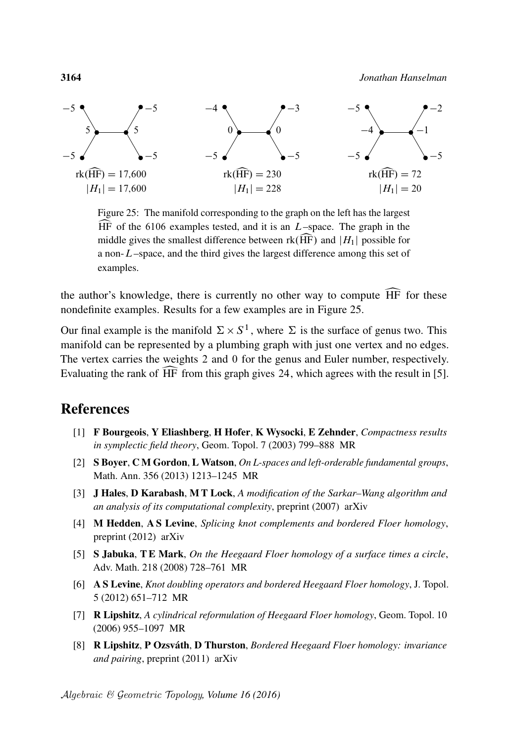$\mathrm{rk}(\widehat{\mathrm{HF}}) = 17{,}600$
$|H_1| = 17{,}600$

$\mathrm{rk}(\widehat{\mathrm{HF}}) = 230$
$|H_1| = 228$

$\mathrm{rk}(\widehat{\mathrm{HF}}) = 72$
$|H_1| = 20$

Figure 25: The manifold corresponding to the graph on the left has the largest $\widehat{\mathrm{HF}}$ of the 6106 examples tested, and it is an $L$–space. The graph in the middle gives the smallest difference between $\mathrm{rk}(\widehat{\mathrm{HF}})$ and $|H_1|$ possible for a non-$L$–space, and the third gives the largest difference among this set of examples.

the author's knowledge, there is currently no other way to compute $\widehat{\mathrm{HF}}$ for these nondefinite examples. Results for a few examples are in Figure 25.

Our final example is the manifold $\Sigma \times S^1$, where $\Sigma$ is the surface of genus two. This manifold can be represented by a plumbing graph with just one vertex and no edges. The vertex carries the weights 2 and 0 for the genus and Euler number, respectively. Evaluating the rank of $\widehat{\mathrm{HF}}$ from this graph gives 24, which agrees with the result in [5].

# References

[1] **F Bourgeois**, **Y Eliashberg**, **H Hofer**, **K Wysocki**, **E Zehnder**, *Compactness results in symplectic field theory*, Geom. Topol. 7 (2003) 799–888 MR

[2] **S Boyer**, **C M Gordon**, **L Watson**, *On L-spaces and left-orderable fundamental groups*, Math. Ann. 356 (2013) 1213–1245 MR

[3] **J Hales**, **D Karabash**, **M T Lock**, *A modification of the Sarkar–Wang algorithm and an analysis of its computational complexity*, preprint (2007) arXiv

[4] **M Hedden**, **A S Levine**, *Splicing knot complements and bordered Floer homology*, preprint (2012) arXiv

[5] **S Jabuka**, **T E Mark**, *On the Heegaard Floer homology of a surface times a circle*, Adv. Math. 218 (2008) 728–761 MR

[6] **A S Levine**, *Knot doubling operators and bordered Heegaard Floer homology*, J. Topol. 5 (2012) 651–712 MR

[7] **R Lipshitz**, *A cylindrical reformulation of Heegaard Floer homology*, Geom. Topol. 10 (2006) 955–1097 MR

[8] **R Lipshitz**, **P Ozsváth**, **D Thurston**, *Bordered Heegaard Floer homology: invariance and pairing*, preprint (2011) arXiv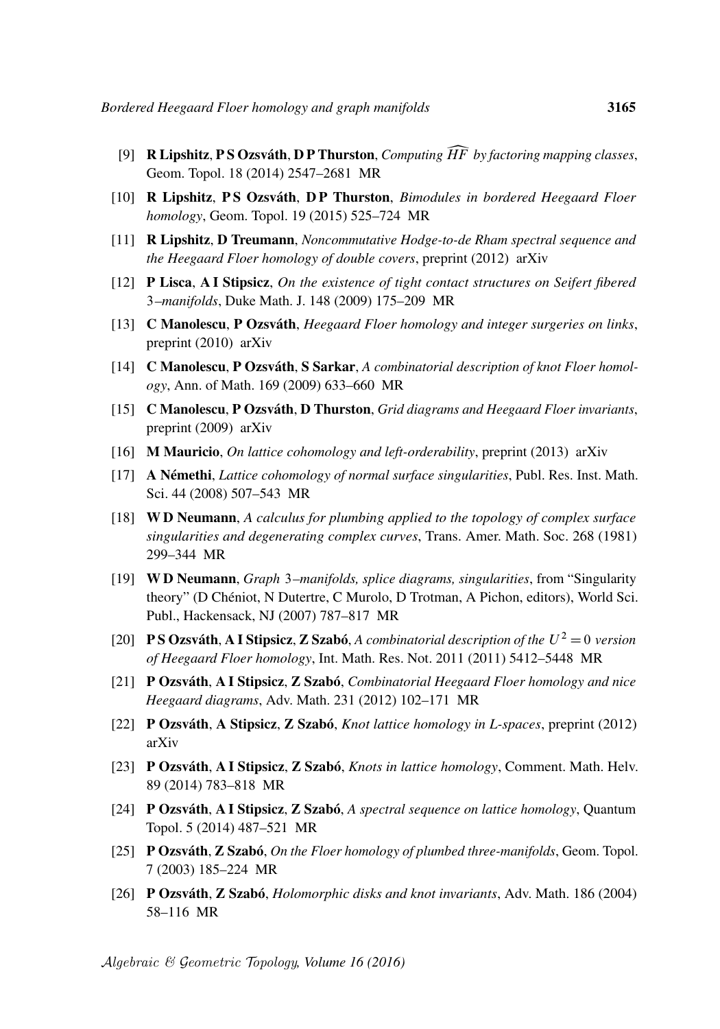[9] **R Lipshitz**, **P S Ozsváth**, **D P Thurston**, *Computing $\widehat{HF}$ by factoring mapping classes*, Geom. Topol. 18 (2014) 2547–2681 MR

[10] **R Lipshitz**, **P S Ozsváth**, **D P Thurston**, *Bimodules in bordered Heegaard Floer homology*, Geom. Topol. 19 (2015) 525–724 MR

[11] **R Lipshitz**, **D Treumann**, *Noncommutative Hodge-to-de Rham spectral sequence and the Heegaard Floer homology of double covers*, preprint (2012) arXiv

[12] **P Lisca**, **A I Stipsicz**, *On the existence of tight contact structures on Seifert fibered 3–manifolds*, Duke Math. J. 148 (2009) 175–209 MR

[13] **C Manolescu**, **P Ozsváth**, *Heegaard Floer homology and integer surgeries on links*, preprint (2010) arXiv

[14] **C Manolescu**, **P Ozsváth**, **S Sarkar**, *A combinatorial description of knot Floer homology*, Ann. of Math. 169 (2009) 633–660 MR

[15] **C Manolescu**, **P Ozsváth**, **D Thurston**, *Grid diagrams and Heegaard Floer invariants*, preprint (2009) arXiv

[16] **M Mauricio**, *On lattice cohomology and left-orderability*, preprint (2013) arXiv

[17] **A Némethi**, *Lattice cohomology of normal surface singularities*, Publ. Res. Inst. Math. Sci. 44 (2008) 507–543 MR

[18] **W D Neumann**, *A calculus for plumbing applied to the topology of complex surface singularities and degenerating complex curves*, Trans. Amer. Math. Soc. 268 (1981) 299–344 MR

[19] **W D Neumann**, *Graph 3–manifolds, splice diagrams, singularities*, from "Singularity theory" (D Chéniot, N Dutertre, C Murolo, D Trotman, A Pichon, editors), World Sci. Publ., Hackensack, NJ (2007) 787–817 MR

[20] **P S Ozsváth**, **A I Stipsicz**, **Z Szabó**, *A combinatorial description of the $U^2 = 0$ version of Heegaard Floer homology*, Int. Math. Res. Not. 2011 (2011) 5412–5448 MR

[21] **P Ozsváth**, **A I Stipsicz**, **Z Szabó**, *Combinatorial Heegaard Floer homology and nice Heegaard diagrams*, Adv. Math. 231 (2012) 102–171 MR

[22] **P Ozsváth**, **A Stipsicz**, **Z Szabó**, *Knot lattice homology in L-spaces*, preprint (2012) arXiv

[23] **P Ozsváth**, **A I Stipsicz**, **Z Szabó**, *Knots in lattice homology*, Comment. Math. Helv. 89 (2014) 783–818 MR

[24] **P Ozsváth**, **A I Stipsicz**, **Z Szabó**, *A spectral sequence on lattice homology*, Quantum Topol. 5 (2014) 487–521 MR

[25] **P Ozsváth**, **Z Szabó**, *On the Floer homology of plumbed three-manifolds*, Geom. Topol. 7 (2003) 185–224 MR

[26] **P Ozsváth**, **Z Szabó**, *Holomorphic disks and knot invariants*, Adv. Math. 186 (2004) 58–116 MR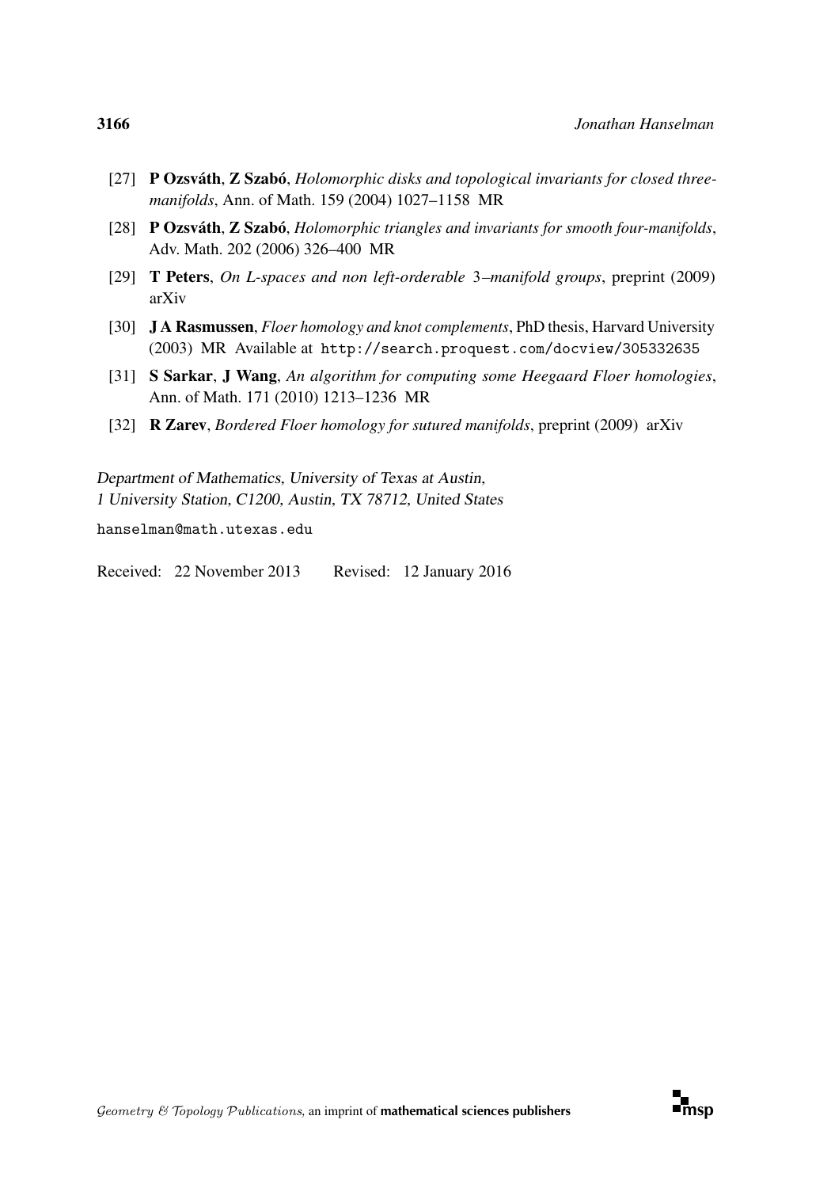[27] **P Ozsváth**, **Z Szabó**, *Holomorphic disks and topological invariants for closed three-manifolds*, Ann. of Math. 159 (2004) 1027–1158 MR

[28] **P Ozsváth**, **Z Szabó**, *Holomorphic triangles and invariants for smooth four-manifolds*, Adv. Math. 202 (2006) 326–400 MR

[29] **T Peters**, *On L-spaces and non left-orderable* 3*–manifold groups*, preprint (2009) arXiv

[30] **J A Rasmussen**, *Floer homology and knot complements*, PhD thesis, Harvard University (2003) MR Available at `http://search.proquest.com/docview/305332635`

[31] **S Sarkar**, **J Wang**, *An algorithm for computing some Heegaard Floer homologies*, Ann. of Math. 171 (2010) 1213–1236 MR

[32] **R Zarev**, *Bordered Floer homology for sutured manifolds*, preprint (2009) arXiv

*Department of Mathematics, University of Texas at Austin,*
*1 University Station, C1200, Austin, TX 78712, United States*

`hanselman@math.utexas.edu`

Received: 22 November 2013 Revised: 12 January 2016